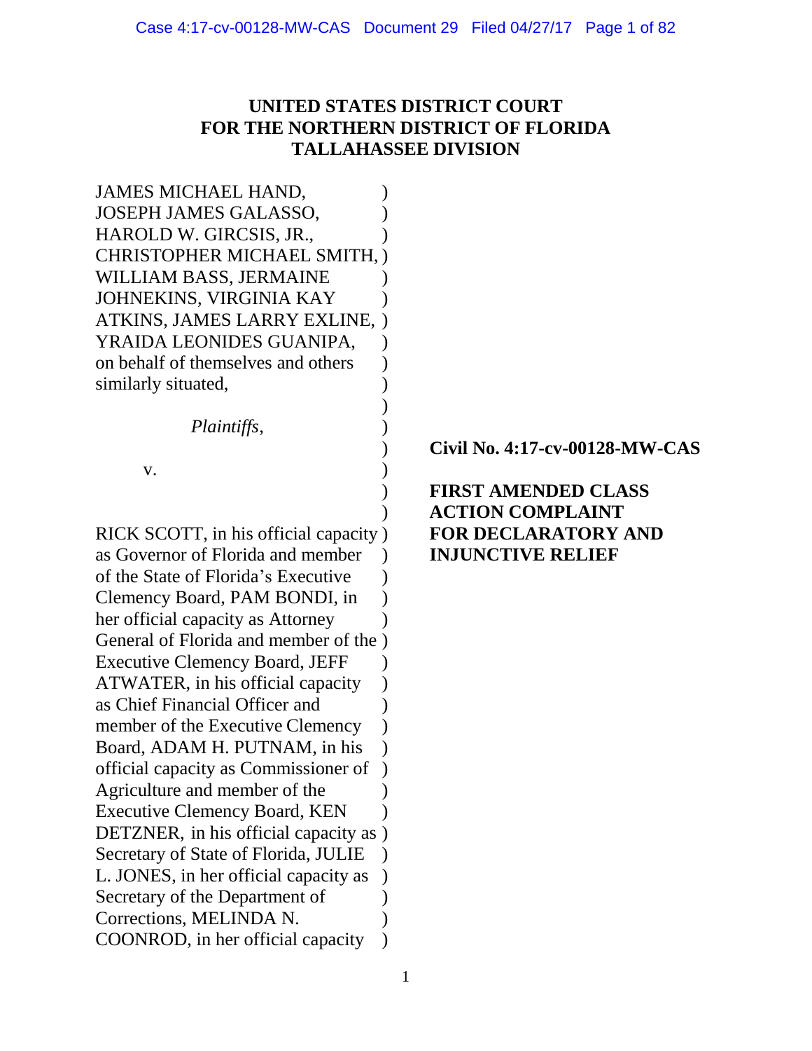# UNITED STATES DISTRICT COURT FOR THE NORTHERN DISTRICT OF FLORIDA TALLAHASSEE DIVISION

JAMES MICHAEL HAND, JOSEPH JAMES GALASSO, HAROLD W. GIRCSIS, JR., CHRISTOPHER MICHAEL SMITH, WILLIAM BASS, JERMAINE JOHNEKINS, VIRGINIA KAY ATKINS, JAMES LARRY EXLINE, YRAIDA LEONIDES GUANIPA, on behalf of themselves and others similarly situated,

*Plaintiffs*,

v.

RICK SCOTT, in his official capacity as Governor of Florida and member of the State of Florida's Executive Clemency Board, PAM BONDI, in her official capacity as Attorney General of Florida and member of the Executive Clemency Board, JEFF ATWATER, in his official capacity as Chief Financial Officer and member of the Executive Clemency Board, ADAM H. PUTNAM, in his official capacity as Commissioner of Agriculture and member of the Executive Clemency Board, KEN DETZNER, in his official capacity as Secretary of State of Florida, JULIE L. JONES, in her official capacity as Secretary of the Department of Corrections, MELINDA N. COONROD, in her official capacity

**Civil No. 4:17-cv-00128-MW-CAS**

**FIRST AMENDED CLASS ACTION COMPLAINT FOR DECLARATORY AND INJUNCTIVE RELIEF**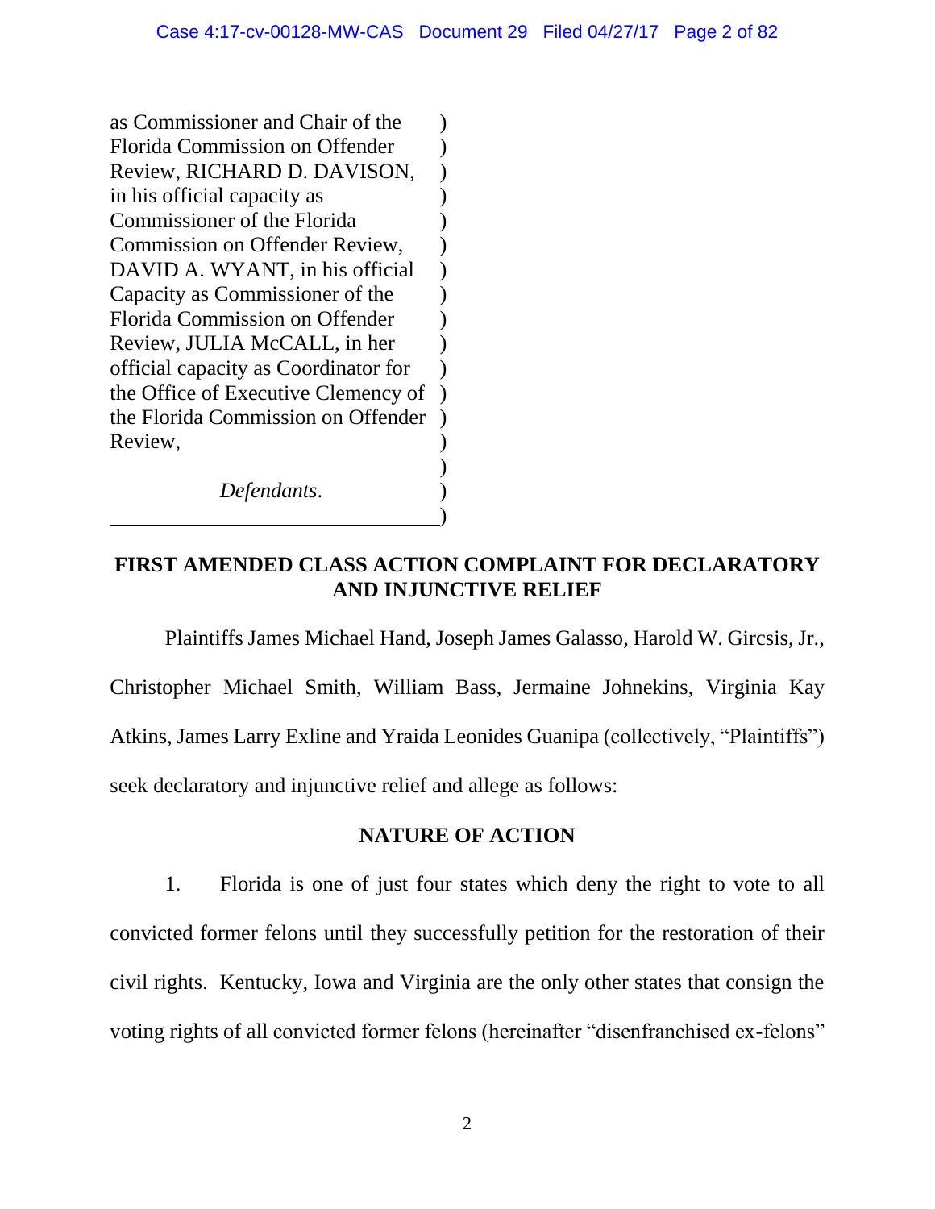as Commissioner and Chair of the Florida Commission on Offender Review, RICHARD D. DAVISON, in his official capacity as Commissioner of the Florida Commission on Offender Review, DAVID A. WYANT, in his official Capacity as Commissioner of the Florida Commission on Offender Review, JULIA McCALL, in her official capacity as Coordinator for the Office of Executive Clemency of the Florida Commission on Offender Review,

*Defendants*.

## FIRST AMENDED CLASS ACTION COMPLAINT FOR DECLARATORY AND INJUNCTIVE RELIEF

Plaintiffs James Michael Hand, Joseph James Galasso, Harold W. Gircsis, Jr., Christopher Michael Smith, William Bass, Jermaine Johnekins, Virginia Kay Atkins, James Larry Exline and Yraida Leonides Guanipa (collectively, "Plaintiffs") seek declaratory and injunctive relief and allege as follows:

## NATURE OF ACTION

1. Florida is one of just four states which deny the right to vote to all convicted former felons until they successfully petition for the restoration of their civil rights. Kentucky, Iowa and Virginia are the only other states that consign the voting rights of all convicted former felons (hereinafter "disenfranchised ex-felons"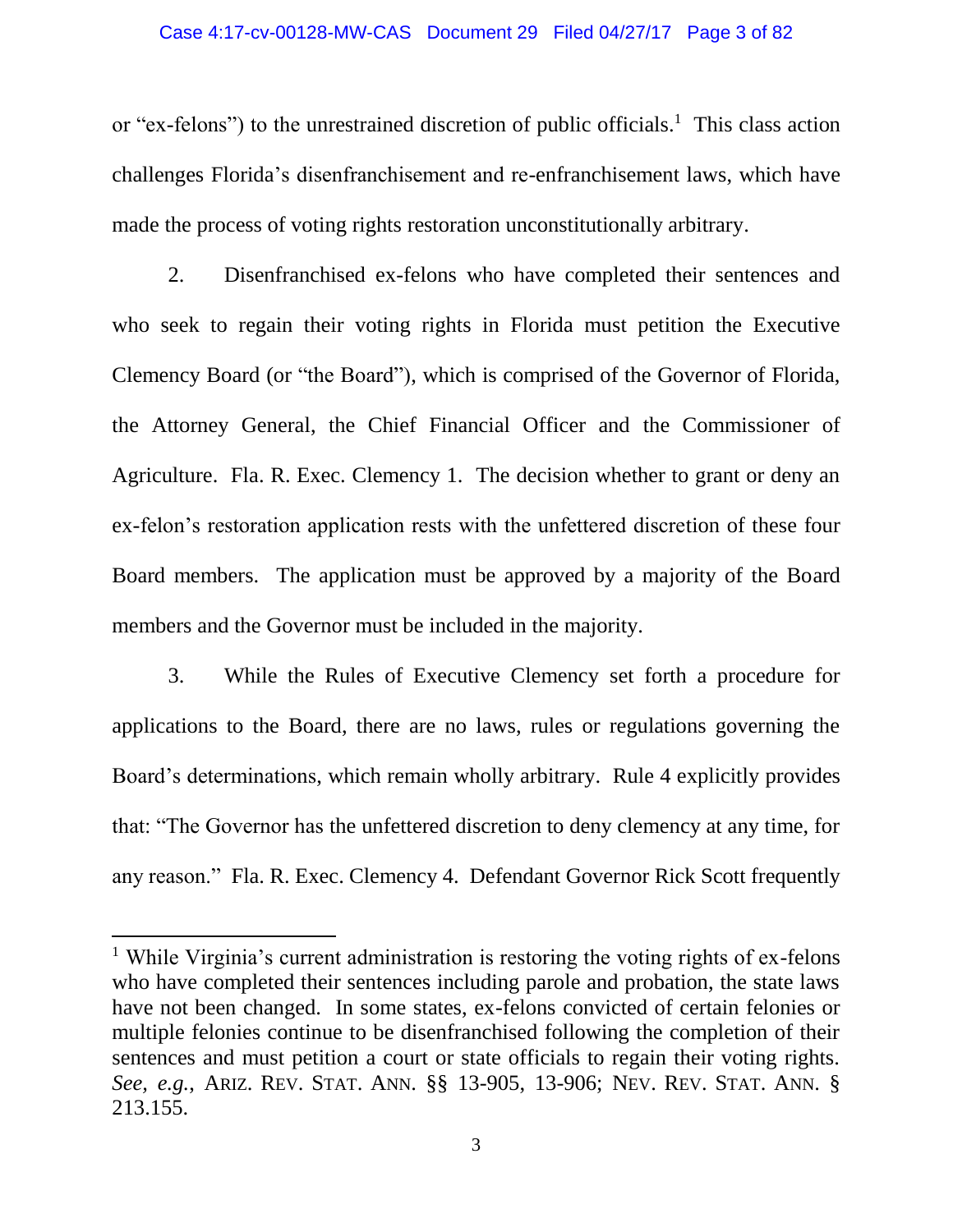or "ex-felons") to the unrestrained discretion of public officials.[1] This class action challenges Florida's disenfranchisement and re-enfranchisement laws, which have made the process of voting rights restoration unconstitutionally arbitrary.

2. Disenfranchised ex-felons who have completed their sentences and who seek to regain their voting rights in Florida must petition the Executive Clemency Board (or "the Board"), which is comprised of the Governor of Florida, the Attorney General, the Chief Financial Officer and the Commissioner of Agriculture. Fla. R. Exec. Clemency 1. The decision whether to grant or deny an ex-felon's restoration application rests with the unfettered discretion of these four Board members. The application must be approved by a majority of the Board members and the Governor must be included in the majority.

3. While the Rules of Executive Clemency set forth a procedure for applications to the Board, there are no laws, rules or regulations governing the Board's determinations, which remain wholly arbitrary. Rule 4 explicitly provides that: "The Governor has the unfettered discretion to deny clemency at any time, for any reason." Fla. R. Exec. Clemency 4. Defendant Governor Rick Scott frequently

---

[1] While Virginia's current administration is restoring the voting rights of ex-felons who have completed their sentences including parole and probation, the state laws have not been changed. In some states, ex-felons convicted of certain felonies or multiple felonies continue to be disenfranchised following the completion of their sentences and must petition a court or state officials to regain their voting rights. *See, e.g.*, ARIZ. REV. STAT. ANN. §§ 13-905, 13-906; NEV. REV. STAT. ANN. § 213.155.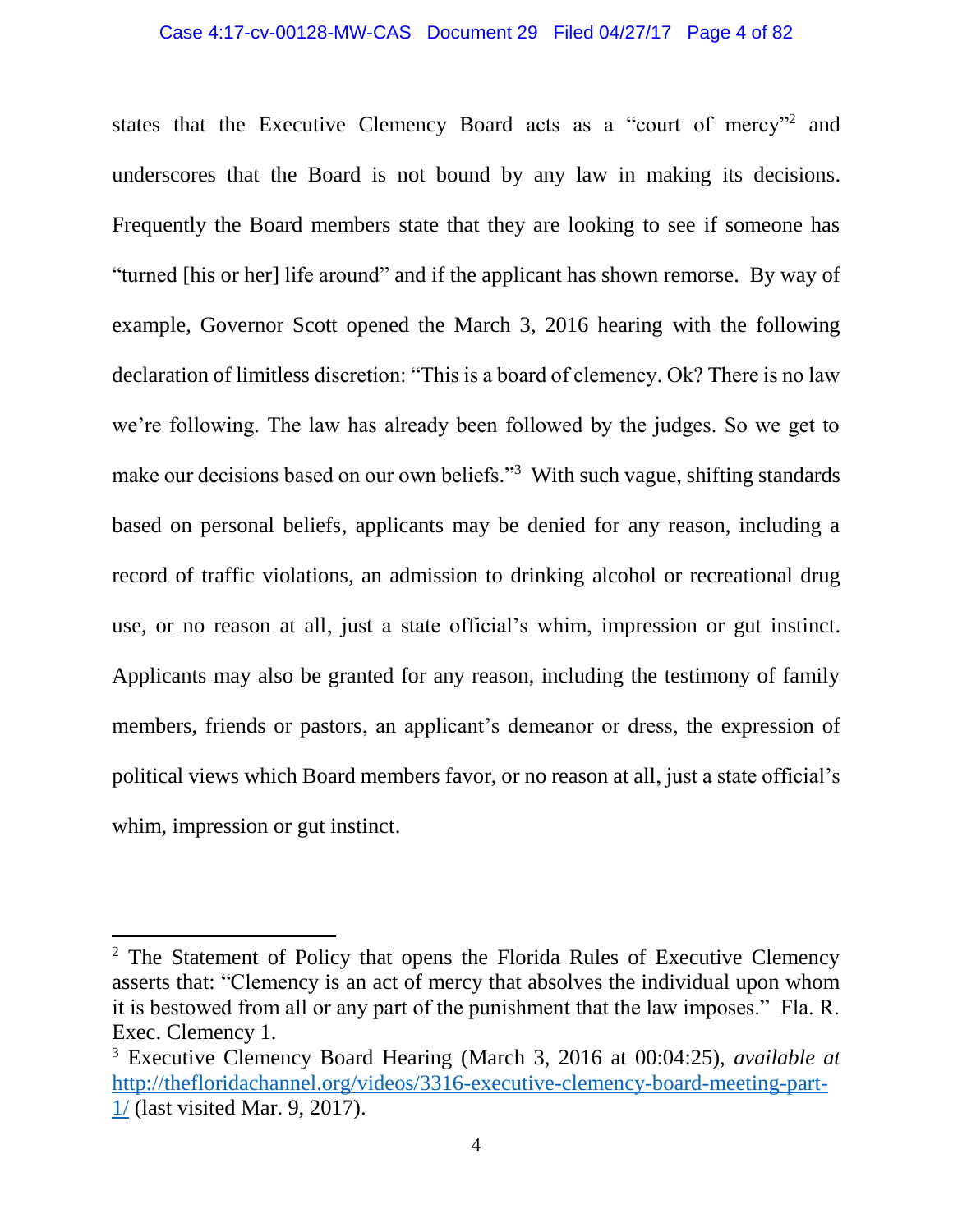states that the Executive Clemency Board acts as a "court of mercy"[2] and underscores that the Board is not bound by any law in making its decisions. Frequently the Board members state that they are looking to see if someone has "turned [his or her] life around" and if the applicant has shown remorse. By way of example, Governor Scott opened the March 3, 2016 hearing with the following declaration of limitless discretion: "This is a board of clemency. Ok? There is no law we're following. The law has already been followed by the judges. So we get to make our decisions based on our own beliefs."[3] With such vague, shifting standards based on personal beliefs, applicants may be denied for any reason, including a record of traffic violations, an admission to drinking alcohol or recreational drug use, or no reason at all, just a state official's whim, impression or gut instinct. Applicants may also be granted for any reason, including the testimony of family members, friends or pastors, an applicant's demeanor or dress, the expression of political views which Board members favor, or no reason at all, just a state official's whim, impression or gut instinct.

---

[2] The Statement of Policy that opens the Florida Rules of Executive Clemency asserts that: "Clemency is an act of mercy that absolves the individual upon whom it is bestowed from all or any part of the punishment that the law imposes." Fla. R. Exec. Clemency 1.

[3] Executive Clemency Board Hearing (March 3, 2016 at 00:04:25), *available at* http://thefloridachannel.org/videos/3316-executive-clemency-board-meeting-part-1/ (last visited Mar. 9, 2017).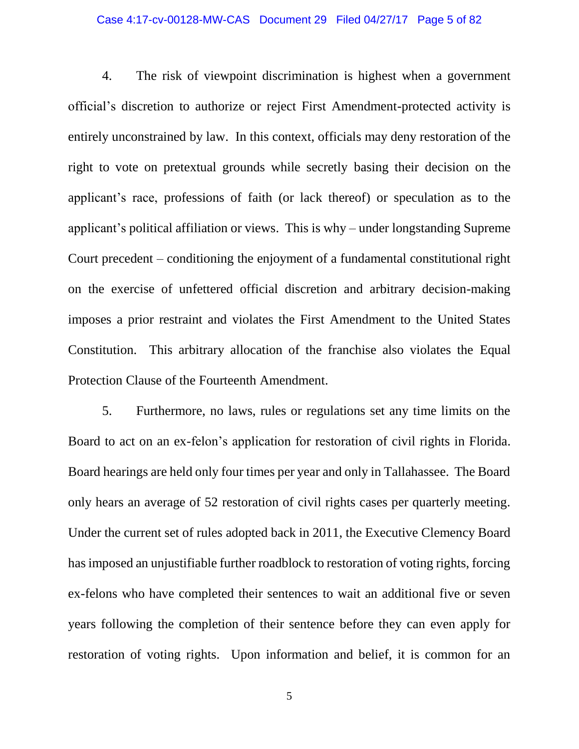4. The risk of viewpoint discrimination is highest when a government official's discretion to authorize or reject First Amendment-protected activity is entirely unconstrained by law. In this context, officials may deny restoration of the right to vote on pretextual grounds while secretly basing their decision on the applicant's race, professions of faith (or lack thereof) or speculation as to the applicant's political affiliation or views. This is why – under longstanding Supreme Court precedent – conditioning the enjoyment of a fundamental constitutional right on the exercise of unfettered official discretion and arbitrary decision-making imposes a prior restraint and violates the First Amendment to the United States Constitution. This arbitrary allocation of the franchise also violates the Equal Protection Clause of the Fourteenth Amendment.

5. Furthermore, no laws, rules or regulations set any time limits on the Board to act on an ex-felon's application for restoration of civil rights in Florida. Board hearings are held only four times per year and only in Tallahassee. The Board only hears an average of 52 restoration of civil rights cases per quarterly meeting. Under the current set of rules adopted back in 2011, the Executive Clemency Board has imposed an unjustifiable further roadblock to restoration of voting rights, forcing ex-felons who have completed their sentences to wait an additional five or seven years following the completion of their sentence before they can even apply for restoration of voting rights. Upon information and belief, it is common for an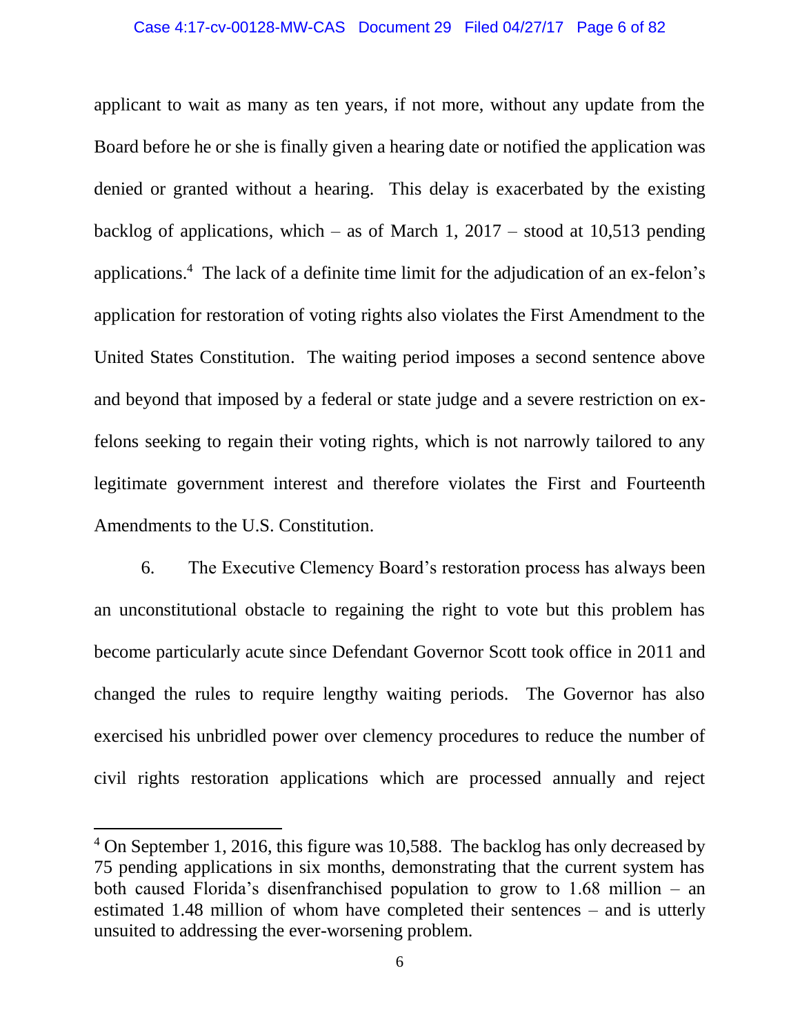applicant to wait as many as ten years, if not more, without any update from the Board before he or she is finally given a hearing date or notified the application was denied or granted without a hearing. This delay is exacerbated by the existing backlog of applications, which – as of March 1, 2017 – stood at 10,513 pending applications.[4] The lack of a definite time limit for the adjudication of an ex-felon's application for restoration of voting rights also violates the First Amendment to the United States Constitution. The waiting period imposes a second sentence above and beyond that imposed by a federal or state judge and a severe restriction on ex-felons seeking to regain their voting rights, which is not narrowly tailored to any legitimate government interest and therefore violates the First and Fourteenth Amendments to the U.S. Constitution.

6. The Executive Clemency Board's restoration process has always been an unconstitutional obstacle to regaining the right to vote but this problem has become particularly acute since Defendant Governor Scott took office in 2011 and changed the rules to require lengthy waiting periods. The Governor has also exercised his unbridled power over clemency procedures to reduce the number of civil rights restoration applications which are processed annually and reject

---

[4] On September 1, 2016, this figure was 10,588. The backlog has only decreased by 75 pending applications in six months, demonstrating that the current system has both caused Florida's disenfranchised population to grow to 1.68 million – an estimated 1.48 million of whom have completed their sentences – and is utterly unsuited to addressing the ever-worsening problem.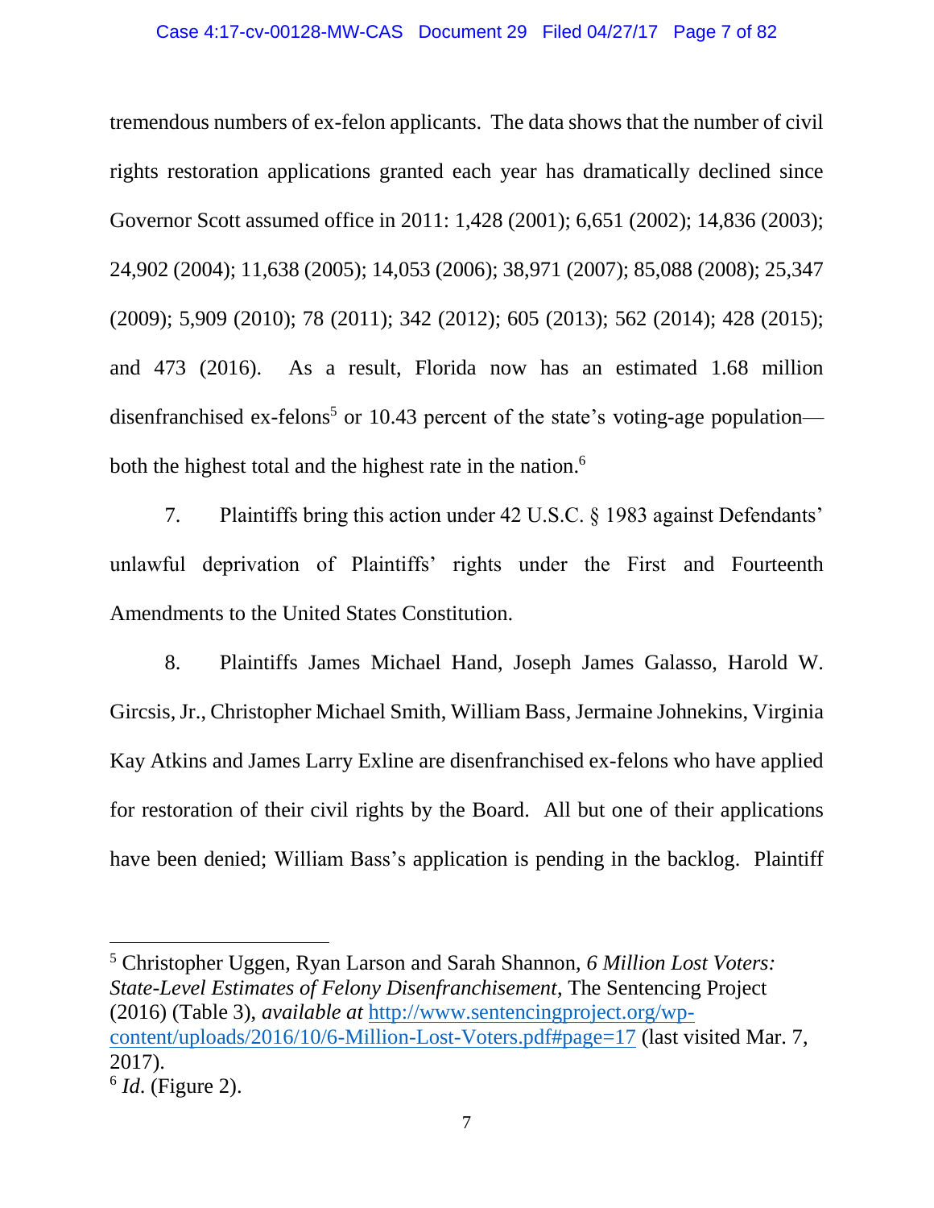tremendous numbers of ex-felon applicants. The data shows that the number of civil rights restoration applications granted each year has dramatically declined since Governor Scott assumed office in 2011: 1,428 (2001); 6,651 (2002); 14,836 (2003); 24,902 (2004); 11,638 (2005); 14,053 (2006); 38,971 (2007); 85,088 (2008); 25,347 (2009); 5,909 (2010); 78 (2011); 342 (2012); 605 (2013); 562 (2014); 428 (2015); and 473 (2016). As a result, Florida now has an estimated 1.68 million disenfranchised ex-felons[5] or 10.43 percent of the state's voting-age population—both the highest total and the highest rate in the nation.[6]

7. Plaintiffs bring this action under 42 U.S.C. § 1983 against Defendants' unlawful deprivation of Plaintiffs' rights under the First and Fourteenth Amendments to the United States Constitution.

8. Plaintiffs James Michael Hand, Joseph James Galasso, Harold W. Gircsis, Jr., Christopher Michael Smith, William Bass, Jermaine Johnekins, Virginia Kay Atkins and James Larry Exline are disenfranchised ex-felons who have applied for restoration of their civil rights by the Board. All but one of their applications have been denied; William Bass's application is pending in the backlog. Plaintiff

---

[5] Christopher Uggen, Ryan Larson and Sarah Shannon, *6 Million Lost Voters: State-Level Estimates of Felony Disenfranchisement*, The Sentencing Project (2016) (Table 3), *available at* http://www.sentencingproject.org/wp-content/uploads/2016/10/6-Million-Lost-Voters.pdf#page=17 (last visited Mar. 7, 2017).

[6] *Id*. (Figure 2).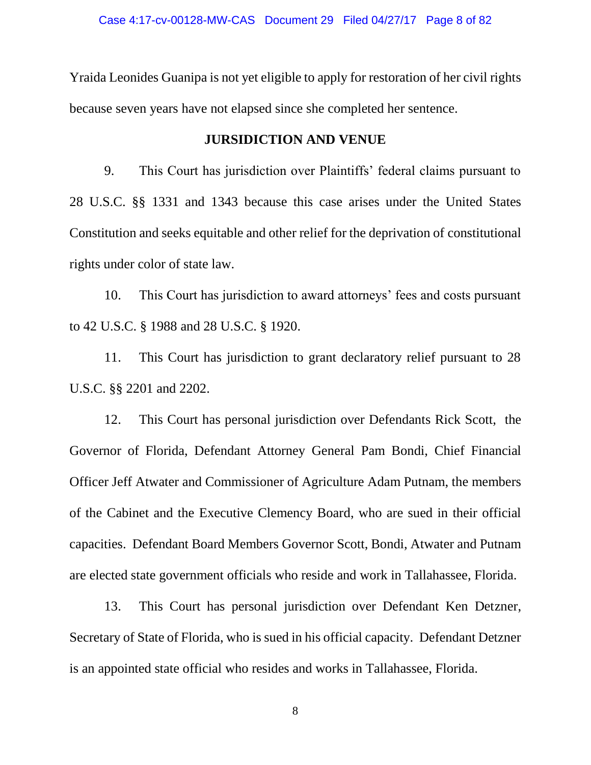Yraida Leonides Guanipa is not yet eligible to apply for restoration of her civil rights because seven years have not elapsed since she completed her sentence.

## JURISDICTION AND VENUE

9. This Court has jurisdiction over Plaintiffs' federal claims pursuant to 28 U.S.C. §§ 1331 and 1343 because this case arises under the United States Constitution and seeks equitable and other relief for the deprivation of constitutional rights under color of state law.

10. This Court has jurisdiction to award attorneys' fees and costs pursuant to 42 U.S.C. § 1988 and 28 U.S.C. § 1920.

11. This Court has jurisdiction to grant declaratory relief pursuant to 28 U.S.C. §§ 2201 and 2202.

12. This Court has personal jurisdiction over Defendants Rick Scott, the Governor of Florida, Defendant Attorney General Pam Bondi, Chief Financial Officer Jeff Atwater and Commissioner of Agriculture Adam Putnam, the members of the Cabinet and the Executive Clemency Board, who are sued in their official capacities. Defendant Board Members Governor Scott, Bondi, Atwater and Putnam are elected state government officials who reside and work in Tallahassee, Florida.

13. This Court has personal jurisdiction over Defendant Ken Detzner, Secretary of State of Florida, who is sued in his official capacity. Defendant Detzner is an appointed state official who resides and works in Tallahassee, Florida.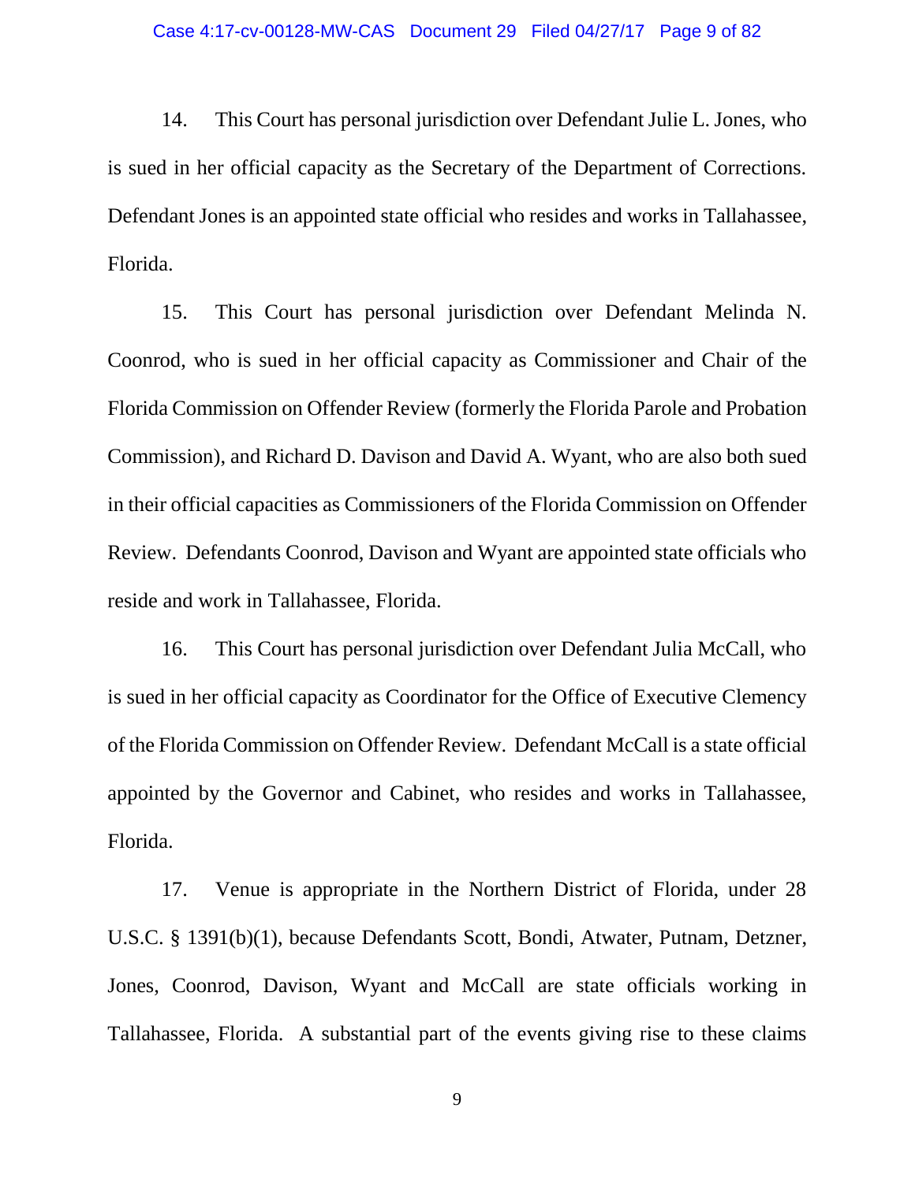14. This Court has personal jurisdiction over Defendant Julie L. Jones, who is sued in her official capacity as the Secretary of the Department of Corrections. Defendant Jones is an appointed state official who resides and works in Tallahassee, Florida.

15. This Court has personal jurisdiction over Defendant Melinda N. Coonrod, who is sued in her official capacity as Commissioner and Chair of the Florida Commission on Offender Review (formerly the Florida Parole and Probation Commission), and Richard D. Davison and David A. Wyant, who are also both sued in their official capacities as Commissioners of the Florida Commission on Offender Review. Defendants Coonrod, Davison and Wyant are appointed state officials who reside and work in Tallahassee, Florida.

16. This Court has personal jurisdiction over Defendant Julia McCall, who is sued in her official capacity as Coordinator for the Office of Executive Clemency of the Florida Commission on Offender Review. Defendant McCall is a state official appointed by the Governor and Cabinet, who resides and works in Tallahassee, Florida.

17. Venue is appropriate in the Northern District of Florida, under 28 U.S.C. § 1391(b)(1), because Defendants Scott, Bondi, Atwater, Putnam, Detzner, Jones, Coonrod, Davison, Wyant and McCall are state officials working in Tallahassee, Florida. A substantial part of the events giving rise to these claims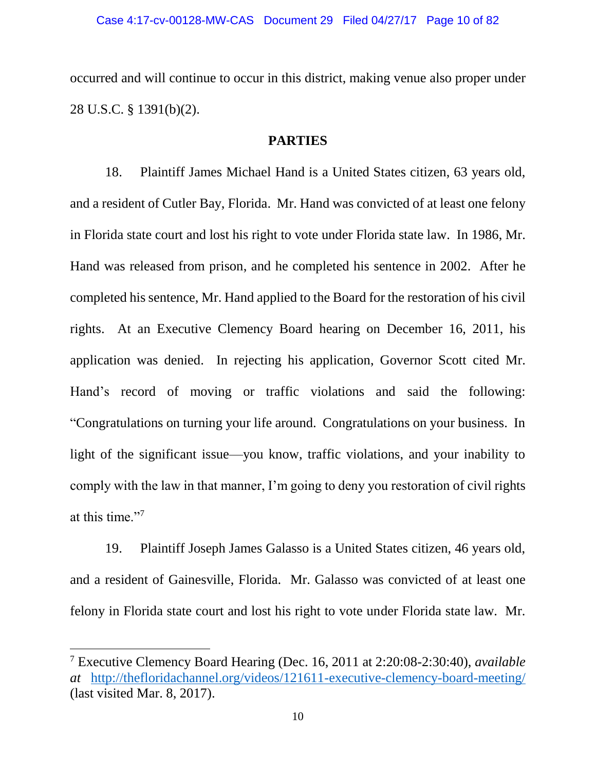occurred and will continue to occur in this district, making venue also proper under 28 U.S.C. § 1391(b)(2).

## PARTIES

18. Plaintiff James Michael Hand is a United States citizen, 63 years old, and a resident of Cutler Bay, Florida. Mr. Hand was convicted of at least one felony in Florida state court and lost his right to vote under Florida state law. In 1986, Mr. Hand was released from prison, and he completed his sentence in 2002. After he completed his sentence, Mr. Hand applied to the Board for the restoration of his civil rights. At an Executive Clemency Board hearing on December 16, 2011, his application was denied. In rejecting his application, Governor Scott cited Mr. Hand's record of moving or traffic violations and said the following: "Congratulations on turning your life around. Congratulations on your business. In light of the significant issue—you know, traffic violations, and your inability to comply with the law in that manner, I'm going to deny you restoration of civil rights at this time."[7]

19. Plaintiff Joseph James Galasso is a United States citizen, 46 years old, and a resident of Gainesville, Florida. Mr. Galasso was convicted of at least one felony in Florida state court and lost his right to vote under Florida state law. Mr.

---

[7] Executive Clemency Board Hearing (Dec. 16, 2011 at 2:20:08-2:30:40), *available at* http://thefloridachannel.org/videos/121611-executive-clemency-board-meeting/ (last visited Mar. 8, 2017).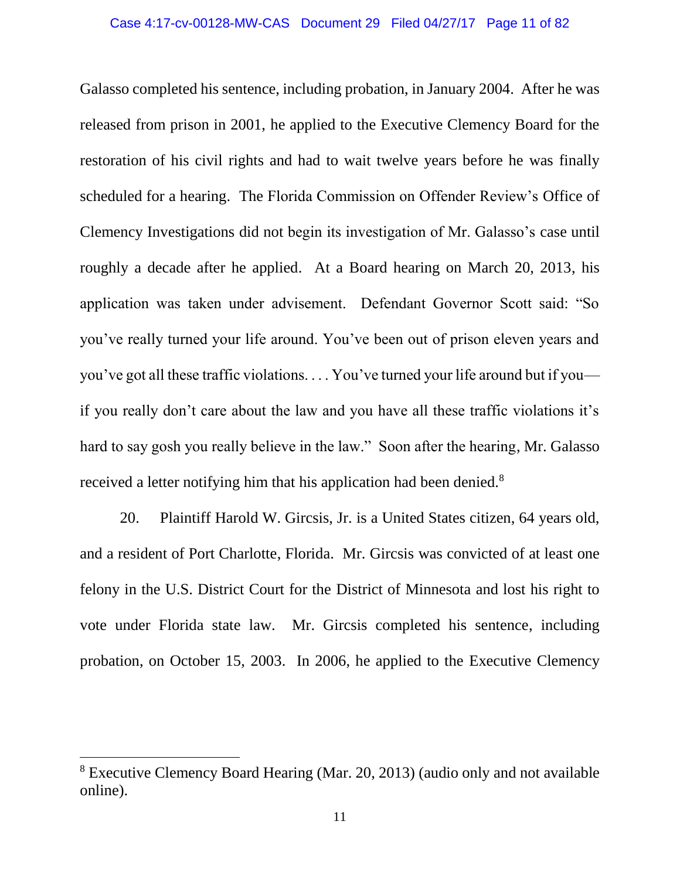Galasso completed his sentence, including probation, in January 2004. After he was released from prison in 2001, he applied to the Executive Clemency Board for the restoration of his civil rights and had to wait twelve years before he was finally scheduled for a hearing. The Florida Commission on Offender Review's Office of Clemency Investigations did not begin its investigation of Mr. Galasso's case until roughly a decade after he applied. At a Board hearing on March 20, 2013, his application was taken under advisement. Defendant Governor Scott said: "So you've really turned your life around. You've been out of prison eleven years and you've got all these traffic violations. . . . You've turned your life around but if you—if you really don't care about the law and you have all these traffic violations it's hard to say gosh you really believe in the law." Soon after the hearing, Mr. Galasso received a letter notifying him that his application had been denied.[8]

20. Plaintiff Harold W. Gircsis, Jr. is a United States citizen, 64 years old, and a resident of Port Charlotte, Florida. Mr. Gircsis was convicted of at least one felony in the U.S. District Court for the District of Minnesota and lost his right to vote under Florida state law. Mr. Gircsis completed his sentence, including probation, on October 15, 2003. In 2006, he applied to the Executive Clemency

[8] Executive Clemency Board Hearing (Mar. 20, 2013) (audio only and not available online).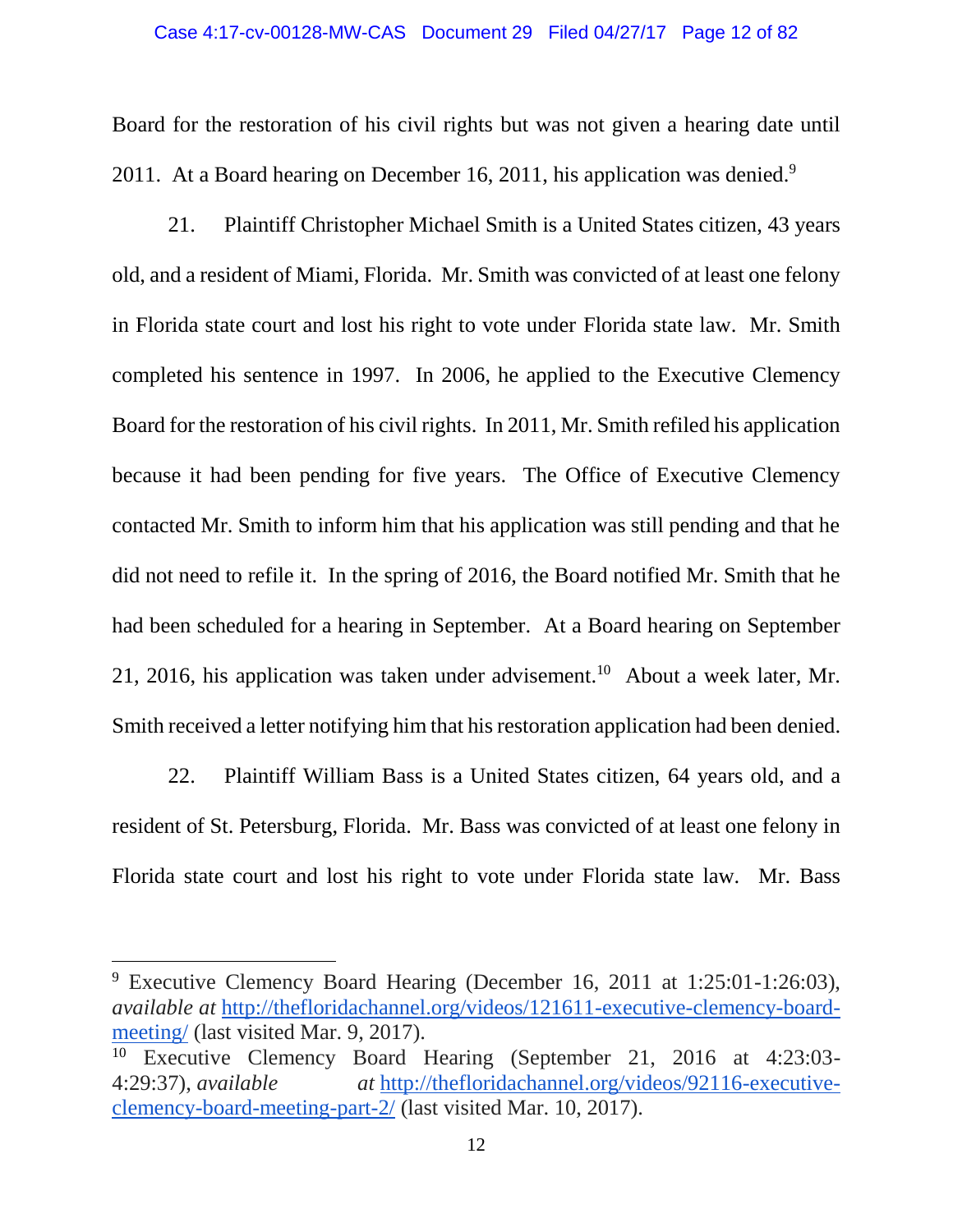Board for the restoration of his civil rights but was not given a hearing date until 2011. At a Board hearing on December 16, 2011, his application was denied.[9]

21. Plaintiff Christopher Michael Smith is a United States citizen, 43 years old, and a resident of Miami, Florida. Mr. Smith was convicted of at least one felony in Florida state court and lost his right to vote under Florida state law. Mr. Smith completed his sentence in 1997. In 2006, he applied to the Executive Clemency Board for the restoration of his civil rights. In 2011, Mr. Smith refiled his application because it had been pending for five years. The Office of Executive Clemency contacted Mr. Smith to inform him that his application was still pending and that he did not need to refile it. In the spring of 2016, the Board notified Mr. Smith that he had been scheduled for a hearing in September. At a Board hearing on September 21, 2016, his application was taken under advisement.[10] About a week later, Mr. Smith received a letter notifying him that his restoration application had been denied.

22. Plaintiff William Bass is a United States citizen, 64 years old, and a resident of St. Petersburg, Florida. Mr. Bass was convicted of at least one felony in Florida state court and lost his right to vote under Florida state law. Mr. Bass

---

[9] Executive Clemency Board Hearing (December 16, 2011 at 1:25:01-1:26:03), *available at* http://thefloridachannel.org/videos/121611-executive-clemency-board-meeting/ (last visited Mar. 9, 2017).

[10] Executive Clemency Board Hearing (September 21, 2016 at 4:23:03-4:29:37), *available at* http://thefloridachannel.org/videos/92116-executive-clemency-board-meeting-part-2/ (last visited Mar. 10, 2017).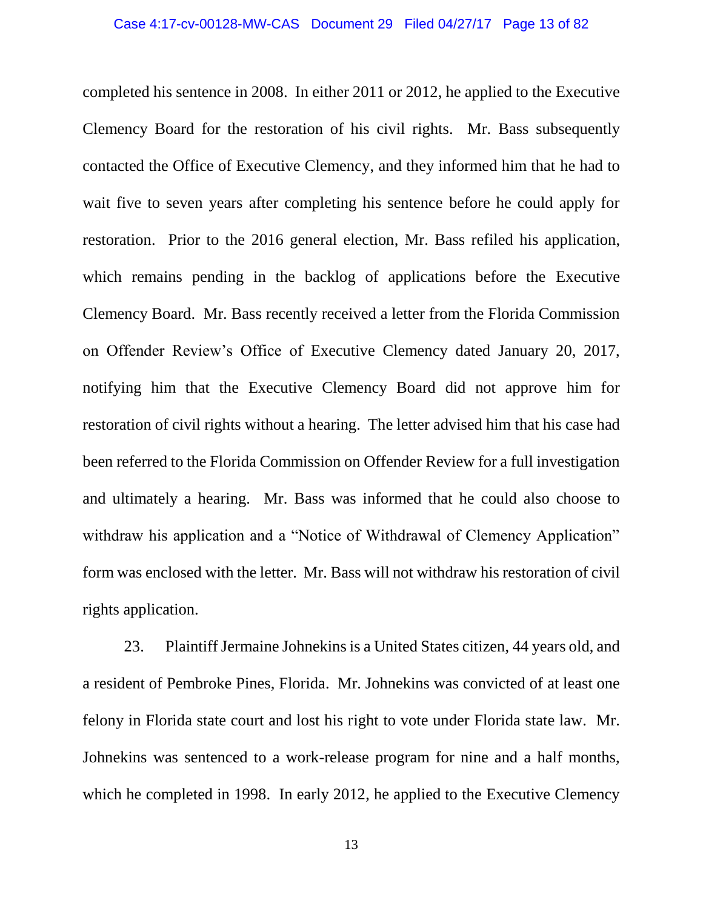completed his sentence in 2008. In either 2011 or 2012, he applied to the Executive Clemency Board for the restoration of his civil rights. Mr. Bass subsequently contacted the Office of Executive Clemency, and they informed him that he had to wait five to seven years after completing his sentence before he could apply for restoration. Prior to the 2016 general election, Mr. Bass refiled his application, which remains pending in the backlog of applications before the Executive Clemency Board. Mr. Bass recently received a letter from the Florida Commission on Offender Review's Office of Executive Clemency dated January 20, 2017, notifying him that the Executive Clemency Board did not approve him for restoration of civil rights without a hearing. The letter advised him that his case had been referred to the Florida Commission on Offender Review for a full investigation and ultimately a hearing. Mr. Bass was informed that he could also choose to withdraw his application and a "Notice of Withdrawal of Clemency Application" form was enclosed with the letter. Mr. Bass will not withdraw his restoration of civil rights application.

23. Plaintiff Jermaine Johnekins is a United States citizen, 44 years old, and a resident of Pembroke Pines, Florida. Mr. Johnekins was convicted of at least one felony in Florida state court and lost his right to vote under Florida state law. Mr. Johnekins was sentenced to a work-release program for nine and a half months, which he completed in 1998. In early 2012, he applied to the Executive Clemency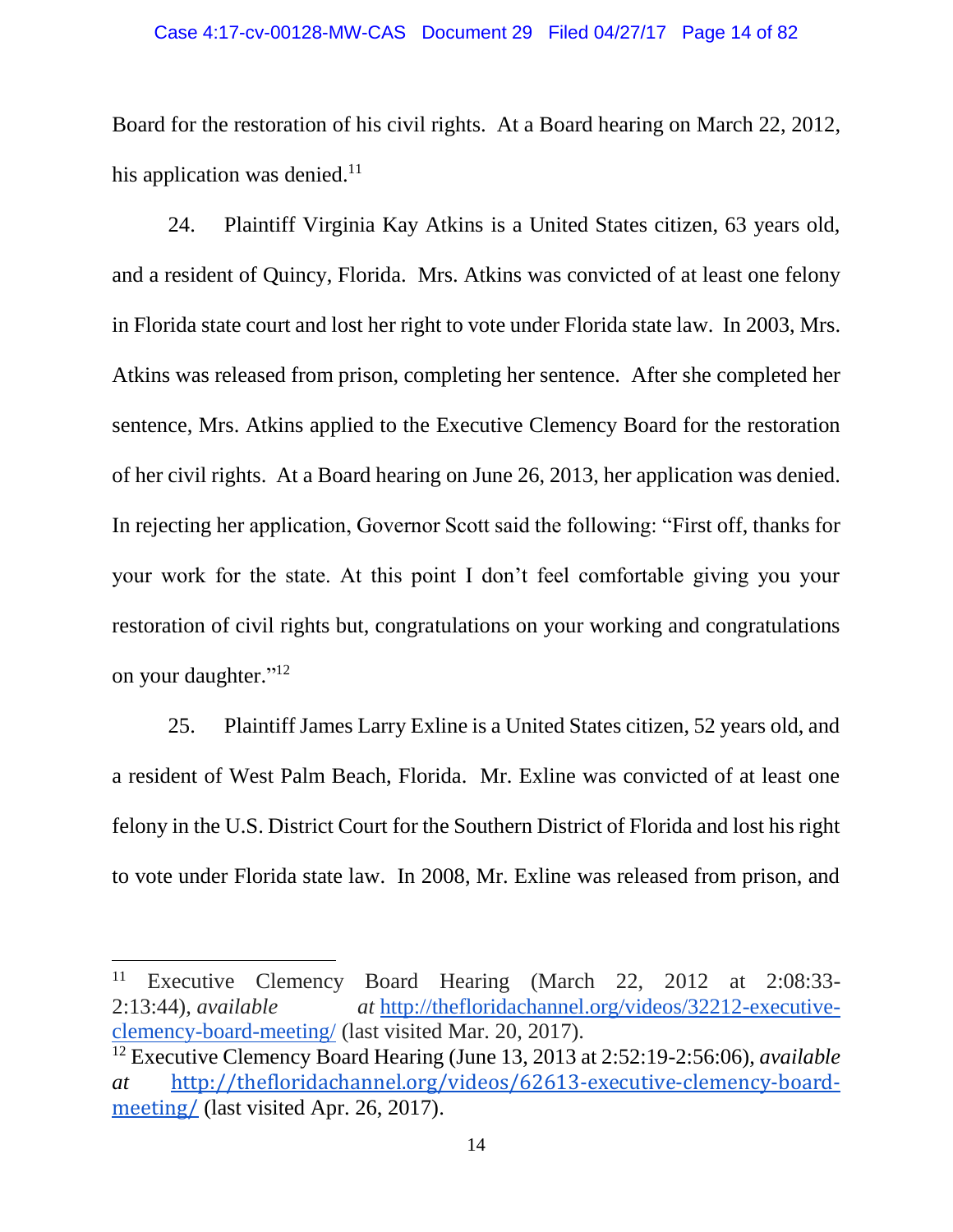Board for the restoration of his civil rights. At a Board hearing on March 22, 2012, his application was denied.[11]

24. Plaintiff Virginia Kay Atkins is a United States citizen, 63 years old, and a resident of Quincy, Florida. Mrs. Atkins was convicted of at least one felony in Florida state court and lost her right to vote under Florida state law. In 2003, Mrs. Atkins was released from prison, completing her sentence. After she completed her sentence, Mrs. Atkins applied to the Executive Clemency Board for the restoration of her civil rights. At a Board hearing on June 26, 2013, her application was denied. In rejecting her application, Governor Scott said the following: "First off, thanks for your work for the state. At this point I don't feel comfortable giving you your restoration of civil rights but, congratulations on your working and congratulations on your daughter."[12]

25. Plaintiff James Larry Exline is a United States citizen, 52 years old, and a resident of West Palm Beach, Florida. Mr. Exline was convicted of at least one felony in the U.S. District Court for the Southern District of Florida and lost his right to vote under Florida state law. In 2008, Mr. Exline was released from prison, and

---

[11] Executive Clemency Board Hearing (March 22, 2012 at 2:08:33-2:13:44), *available at* [http://thefloridachannel.org/videos/32212-executive-clemency-board-meeting/](http://thefloridachannel.org/videos/32212-executive-clemency-board-meeting/) (last visited Mar. 20, 2017).

[12] Executive Clemency Board Hearing (June 13, 2013 at 2:52:19-2:56:06), *available at* [http://thefloridachannel.org/videos/62613-executive-clemency-board-meeting/](http://thefloridachannel.org/videos/62613-executive-clemency-board-meeting/) (last visited Apr. 26, 2017).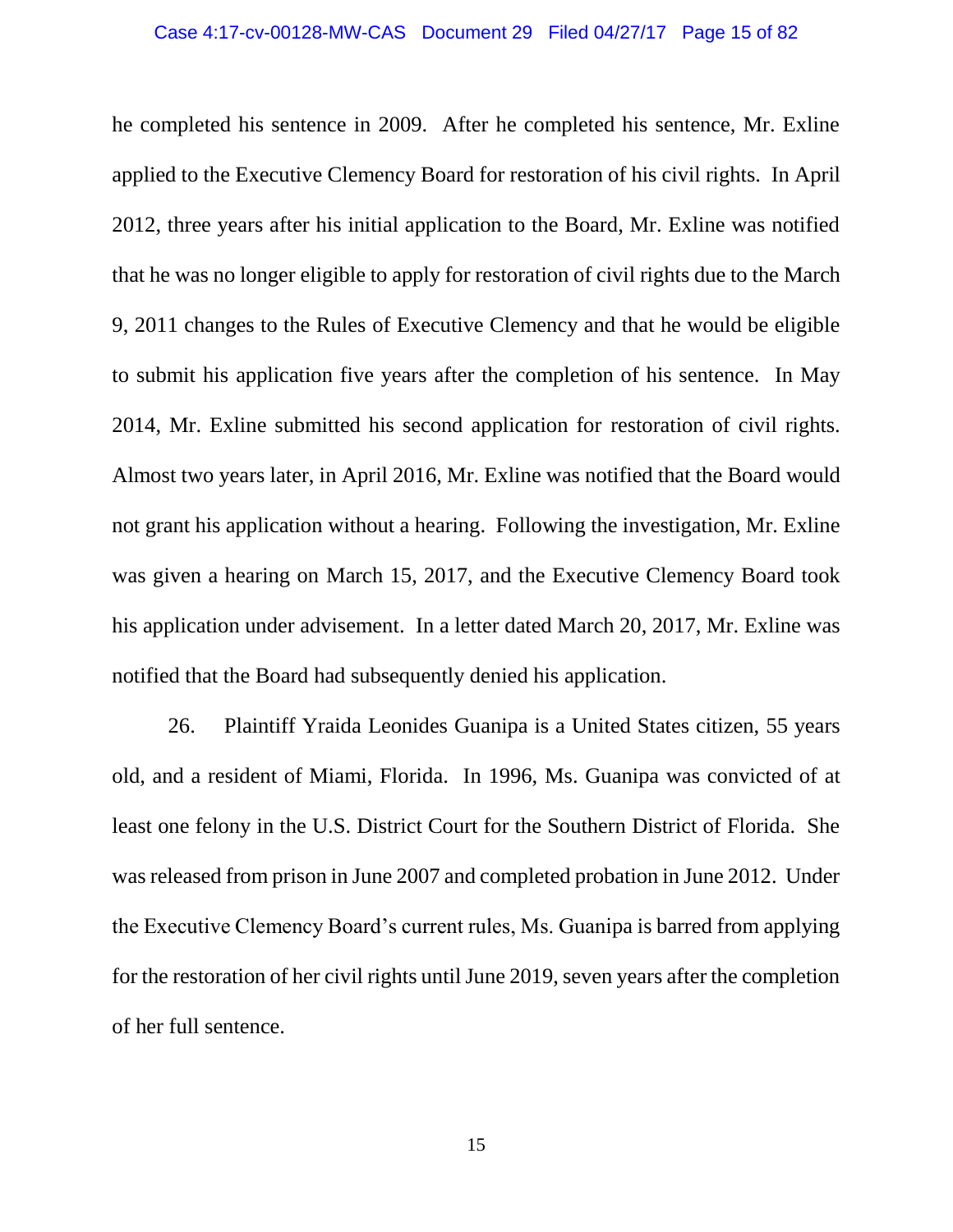he completed his sentence in 2009. After he completed his sentence, Mr. Exline applied to the Executive Clemency Board for restoration of his civil rights. In April 2012, three years after his initial application to the Board, Mr. Exline was notified that he was no longer eligible to apply for restoration of civil rights due to the March 9, 2011 changes to the Rules of Executive Clemency and that he would be eligible to submit his application five years after the completion of his sentence. In May 2014, Mr. Exline submitted his second application for restoration of civil rights. Almost two years later, in April 2016, Mr. Exline was notified that the Board would not grant his application without a hearing. Following the investigation, Mr. Exline was given a hearing on March 15, 2017, and the Executive Clemency Board took his application under advisement. In a letter dated March 20, 2017, Mr. Exline was notified that the Board had subsequently denied his application.

26. Plaintiff Yraida Leonides Guanipa is a United States citizen, 55 years old, and a resident of Miami, Florida. In 1996, Ms. Guanipa was convicted of at least one felony in the U.S. District Court for the Southern District of Florida. She was released from prison in June 2007 and completed probation in June 2012. Under the Executive Clemency Board's current rules, Ms. Guanipa is barred from applying for the restoration of her civil rights until June 2019, seven years after the completion of her full sentence.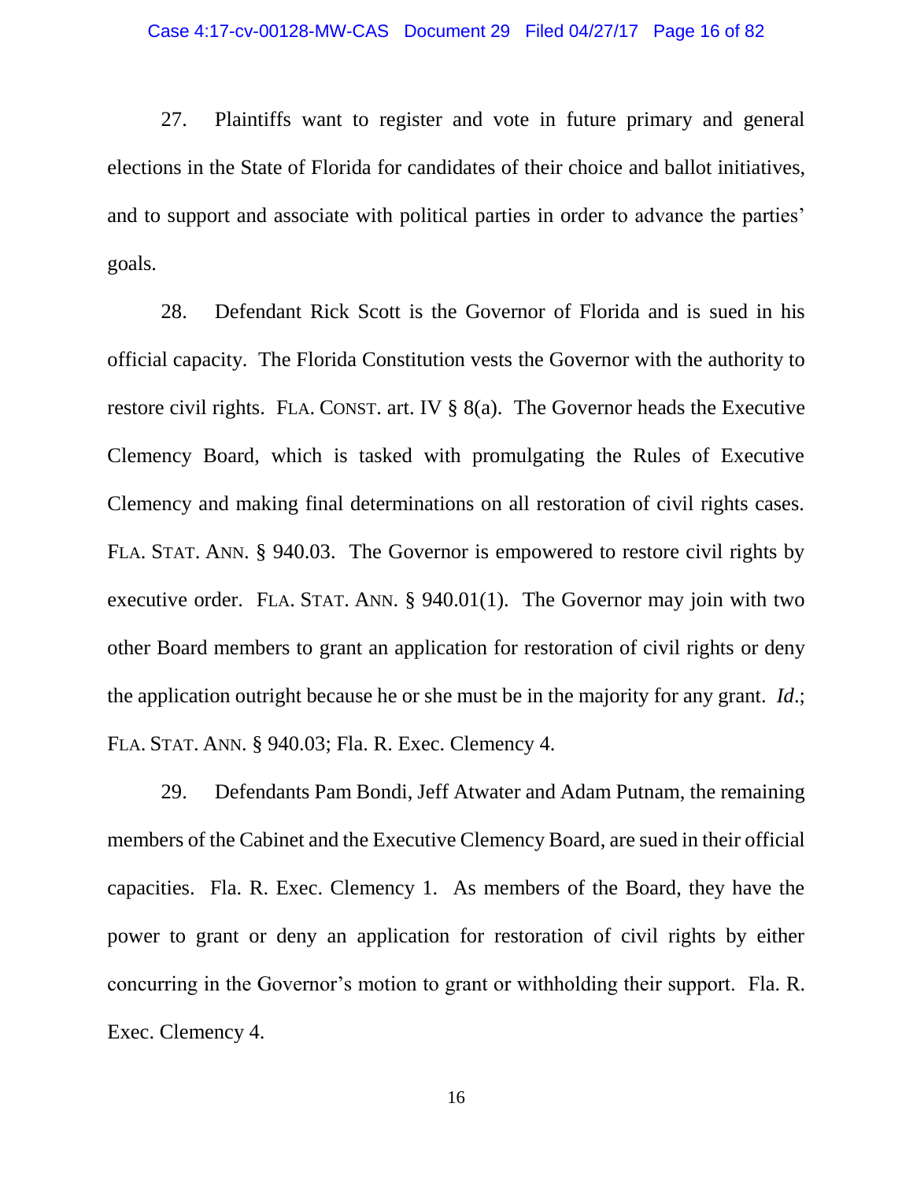27. Plaintiffs want to register and vote in future primary and general elections in the State of Florida for candidates of their choice and ballot initiatives, and to support and associate with political parties in order to advance the parties' goals.

28. Defendant Rick Scott is the Governor of Florida and is sued in his official capacity. The Florida Constitution vests the Governor with the authority to restore civil rights. FLA. CONST. art. IV § 8(a). The Governor heads the Executive Clemency Board, which is tasked with promulgating the Rules of Executive Clemency and making final determinations on all restoration of civil rights cases. FLA. STAT. ANN. § 940.03. The Governor is empowered to restore civil rights by executive order. FLA. STAT. ANN. § 940.01(1). The Governor may join with two other Board members to grant an application for restoration of civil rights or deny the application outright because he or she must be in the majority for any grant. *Id*.; FLA. STAT. ANN. § 940.03; Fla. R. Exec. Clemency 4.

29. Defendants Pam Bondi, Jeff Atwater and Adam Putnam, the remaining members of the Cabinet and the Executive Clemency Board, are sued in their official capacities. Fla. R. Exec. Clemency 1. As members of the Board, they have the power to grant or deny an application for restoration of civil rights by either concurring in the Governor's motion to grant or withholding their support. Fla. R. Exec. Clemency 4.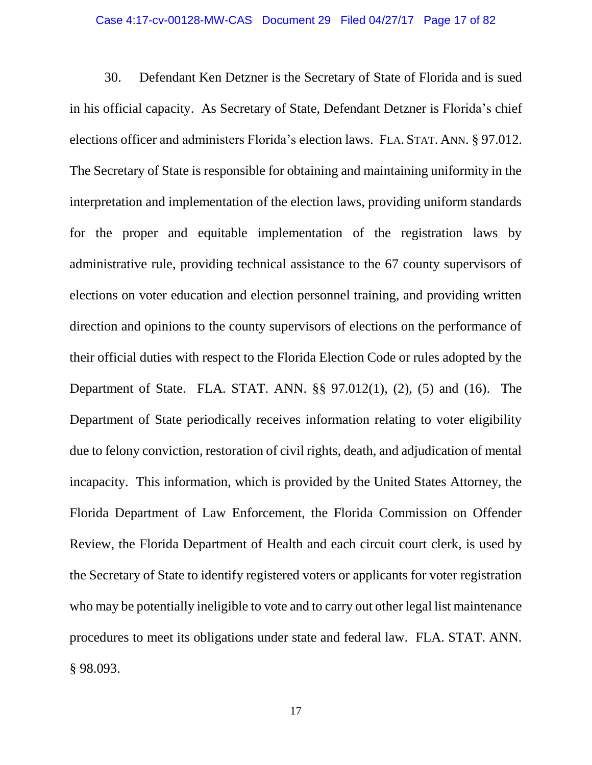30. Defendant Ken Detzner is the Secretary of State of Florida and is sued in his official capacity. As Secretary of State, Defendant Detzner is Florida's chief elections officer and administers Florida's election laws. FLA. STAT. ANN. § 97.012. The Secretary of State is responsible for obtaining and maintaining uniformity in the interpretation and implementation of the election laws, providing uniform standards for the proper and equitable implementation of the registration laws by administrative rule, providing technical assistance to the 67 county supervisors of elections on voter education and election personnel training, and providing written direction and opinions to the county supervisors of elections on the performance of their official duties with respect to the Florida Election Code or rules adopted by the Department of State. FLA. STAT. ANN. §§ 97.012(1), (2), (5) and (16). The Department of State periodically receives information relating to voter eligibility due to felony conviction, restoration of civil rights, death, and adjudication of mental incapacity. This information, which is provided by the United States Attorney, the Florida Department of Law Enforcement, the Florida Commission on Offender Review, the Florida Department of Health and each circuit court clerk, is used by the Secretary of State to identify registered voters or applicants for voter registration who may be potentially ineligible to vote and to carry out other legal list maintenance procedures to meet its obligations under state and federal law. FLA. STAT. ANN. § 98.093.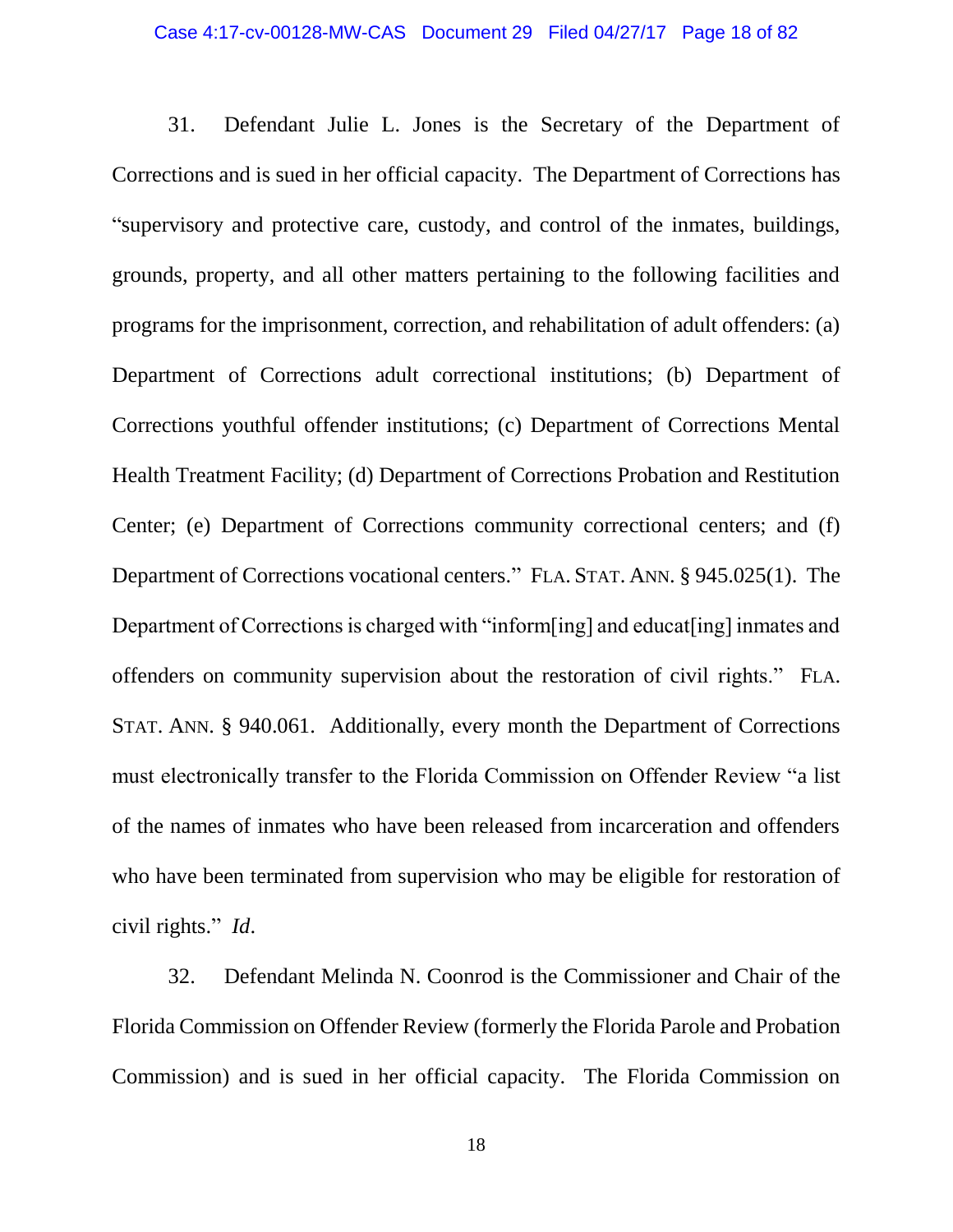31. Defendant Julie L. Jones is the Secretary of the Department of Corrections and is sued in her official capacity. The Department of Corrections has "supervisory and protective care, custody, and control of the inmates, buildings, grounds, property, and all other matters pertaining to the following facilities and programs for the imprisonment, correction, and rehabilitation of adult offenders: (a) Department of Corrections adult correctional institutions; (b) Department of Corrections youthful offender institutions; (c) Department of Corrections Mental Health Treatment Facility; (d) Department of Corrections Probation and Restitution Center; (e) Department of Corrections community correctional centers; and (f) Department of Corrections vocational centers." FLA. STAT. ANN. § 945.025(1). The Department of Corrections is charged with "inform[ing] and educat[ing] inmates and offenders on community supervision about the restoration of civil rights." FLA. STAT. ANN. § 940.061. Additionally, every month the Department of Corrections must electronically transfer to the Florida Commission on Offender Review "a list of the names of inmates who have been released from incarceration and offenders who have been terminated from supervision who may be eligible for restoration of civil rights." *Id*.

32. Defendant Melinda N. Coonrod is the Commissioner and Chair of the Florida Commission on Offender Review (formerly the Florida Parole and Probation Commission) and is sued in her official capacity. The Florida Commission on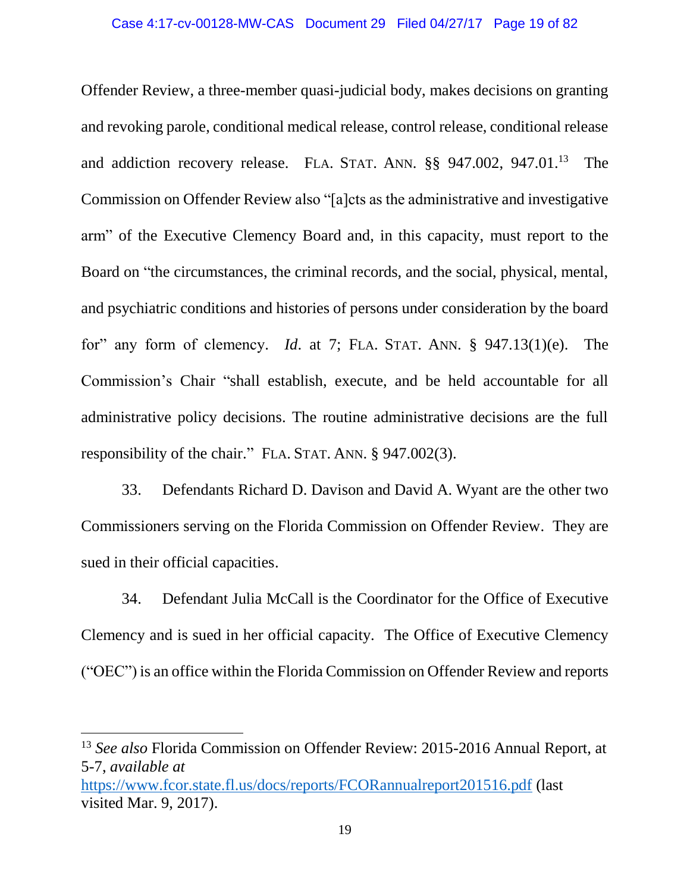Offender Review, a three-member quasi-judicial body, makes decisions on granting and revoking parole, conditional medical release, control release, conditional release and addiction recovery release. FLA. STAT. ANN. §§ 947.002, 947.01.[13] The Commission on Offender Review also "[a]cts as the administrative and investigative arm" of the Executive Clemency Board and, in this capacity, must report to the Board on "the circumstances, the criminal records, and the social, physical, mental, and psychiatric conditions and histories of persons under consideration by the board for" any form of clemency. *Id*. at 7; FLA. STAT. ANN. § 947.13(1)(e). The Commission's Chair "shall establish, execute, and be held accountable for all administrative policy decisions. The routine administrative decisions are the full responsibility of the chair." FLA. STAT. ANN. § 947.002(3).

33. Defendants Richard D. Davison and David A. Wyant are the other two Commissioners serving on the Florida Commission on Offender Review. They are sued in their official capacities.

34. Defendant Julia McCall is the Coordinator for the Office of Executive Clemency and is sued in her official capacity. The Office of Executive Clemency ("OEC") is an office within the Florida Commission on Offender Review and reports

---

[13] *See also* Florida Commission on Offender Review: 2015-2016 Annual Report, at 5-7, *available at* https://www.fcor.state.fl.us/docs/reports/FCORannualreport201516.pdf (last visited Mar. 9, 2017).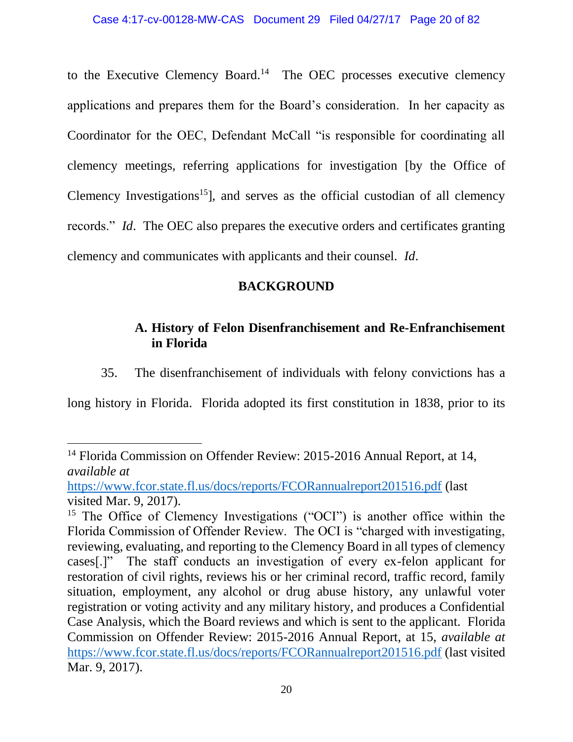to the Executive Clemency Board.[14] The OEC processes executive clemency applications and prepares them for the Board's consideration. In her capacity as Coordinator for the OEC, Defendant McCall "is responsible for coordinating all clemency meetings, referring applications for investigation [by the Office of Clemency Investigations[15]], and serves as the official custodian of all clemency records." *Id*. The OEC also prepares the executive orders and certificates granting clemency and communicates with applicants and their counsel. *Id*.

## BACKGROUND

### A. History of Felon Disenfranchisement and Re-Enfranchisement in Florida

35. The disenfranchisement of individuals with felony convictions has a long history in Florida. Florida adopted its first constitution in 1838, prior to its

---

[14] Florida Commission on Offender Review: 2015-2016 Annual Report, at 14, *available at* https://www.fcor.state.fl.us/docs/reports/FCORannualreport201516.pdf (last visited Mar. 9, 2017).

[15] The Office of Clemency Investigations ("OCI") is another office within the Florida Commission of Offender Review. The OCI is "charged with investigating, reviewing, evaluating, and reporting to the Clemency Board in all types of clemency cases[.]" The staff conducts an investigation of every ex-felon applicant for restoration of civil rights, reviews his or her criminal record, traffic record, family situation, employment, any alcohol or drug abuse history, any unlawful voter registration or voting activity and any military history, and produces a Confidential Case Analysis, which the Board reviews and which is sent to the applicant. Florida Commission on Offender Review: 2015-2016 Annual Report, at 15, *available at* https://www.fcor.state.fl.us/docs/reports/FCORannualreport201516.pdf (last visited Mar. 9, 2017).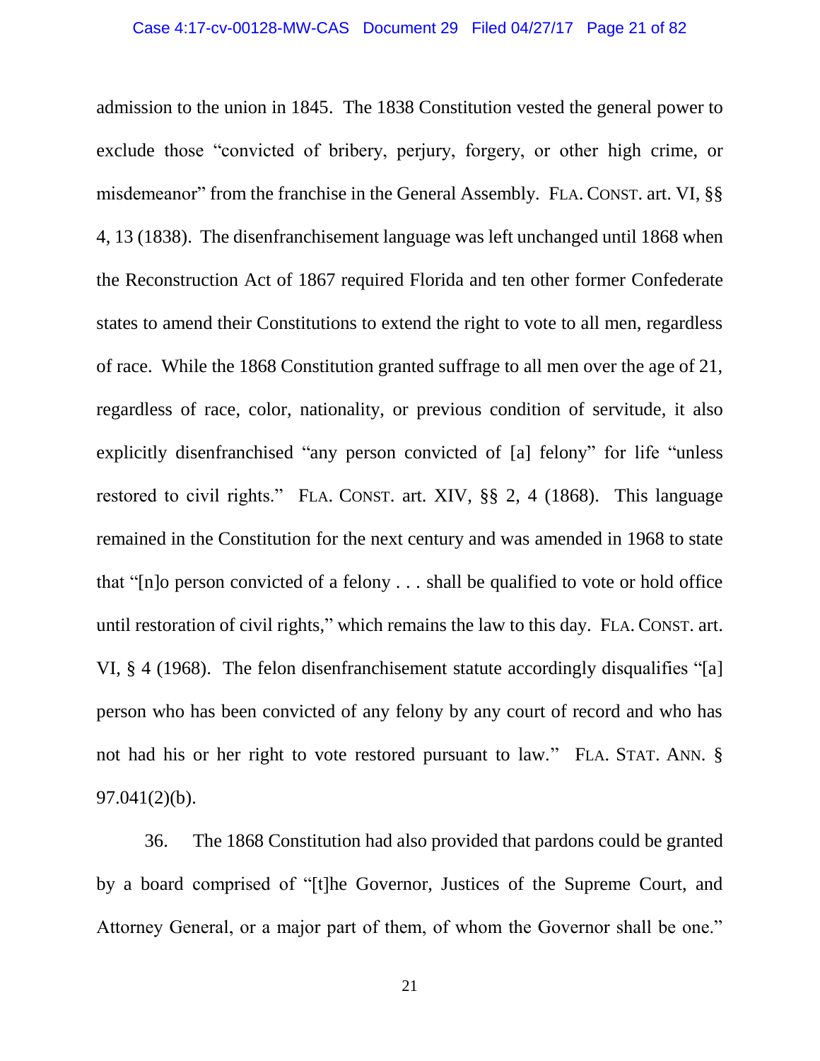admission to the union in 1845. The 1838 Constitution vested the general power to exclude those "convicted of bribery, perjury, forgery, or other high crime, or misdemeanor" from the franchise in the General Assembly. FLA. CONST. art. VI, §§ 4, 13 (1838). The disenfranchisement language was left unchanged until 1868 when the Reconstruction Act of 1867 required Florida and ten other former Confederate states to amend their Constitutions to extend the right to vote to all men, regardless of race. While the 1868 Constitution granted suffrage to all men over the age of 21, regardless of race, color, nationality, or previous condition of servitude, it also explicitly disenfranchised "any person convicted of [a] felony" for life "unless restored to civil rights." FLA. CONST. art. XIV, §§ 2, 4 (1868). This language remained in the Constitution for the next century and was amended in 1968 to state that "[n]o person convicted of a felony . . . shall be qualified to vote or hold office until restoration of civil rights," which remains the law to this day. FLA. CONST. art. VI, § 4 (1968). The felon disenfranchisement statute accordingly disqualifies "[a] person who has been convicted of any felony by any court of record and who has not had his or her right to vote restored pursuant to law." FLA. STAT. ANN. § 97.041(2)(b).

36. The 1868 Constitution had also provided that pardons could be granted by a board comprised of "[t]he Governor, Justices of the Supreme Court, and Attorney General, or a major part of them, of whom the Governor shall be one."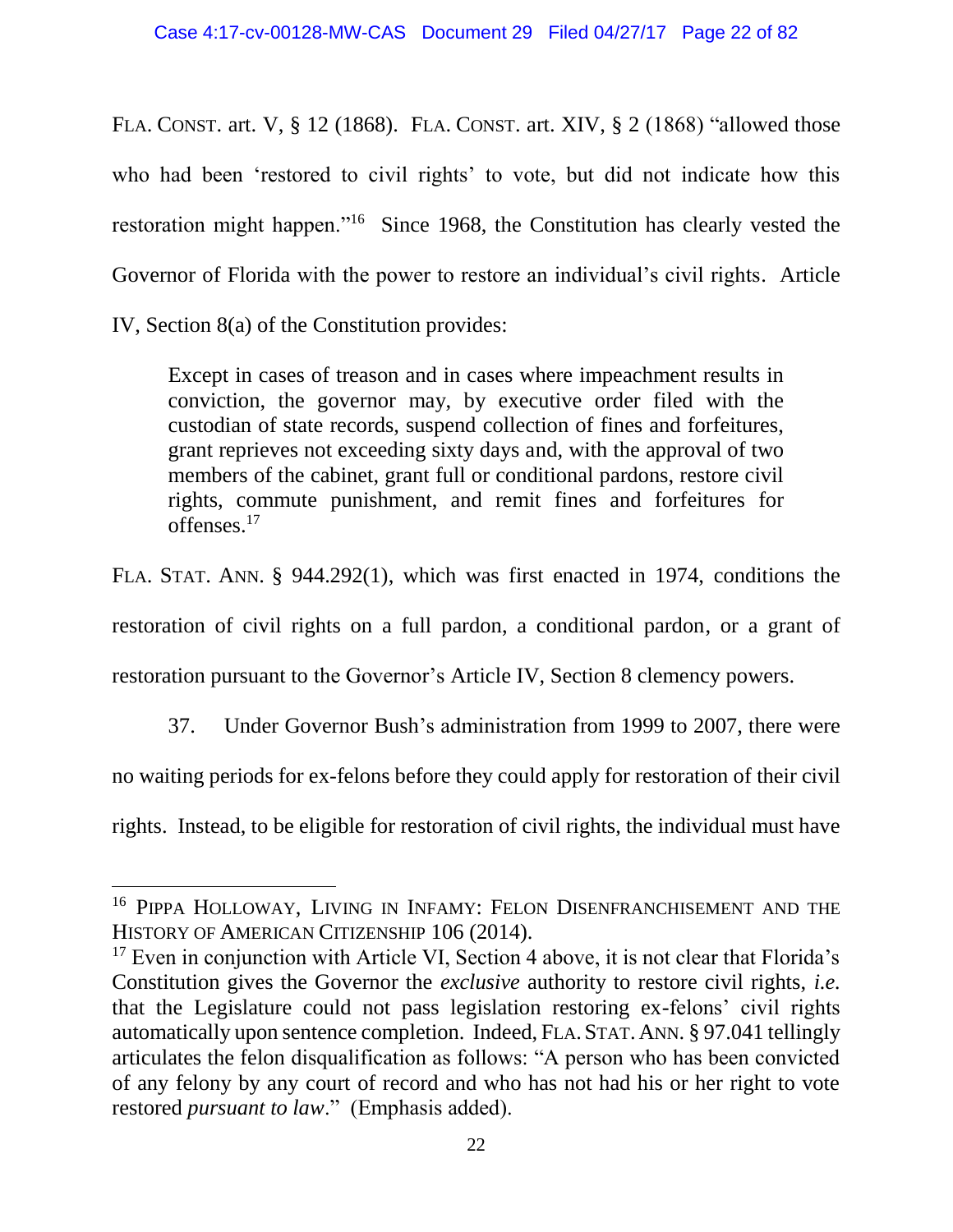FLA. CONST. art. V, § 12 (1868). FLA. CONST. art. XIV, § 2 (1868) "allowed those who had been 'restored to civil rights' to vote, but did not indicate how this restoration might happen."[16] Since 1968, the Constitution has clearly vested the Governor of Florida with the power to restore an individual's civil rights. Article IV, Section 8(a) of the Constitution provides:

> Except in cases of treason and in cases where impeachment results in conviction, the governor may, by executive order filed with the custodian of state records, suspend collection of fines and forfeitures, grant reprieves not exceeding sixty days and, with the approval of two members of the cabinet, grant full or conditional pardons, restore civil rights, commute punishment, and remit fines and forfeitures for offenses.[17]

FLA. STAT. ANN. § 944.292(1), which was first enacted in 1974, conditions the restoration of civil rights on a full pardon, a conditional pardon, or a grant of restoration pursuant to the Governor's Article IV, Section 8 clemency powers.

37. Under Governor Bush's administration from 1999 to 2007, there were no waiting periods for ex-felons before they could apply for restoration of their civil rights. Instead, to be eligible for restoration of civil rights, the individual must have

---

[16] PIPPA HOLLOWAY, LIVING IN INFAMY: FELON DISENFRANCHISEMENT AND THE HISTORY OF AMERICAN CITIZENSHIP 106 (2014).

[17] Even in conjunction with Article VI, Section 4 above, it is not clear that Florida's Constitution gives the Governor the *exclusive* authority to restore civil rights, *i.e.* that the Legislature could not pass legislation restoring ex-felons' civil rights automatically upon sentence completion. Indeed, FLA. STAT. ANN. § 97.041 tellingly articulates the felon disqualification as follows: "A person who has been convicted of any felony by any court of record and who has not had his or her right to vote restored *pursuant to law*." (Emphasis added).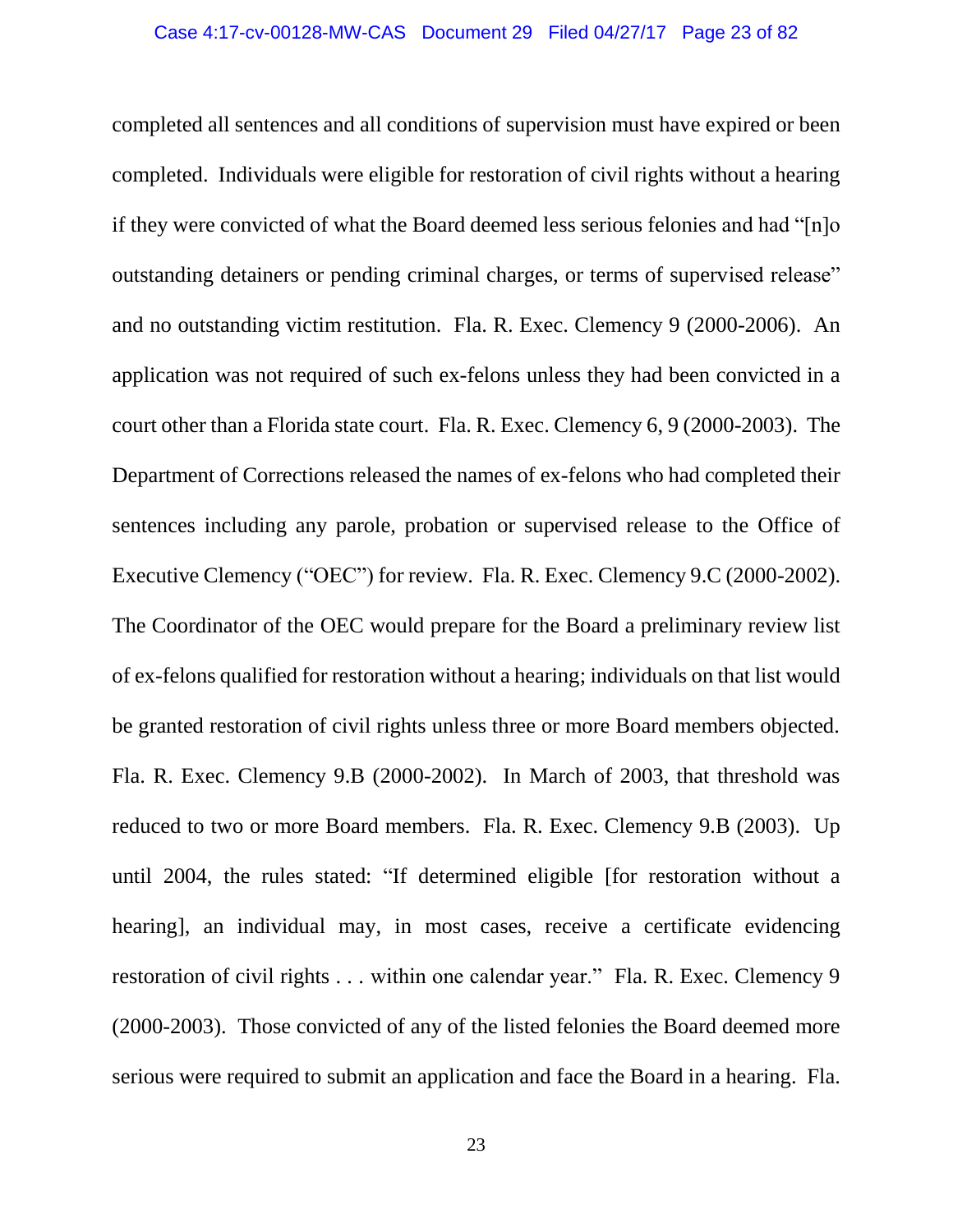completed all sentences and all conditions of supervision must have expired or been completed. Individuals were eligible for restoration of civil rights without a hearing if they were convicted of what the Board deemed less serious felonies and had "[n]o outstanding detainers or pending criminal charges, or terms of supervised release" and no outstanding victim restitution. Fla. R. Exec. Clemency 9 (2000-2006). An application was not required of such ex-felons unless they had been convicted in a court other than a Florida state court. Fla. R. Exec. Clemency 6, 9 (2000-2003). The Department of Corrections released the names of ex-felons who had completed their sentences including any parole, probation or supervised release to the Office of Executive Clemency ("OEC") for review. Fla. R. Exec. Clemency 9.C (2000-2002). The Coordinator of the OEC would prepare for the Board a preliminary review list of ex-felons qualified for restoration without a hearing; individuals on that list would be granted restoration of civil rights unless three or more Board members objected. Fla. R. Exec. Clemency 9.B (2000-2002). In March of 2003, that threshold was reduced to two or more Board members. Fla. R. Exec. Clemency 9.B (2003). Up until 2004, the rules stated: "If determined eligible [for restoration without a hearing], an individual may, in most cases, receive a certificate evidencing restoration of civil rights . . . within one calendar year." Fla. R. Exec. Clemency 9 (2000-2003). Those convicted of any of the listed felonies the Board deemed more serious were required to submit an application and face the Board in a hearing. Fla.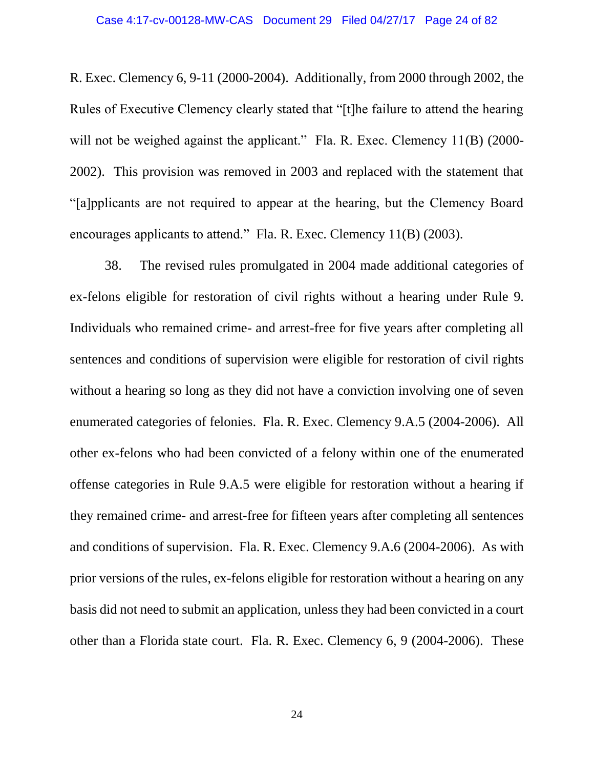R. Exec. Clemency 6, 9-11 (2000-2004). Additionally, from 2000 through 2002, the Rules of Executive Clemency clearly stated that "[t]he failure to attend the hearing will not be weighed against the applicant." Fla. R. Exec. Clemency 11(B) (2000-2002). This provision was removed in 2003 and replaced with the statement that "[a]pplicants are not required to appear at the hearing, but the Clemency Board encourages applicants to attend." Fla. R. Exec. Clemency 11(B) (2003).

38. The revised rules promulgated in 2004 made additional categories of ex-felons eligible for restoration of civil rights without a hearing under Rule 9. Individuals who remained crime- and arrest-free for five years after completing all sentences and conditions of supervision were eligible for restoration of civil rights without a hearing so long as they did not have a conviction involving one of seven enumerated categories of felonies. Fla. R. Exec. Clemency 9.A.5 (2004-2006). All other ex-felons who had been convicted of a felony within one of the enumerated offense categories in Rule 9.A.5 were eligible for restoration without a hearing if they remained crime- and arrest-free for fifteen years after completing all sentences and conditions of supervision. Fla. R. Exec. Clemency 9.A.6 (2004-2006). As with prior versions of the rules, ex-felons eligible for restoration without a hearing on any basis did not need to submit an application, unless they had been convicted in a court other than a Florida state court. Fla. R. Exec. Clemency 6, 9 (2004-2006). These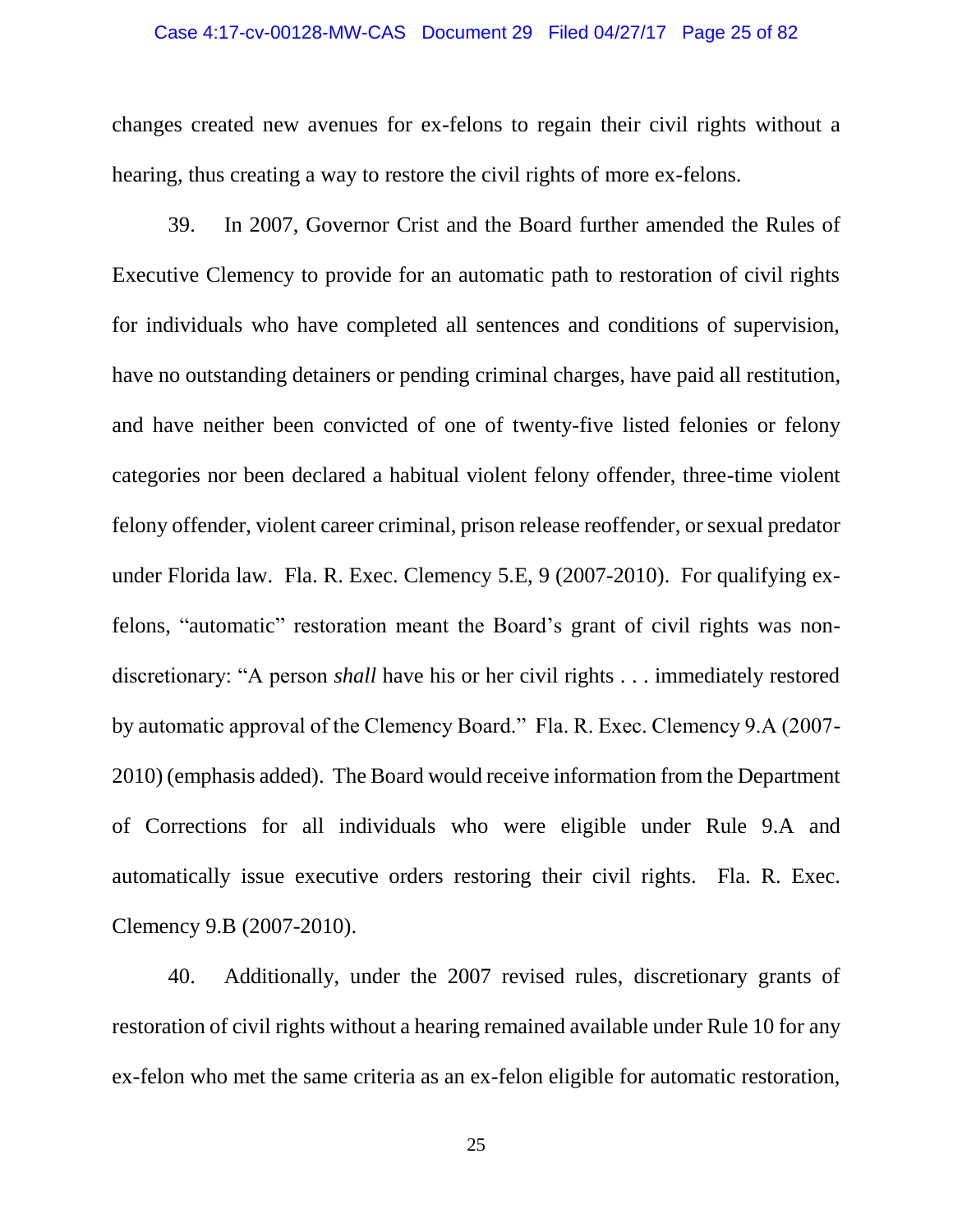changes created new avenues for ex-felons to regain their civil rights without a hearing, thus creating a way to restore the civil rights of more ex-felons.

39. In 2007, Governor Crist and the Board further amended the Rules of Executive Clemency to provide for an automatic path to restoration of civil rights for individuals who have completed all sentences and conditions of supervision, have no outstanding detainers or pending criminal charges, have paid all restitution, and have neither been convicted of one of twenty-five listed felonies or felony categories nor been declared a habitual violent felony offender, three-time violent felony offender, violent career criminal, prison release reoffender, or sexual predator under Florida law. Fla. R. Exec. Clemency 5.E, 9 (2007-2010). For qualifying ex-felons, "automatic" restoration meant the Board's grant of civil rights was non-discretionary: "A person *shall* have his or her civil rights . . . immediately restored by automatic approval of the Clemency Board." Fla. R. Exec. Clemency 9.A (2007-2010) (emphasis added). The Board would receive information from the Department of Corrections for all individuals who were eligible under Rule 9.A and automatically issue executive orders restoring their civil rights. Fla. R. Exec. Clemency 9.B (2007-2010).

40. Additionally, under the 2007 revised rules, discretionary grants of restoration of civil rights without a hearing remained available under Rule 10 for any ex-felon who met the same criteria as an ex-felon eligible for automatic restoration,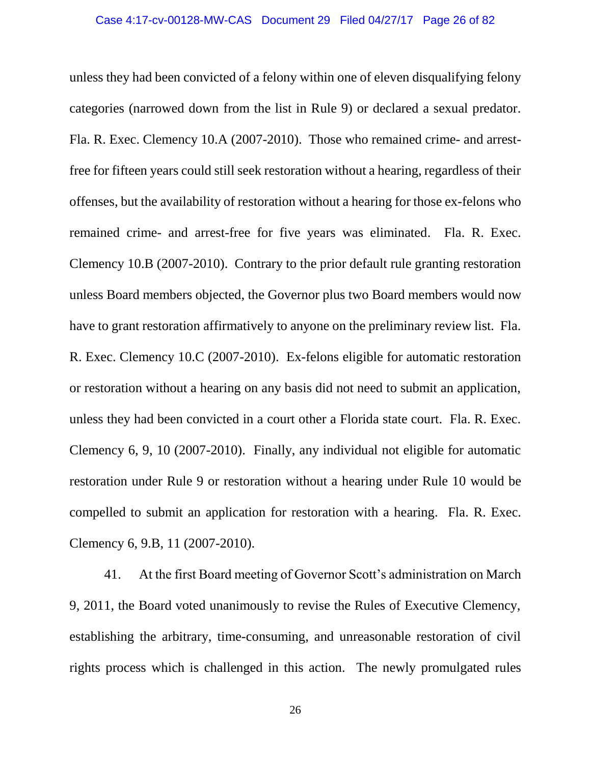unless they had been convicted of a felony within one of eleven disqualifying felony categories (narrowed down from the list in Rule 9) or declared a sexual predator. Fla. R. Exec. Clemency 10.A (2007-2010). Those who remained crime- and arrest-free for fifteen years could still seek restoration without a hearing, regardless of their offenses, but the availability of restoration without a hearing for those ex-felons who remained crime- and arrest-free for five years was eliminated. Fla. R. Exec. Clemency 10.B (2007-2010). Contrary to the prior default rule granting restoration unless Board members objected, the Governor plus two Board members would now have to grant restoration affirmatively to anyone on the preliminary review list. Fla. R. Exec. Clemency 10.C (2007-2010). Ex-felons eligible for automatic restoration or restoration without a hearing on any basis did not need to submit an application, unless they had been convicted in a court other a Florida state court. Fla. R. Exec. Clemency 6, 9, 10 (2007-2010). Finally, any individual not eligible for automatic restoration under Rule 9 or restoration without a hearing under Rule 10 would be compelled to submit an application for restoration with a hearing. Fla. R. Exec. Clemency 6, 9.B, 11 (2007-2010).

41. At the first Board meeting of Governor Scott's administration on March 9, 2011, the Board voted unanimously to revise the Rules of Executive Clemency, establishing the arbitrary, time-consuming, and unreasonable restoration of civil rights process which is challenged in this action. The newly promulgated rules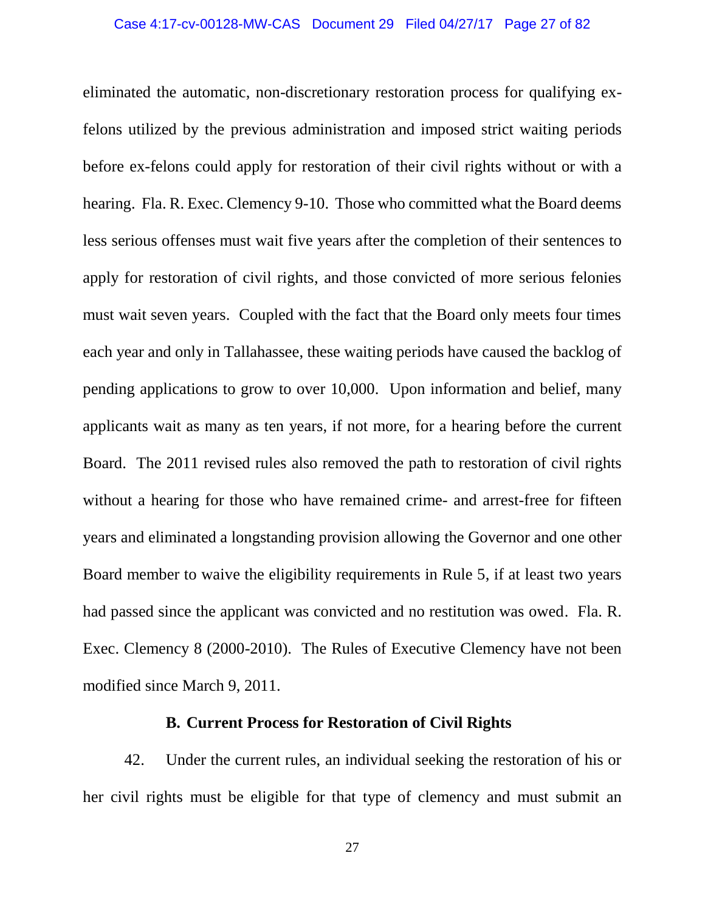eliminated the automatic, non-discretionary restoration process for qualifying ex-felons utilized by the previous administration and imposed strict waiting periods before ex-felons could apply for restoration of their civil rights without or with a hearing. Fla. R. Exec. Clemency 9-10. Those who committed what the Board deems less serious offenses must wait five years after the completion of their sentences to apply for restoration of civil rights, and those convicted of more serious felonies must wait seven years. Coupled with the fact that the Board only meets four times each year and only in Tallahassee, these waiting periods have caused the backlog of pending applications to grow to over 10,000. Upon information and belief, many applicants wait as many as ten years, if not more, for a hearing before the current Board. The 2011 revised rules also removed the path to restoration of civil rights without a hearing for those who have remained crime- and arrest-free for fifteen years and eliminated a longstanding provision allowing the Governor and one other Board member to waive the eligibility requirements in Rule 5, if at least two years had passed since the applicant was convicted and no restitution was owed. Fla. R. Exec. Clemency 8 (2000-2010). The Rules of Executive Clemency have not been modified since March 9, 2011.

### B. Current Process for Restoration of Civil Rights

42. Under the current rules, an individual seeking the restoration of his or her civil rights must be eligible for that type of clemency and must submit an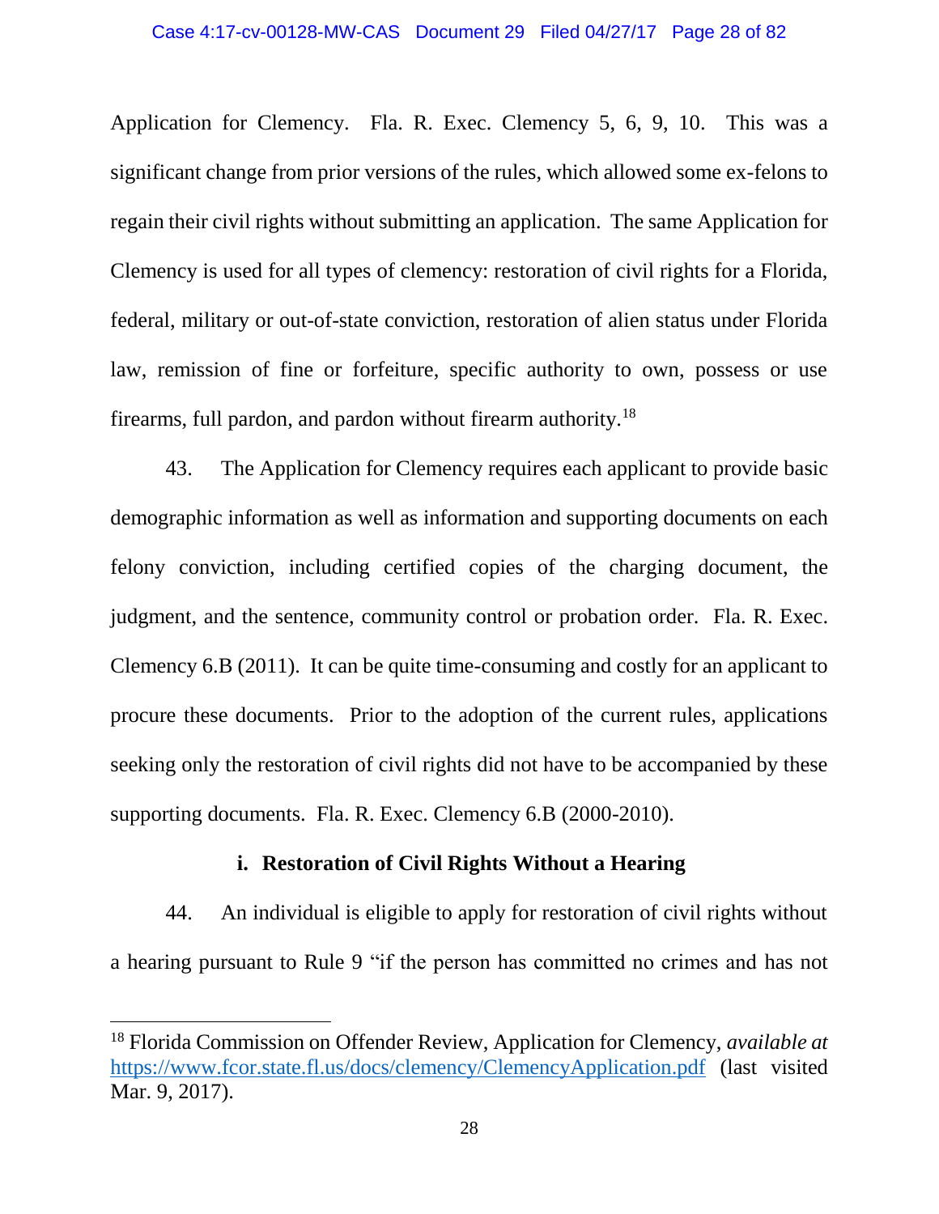Application for Clemency. Fla. R. Exec. Clemency 5, 6, 9, 10. This was a significant change from prior versions of the rules, which allowed some ex-felons to regain their civil rights without submitting an application. The same Application for Clemency is used for all types of clemency: restoration of civil rights for a Florida, federal, military or out-of-state conviction, restoration of alien status under Florida law, remission of fine or forfeiture, specific authority to own, possess or use firearms, full pardon, and pardon without firearm authority.[18]

43. The Application for Clemency requires each applicant to provide basic demographic information as well as information and supporting documents on each felony conviction, including certified copies of the charging document, the judgment, and the sentence, community control or probation order. Fla. R. Exec. Clemency 6.B (2011). It can be quite time-consuming and costly for an applicant to procure these documents. Prior to the adoption of the current rules, applications seeking only the restoration of civil rights did not have to be accompanied by these supporting documents. Fla. R. Exec. Clemency 6.B (2000-2010).

**i. Restoration of Civil Rights Without a Hearing**

44. An individual is eligible to apply for restoration of civil rights without a hearing pursuant to Rule 9 "if the person has committed no crimes and has not

---

[18] Florida Commission on Offender Review, Application for Clemency, *available at* https://www.fcor.state.fl.us/docs/clemency/ClemencyApplication.pdf (last visited Mar. 9, 2017).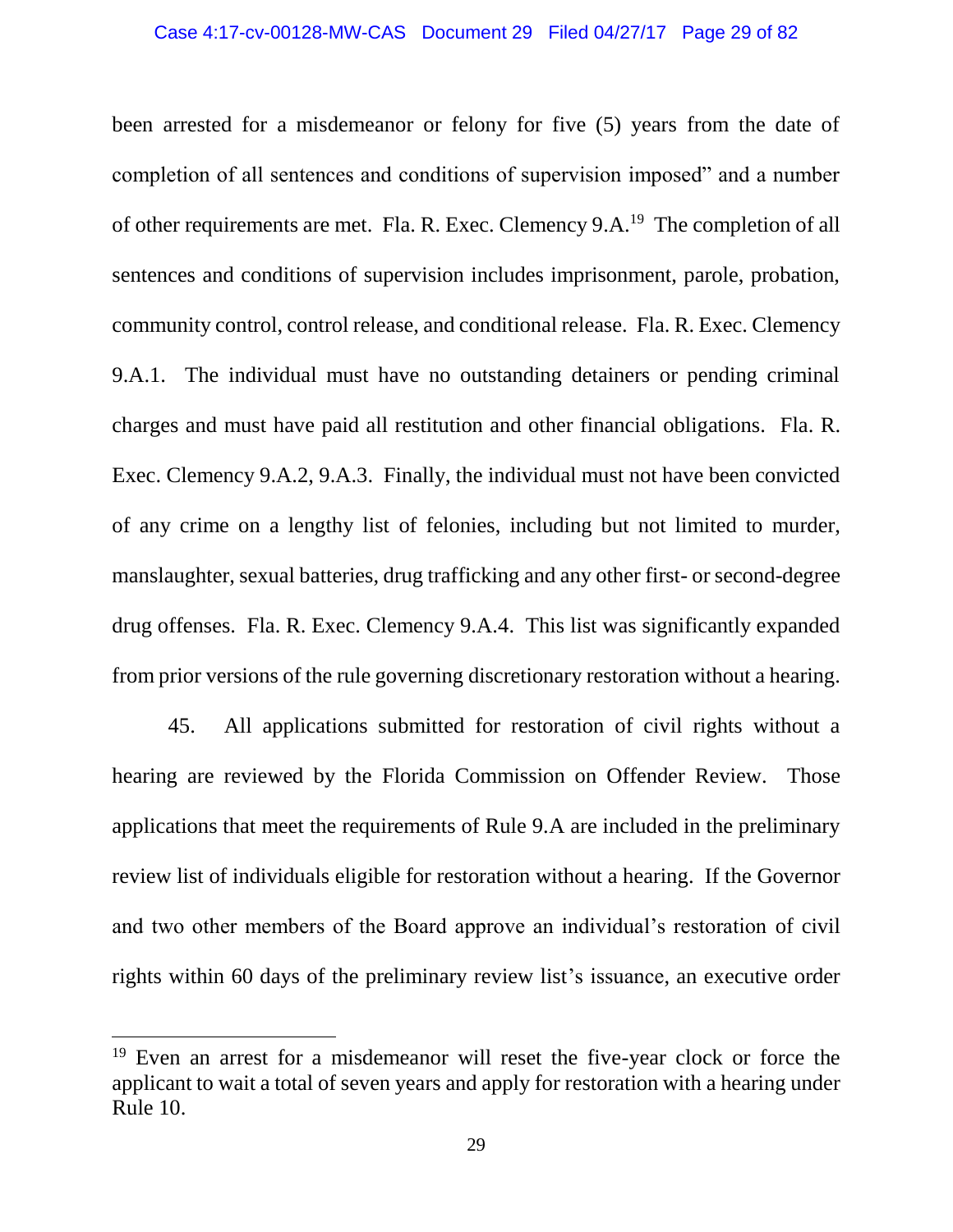been arrested for a misdemeanor or felony for five (5) years from the date of completion of all sentences and conditions of supervision imposed" and a number of other requirements are met. Fla. R. Exec. Clemency 9.A.[19] The completion of all sentences and conditions of supervision includes imprisonment, parole, probation, community control, control release, and conditional release. Fla. R. Exec. Clemency 9.A.1. The individual must have no outstanding detainers or pending criminal charges and must have paid all restitution and other financial obligations. Fla. R. Exec. Clemency 9.A.2, 9.A.3. Finally, the individual must not have been convicted of any crime on a lengthy list of felonies, including but not limited to murder, manslaughter, sexual batteries, drug trafficking and any other first- or second-degree drug offenses. Fla. R. Exec. Clemency 9.A.4. This list was significantly expanded from prior versions of the rule governing discretionary restoration without a hearing.

45. All applications submitted for restoration of civil rights without a hearing are reviewed by the Florida Commission on Offender Review. Those applications that meet the requirements of Rule 9.A are included in the preliminary review list of individuals eligible for restoration without a hearing. If the Governor and two other members of the Board approve an individual's restoration of civil rights within 60 days of the preliminary review list's issuance, an executive order

[19] Even an arrest for a misdemeanor will reset the five-year clock or force the applicant to wait a total of seven years and apply for restoration with a hearing under Rule 10.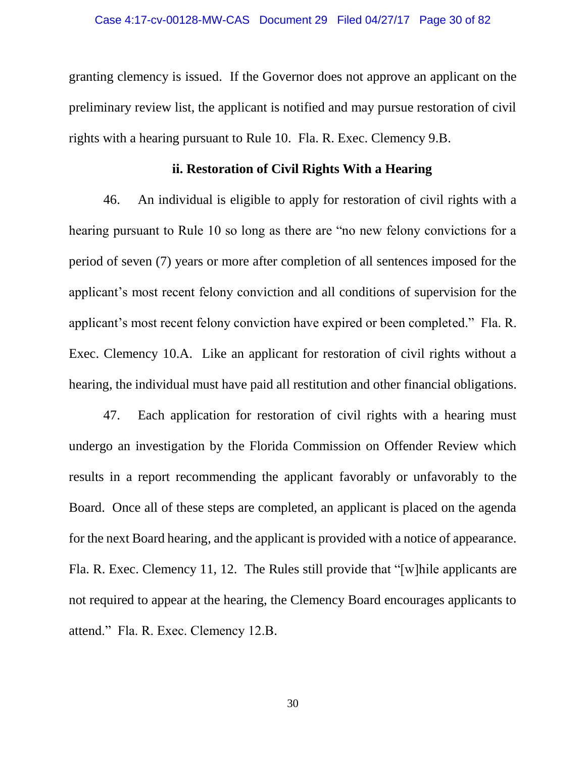granting clemency is issued. If the Governor does not approve an applicant on the preliminary review list, the applicant is notified and may pursue restoration of civil rights with a hearing pursuant to Rule 10. Fla. R. Exec. Clemency 9.B.

### ii. Restoration of Civil Rights With a Hearing

46. An individual is eligible to apply for restoration of civil rights with a hearing pursuant to Rule 10 so long as there are "no new felony convictions for a period of seven (7) years or more after completion of all sentences imposed for the applicant's most recent felony conviction and all conditions of supervision for the applicant's most recent felony conviction have expired or been completed." Fla. R. Exec. Clemency 10.A. Like an applicant for restoration of civil rights without a hearing, the individual must have paid all restitution and other financial obligations.

47. Each application for restoration of civil rights with a hearing must undergo an investigation by the Florida Commission on Offender Review which results in a report recommending the applicant favorably or unfavorably to the Board. Once all of these steps are completed, an applicant is placed on the agenda for the next Board hearing, and the applicant is provided with a notice of appearance. Fla. R. Exec. Clemency 11, 12. The Rules still provide that "[w]hile applicants are not required to appear at the hearing, the Clemency Board encourages applicants to attend." Fla. R. Exec. Clemency 12.B.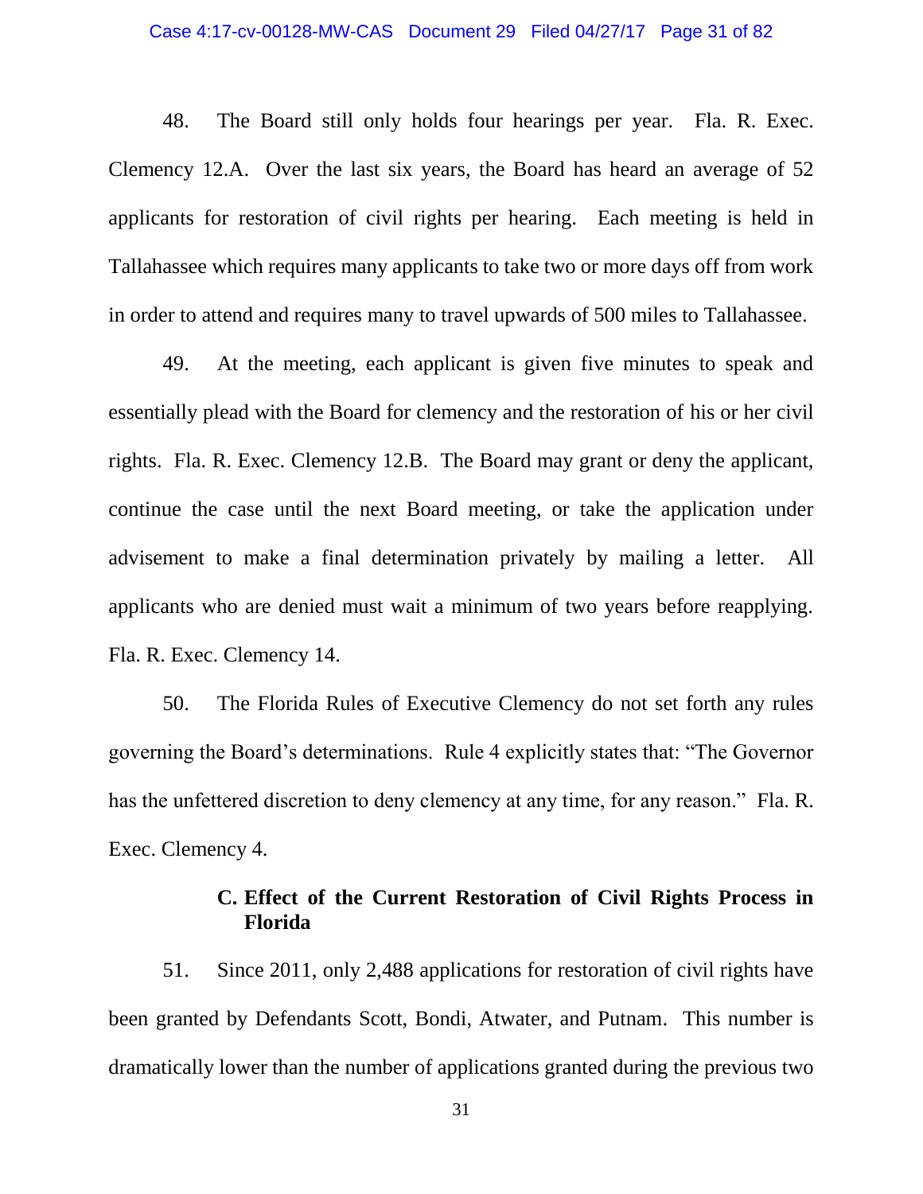48. The Board still only holds four hearings per year. Fla. R. Exec. Clemency 12.A. Over the last six years, the Board has heard an average of 52 applicants for restoration of civil rights per hearing. Each meeting is held in Tallahassee which requires many applicants to take two or more days off from work in order to attend and requires many to travel upwards of 500 miles to Tallahassee.

49. At the meeting, each applicant is given five minutes to speak and essentially plead with the Board for clemency and the restoration of his or her civil rights. Fla. R. Exec. Clemency 12.B. The Board may grant or deny the applicant, continue the case until the next Board meeting, or take the application under advisement to make a final determination privately by mailing a letter. All applicants who are denied must wait a minimum of two years before reapplying. Fla. R. Exec. Clemency 14.

50. The Florida Rules of Executive Clemency do not set forth any rules governing the Board's determinations. Rule 4 explicitly states that: "The Governor has the unfettered discretion to deny clemency at any time, for any reason." Fla. R. Exec. Clemency 4.

### C. Effect of the Current Restoration of Civil Rights Process in Florida

51. Since 2011, only 2,488 applications for restoration of civil rights have been granted by Defendants Scott, Bondi, Atwater, and Putnam. This number is dramatically lower than the number of applications granted during the previous two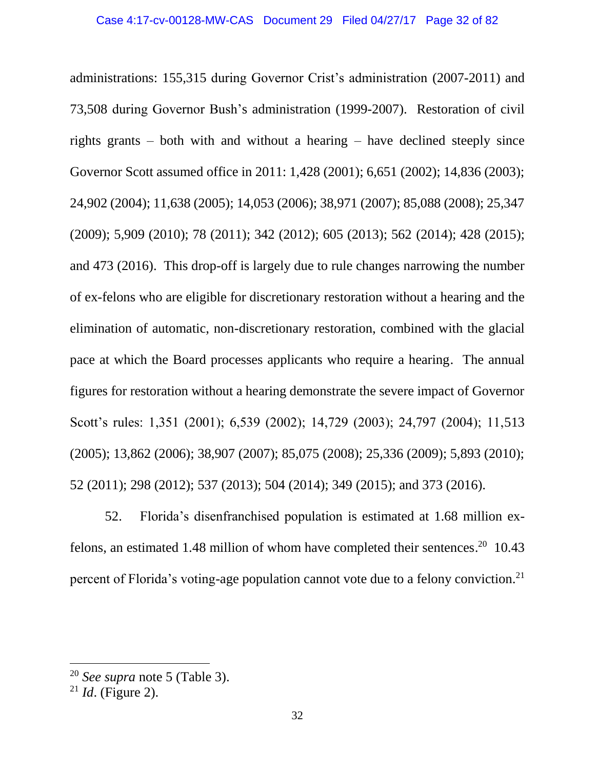administrations: 155,315 during Governor Crist's administration (2007-2011) and 73,508 during Governor Bush's administration (1999-2007). Restoration of civil rights grants – both with and without a hearing – have declined steeply since Governor Scott assumed office in 2011: 1,428 (2001); 6,651 (2002); 14,836 (2003); 24,902 (2004); 11,638 (2005); 14,053 (2006); 38,971 (2007); 85,088 (2008); 25,347 (2009); 5,909 (2010); 78 (2011); 342 (2012); 605 (2013); 562 (2014); 428 (2015); and 473 (2016). This drop-off is largely due to rule changes narrowing the number of ex-felons who are eligible for discretionary restoration without a hearing and the elimination of automatic, non-discretionary restoration, combined with the glacial pace at which the Board processes applicants who require a hearing. The annual figures for restoration without a hearing demonstrate the severe impact of Governor Scott's rules: 1,351 (2001); 6,539 (2002); 14,729 (2003); 24,797 (2004); 11,513 (2005); 13,862 (2006); 38,907 (2007); 85,075 (2008); 25,336 (2009); 5,893 (2010); 52 (2011); 298 (2012); 537 (2013); 504 (2014); 349 (2015); and 373 (2016).

52. Florida's disenfranchised population is estimated at 1.68 million ex-felons, an estimated 1.48 million of whom have completed their sentences.[20] 10.43 percent of Florida's voting-age population cannot vote due to a felony conviction.[21]

---

[20] *See supra* note 5 (Table 3).

[21] *Id*. (Figure 2).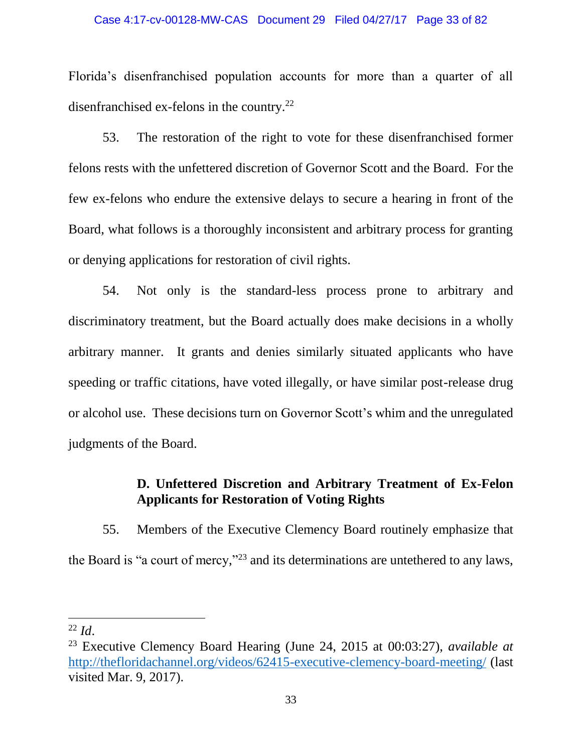Florida's disenfranchised population accounts for more than a quarter of all disenfranchised ex-felons in the country.[22]

53. The restoration of the right to vote for these disenfranchised former felons rests with the unfettered discretion of Governor Scott and the Board. For the few ex-felons who endure the extensive delays to secure a hearing in front of the Board, what follows is a thoroughly inconsistent and arbitrary process for granting or denying applications for restoration of civil rights.

54. Not only is the standard-less process prone to arbitrary and discriminatory treatment, but the Board actually does make decisions in a wholly arbitrary manner. It grants and denies similarly situated applicants who have speeding or traffic citations, have voted illegally, or have similar post-release drug or alcohol use. These decisions turn on Governor Scott's whim and the unregulated judgments of the Board.

### D. Unfettered Discretion and Arbitrary Treatment of Ex-Felon Applicants for Restoration of Voting Rights

55. Members of the Executive Clemency Board routinely emphasize that the Board is "a court of mercy,"[23] and its determinations are untethered to any laws,

---

[22] *Id*.

[23] Executive Clemency Board Hearing (June 24, 2015 at 00:03:27), *available at* http://thefloridachannel.org/videos/62415-executive-clemency-board-meeting/ (last visited Mar. 9, 2017).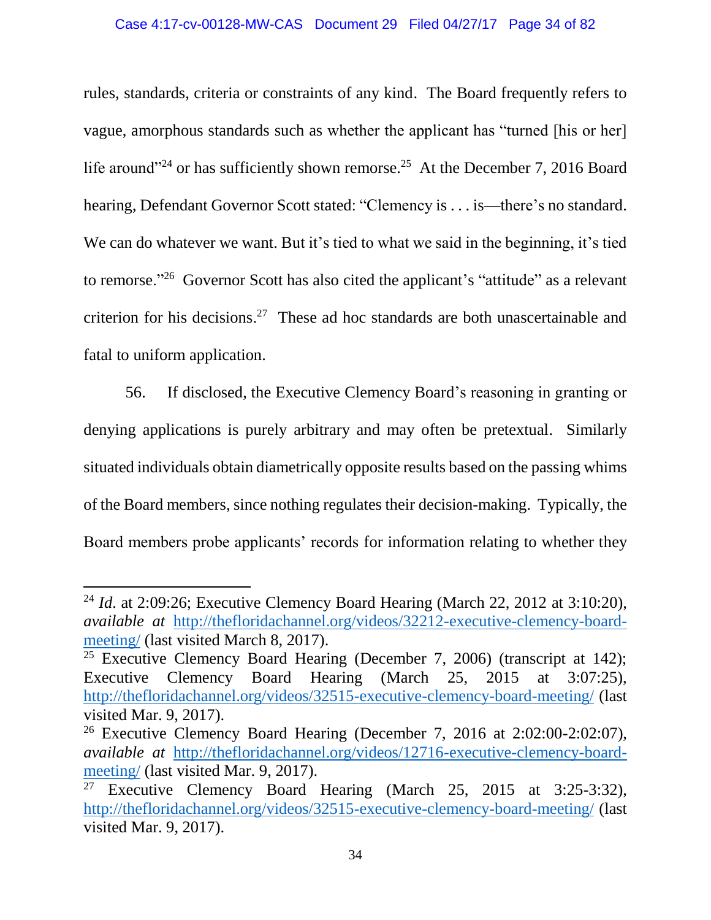rules, standards, criteria or constraints of any kind. The Board frequently refers to vague, amorphous standards such as whether the applicant has "turned [his or her] life around"[24] or has sufficiently shown remorse.[25] At the December 7, 2016 Board hearing, Defendant Governor Scott stated: "Clemency is . . . is—there's no standard. We can do whatever we want. But it's tied to what we said in the beginning, it's tied to remorse."[26] Governor Scott has also cited the applicant's "attitude" as a relevant criterion for his decisions.[27] These ad hoc standards are both unascertainable and fatal to uniform application.

56. If disclosed, the Executive Clemency Board's reasoning in granting or denying applications is purely arbitrary and may often be pretextual. Similarly situated individuals obtain diametrically opposite results based on the passing whims of the Board members, since nothing regulates their decision-making. Typically, the Board members probe applicants' records for information relating to whether they

---

[24] *Id.* at 2:09:26; Executive Clemency Board Hearing (March 22, 2012 at 3:10:20), *available at* http://thefloridachannel.org/videos/32212-executive-clemency-board-meeting/ (last visited March 8, 2017).

[25] Executive Clemency Board Hearing (December 7, 2006) (transcript at 142); Executive Clemency Board Hearing (March 25, 2015 at 3:07:25), http://thefloridachannel.org/videos/32515-executive-clemency-board-meeting/ (last visited Mar. 9, 2017).

[26] Executive Clemency Board Hearing (December 7, 2016 at 2:02:00-2:02:07), *available at* http://thefloridachannel.org/videos/12716-executive-clemency-board-meeting/ (last visited Mar. 9, 2017).

[27] Executive Clemency Board Hearing (March 25, 2015 at 3:25-3:32), http://thefloridachannel.org/videos/32515-executive-clemency-board-meeting/ (last visited Mar. 9, 2017).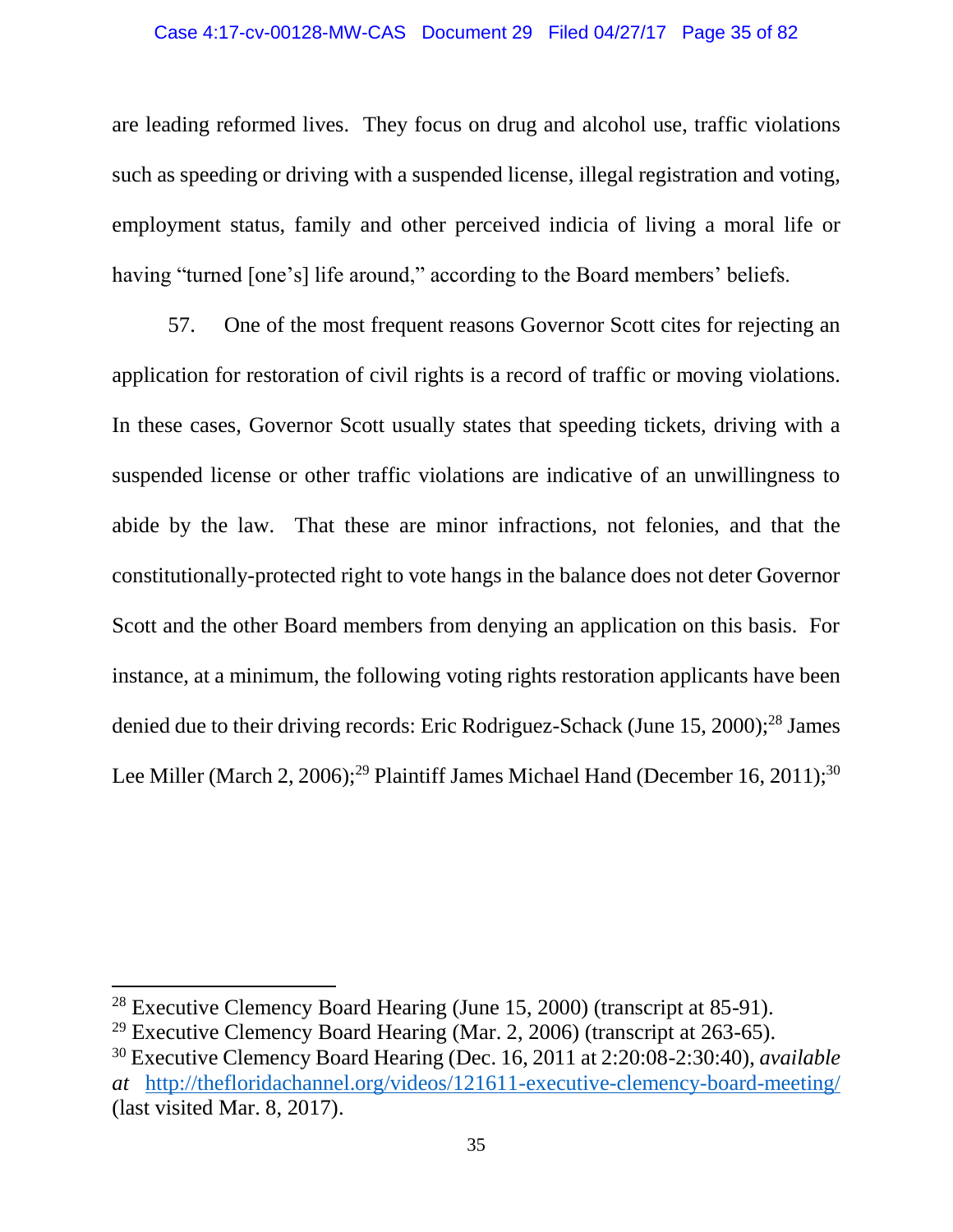are leading reformed lives. They focus on drug and alcohol use, traffic violations such as speeding or driving with a suspended license, illegal registration and voting, employment status, family and other perceived indicia of living a moral life or having "turned [one's] life around," according to the Board members' beliefs.

57. One of the most frequent reasons Governor Scott cites for rejecting an application for restoration of civil rights is a record of traffic or moving violations. In these cases, Governor Scott usually states that speeding tickets, driving with a suspended license or other traffic violations are indicative of an unwillingness to abide by the law. That these are minor infractions, not felonies, and that the constitutionally-protected right to vote hangs in the balance does not deter Governor Scott and the other Board members from denying an application on this basis. For instance, at a minimum, the following voting rights restoration applicants have been denied due to their driving records: Eric Rodriguez-Schack (June 15, 2000);[28] James Lee Miller (March 2, 2006);[29] Plaintiff James Michael Hand (December 16, 2011);[30]

---

[28] Executive Clemency Board Hearing (June 15, 2000) (transcript at 85-91).

[29] Executive Clemency Board Hearing (Mar. 2, 2006) (transcript at 263-65).

[30] Executive Clemency Board Hearing (Dec. 16, 2011 at 2:20:08-2:30:40), *available at* http://thefloridachannel.org/videos/121611-executive-clemency-board-meeting/ (last visited Mar. 8, 2017).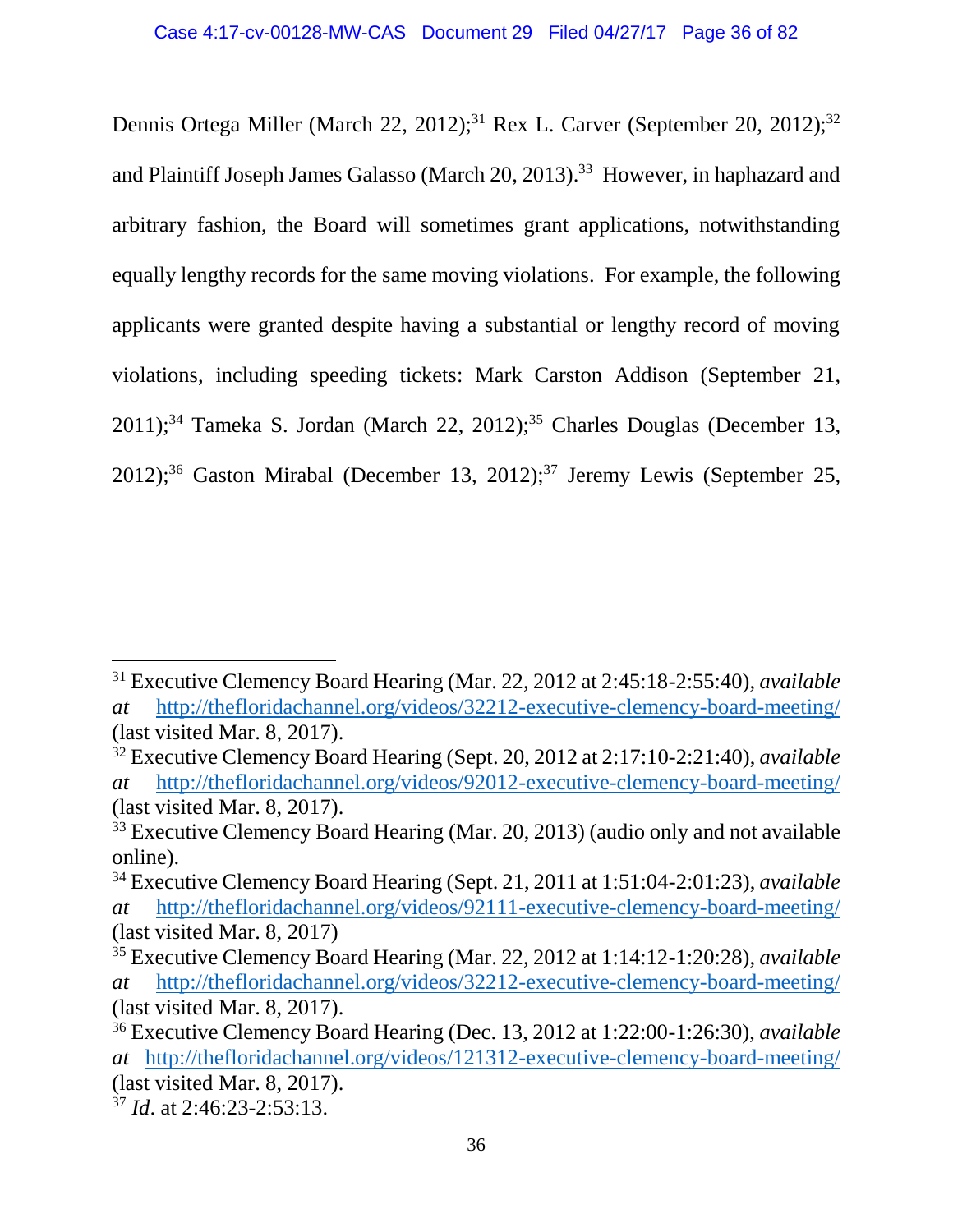Dennis Ortega Miller (March 22, 2012);[31] Rex L. Carver (September 20, 2012);[32] and Plaintiff Joseph James Galasso (March 20, 2013).[33] However, in haphazard and arbitrary fashion, the Board will sometimes grant applications, notwithstanding equally lengthy records for the same moving violations. For example, the following applicants were granted despite having a substantial or lengthy record of moving violations, including speeding tickets: Mark Carston Addison (September 21, 2011);[34] Tameka S. Jordan (March 22, 2012);[35] Charles Douglas (December 13, 2012);[36] Gaston Mirabal (December 13, 2012);[37] Jeremy Lewis (September 25,

---

[31] Executive Clemency Board Hearing (Mar. 22, 2012 at 2:45:18-2:55:40), *available at* http://thefloridachannel.org/videos/32212-executive-clemency-board-meeting/ (last visited Mar. 8, 2017).

[32] Executive Clemency Board Hearing (Sept. 20, 2012 at 2:17:10-2:21:40), *available at* http://thefloridachannel.org/videos/92012-executive-clemency-board-meeting/ (last visited Mar. 8, 2017).

[33] Executive Clemency Board Hearing (Mar. 20, 2013) (audio only and not available online).

[34] Executive Clemency Board Hearing (Sept. 21, 2011 at 1:51:04-2:01:23), *available at* http://thefloridachannel.org/videos/92111-executive-clemency-board-meeting/ (last visited Mar. 8, 2017)

[35] Executive Clemency Board Hearing (Mar. 22, 2012 at 1:14:12-1:20:28), *available at* http://thefloridachannel.org/videos/32212-executive-clemency-board-meeting/ (last visited Mar. 8, 2017).

[36] Executive Clemency Board Hearing (Dec. 13, 2012 at 1:22:00-1:26:30), *available at* http://thefloridachannel.org/videos/121312-executive-clemency-board-meeting/ (last visited Mar. 8, 2017).

[37] *Id*. at 2:46:23-2:53:13.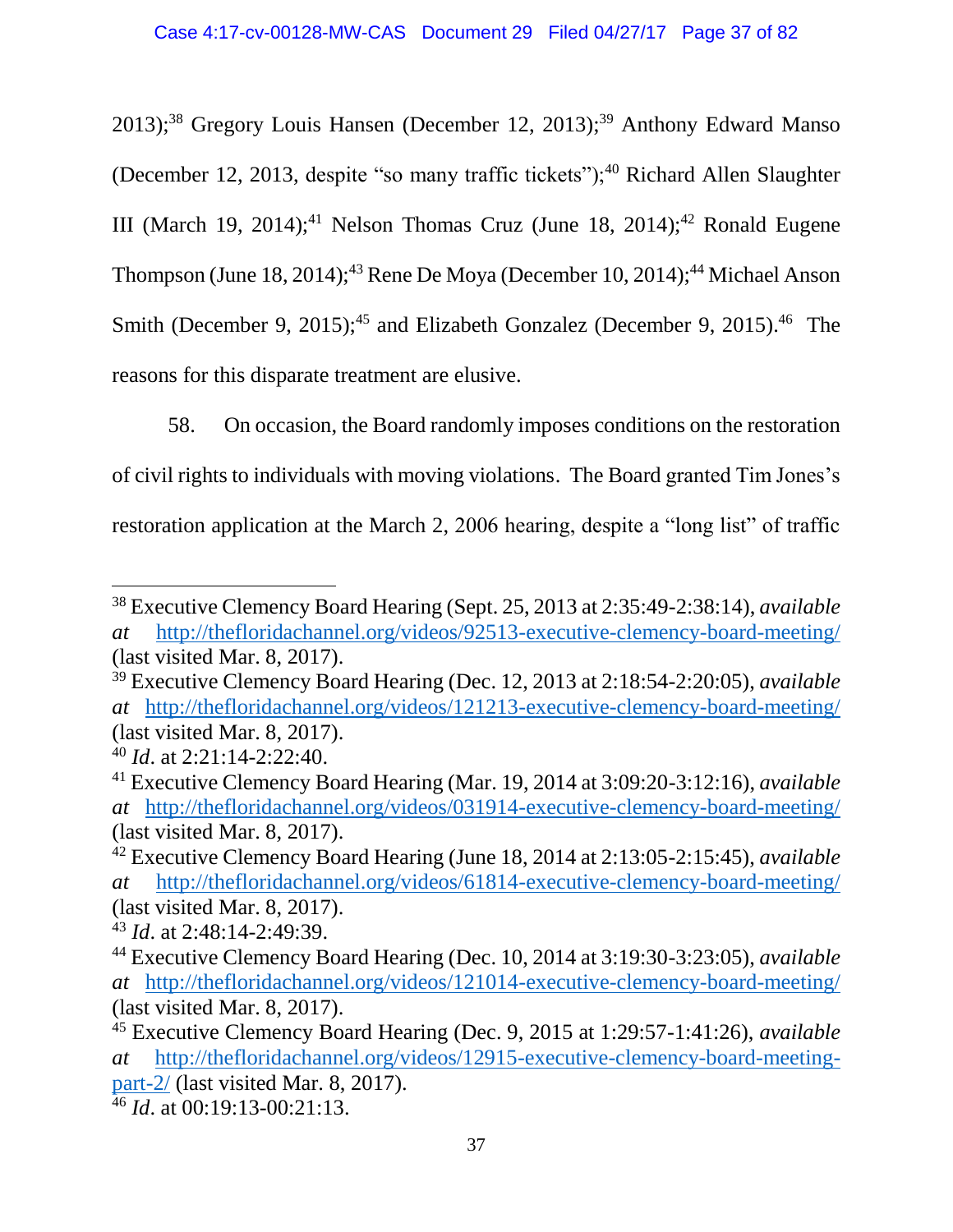2013);[38] Gregory Louis Hansen (December 12, 2013);[39] Anthony Edward Manso (December 12, 2013, despite "so many traffic tickets");[40] Richard Allen Slaughter III (March 19, 2014);[41] Nelson Thomas Cruz (June 18, 2014);[42] Ronald Eugene Thompson (June 18, 2014);[43] Rene De Moya (December 10, 2014);[44] Michael Anson Smith (December 9, 2015);[45] and Elizabeth Gonzalez (December 9, 2015).[46] The reasons for this disparate treatment are elusive.

58. On occasion, the Board randomly imposes conditions on the restoration of civil rights to individuals with moving violations. The Board granted Tim Jones's restoration application at the March 2, 2006 hearing, despite a "long list" of traffic

---

[38] Executive Clemency Board Hearing (Sept. 25, 2013 at 2:35:49-2:38:14), *available at* http://thefloridachannel.org/videos/92513-executive-clemency-board-meeting/ (last visited Mar. 8, 2017).

[39] Executive Clemency Board Hearing (Dec. 12, 2013 at 2:18:54-2:20:05), *available at* http://thefloridachannel.org/videos/121213-executive-clemency-board-meeting/ (last visited Mar. 8, 2017).

[40] *Id*. at 2:21:14-2:22:40.

[41] Executive Clemency Board Hearing (Mar. 19, 2014 at 3:09:20-3:12:16), *available at* http://thefloridachannel.org/videos/031914-executive-clemency-board-meeting/ (last visited Mar. 8, 2017).

[42] Executive Clemency Board Hearing (June 18, 2014 at 2:13:05-2:15:45), *available at* http://thefloridachannel.org/videos/61814-executive-clemency-board-meeting/ (last visited Mar. 8, 2017).

[43] *Id*. at 2:48:14-2:49:39.

[44] Executive Clemency Board Hearing (Dec. 10, 2014 at 3:19:30-3:23:05), *available at* http://thefloridachannel.org/videos/121014-executive-clemency-board-meeting/ (last visited Mar. 8, 2017).

[45] Executive Clemency Board Hearing (Dec. 9, 2015 at 1:29:57-1:41:26), *available at* http://thefloridachannel.org/videos/12915-executive-clemency-board-meeting-part-2/ (last visited Mar. 8, 2017).

[46] *Id*. at 00:19:13-00:21:13.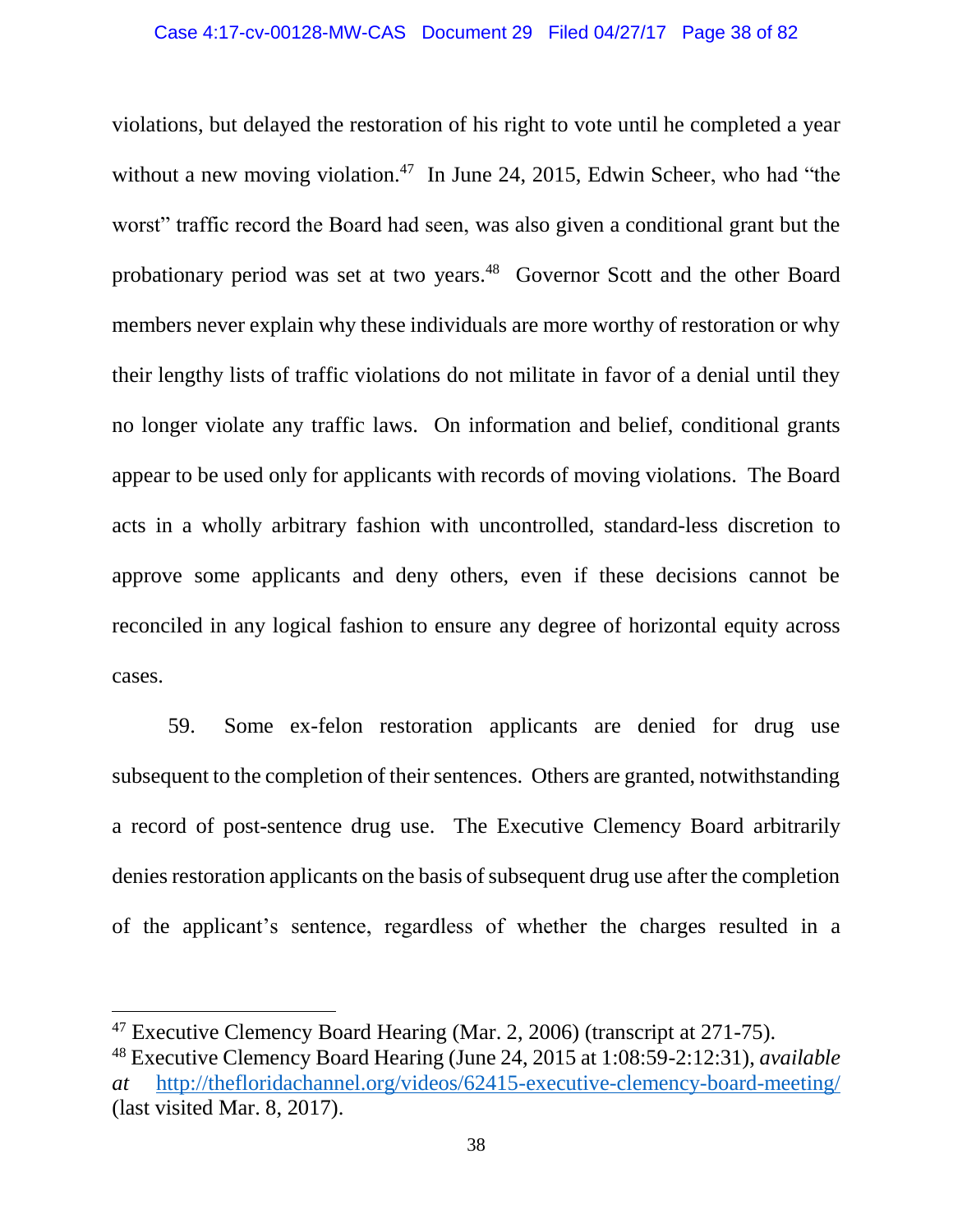violations, but delayed the restoration of his right to vote until he completed a year without a new moving violation.[47] In June 24, 2015, Edwin Scheer, who had "the worst" traffic record the Board had seen, was also given a conditional grant but the probationary period was set at two years.[48] Governor Scott and the other Board members never explain why these individuals are more worthy of restoration or why their lengthy lists of traffic violations do not militate in favor of a denial until they no longer violate any traffic laws. On information and belief, conditional grants appear to be used only for applicants with records of moving violations. The Board acts in a wholly arbitrary fashion with uncontrolled, standard-less discretion to approve some applicants and deny others, even if these decisions cannot be reconciled in any logical fashion to ensure any degree of horizontal equity across cases.

59. Some ex-felon restoration applicants are denied for drug use subsequent to the completion of their sentences. Others are granted, notwithstanding a record of post-sentence drug use. The Executive Clemency Board arbitrarily denies restoration applicants on the basis of subsequent drug use after the completion of the applicant's sentence, regardless of whether the charges resulted in a

---

[47] Executive Clemency Board Hearing (Mar. 2, 2006) (transcript at 271-75).

[48] Executive Clemency Board Hearing (June 24, 2015 at 1:08:59-2:12:31), *available at* http://thefloridachannel.org/videos/62415-executive-clemency-board-meeting/ (last visited Mar. 8, 2017).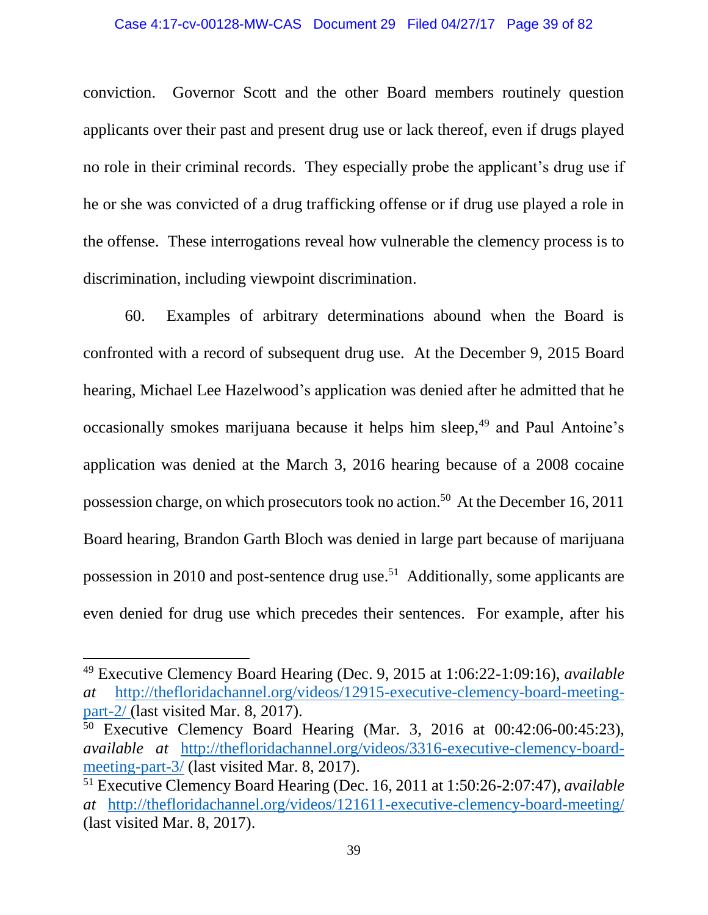conviction. Governor Scott and the other Board members routinely question applicants over their past and present drug use or lack thereof, even if drugs played no role in their criminal records. They especially probe the applicant's drug use if he or she was convicted of a drug trafficking offense or if drug use played a role in the offense. These interrogations reveal how vulnerable the clemency process is to discrimination, including viewpoint discrimination.

60. Examples of arbitrary determinations abound when the Board is confronted with a record of subsequent drug use. At the December 9, 2015 Board hearing, Michael Lee Hazelwood's application was denied after he admitted that he occasionally smokes marijuana because it helps him sleep,[49] and Paul Antoine's application was denied at the March 3, 2016 hearing because of a 2008 cocaine possession charge, on which prosecutors took no action.[50] At the December 16, 2011 Board hearing, Brandon Garth Bloch was denied in large part because of marijuana possession in 2010 and post-sentence drug use.[51] Additionally, some applicants are even denied for drug use which precedes their sentences. For example, after his

---

[49] Executive Clemency Board Hearing (Dec. 9, 2015 at 1:06:22-1:09:16), *available at* http://thefloridachannel.org/videos/12915-executive-clemency-board-meeting-part-2/ (last visited Mar. 8, 2017).

[50] Executive Clemency Board Hearing (Mar. 3, 2016 at 00:42:06-00:45:23), *available at* http://thefloridachannel.org/videos/3316-executive-clemency-board-meeting-part-3/ (last visited Mar. 8, 2017).

[51] Executive Clemency Board Hearing (Dec. 16, 2011 at 1:50:26-2:07:47), *available at* http://thefloridachannel.org/videos/121611-executive-clemency-board-meeting/ (last visited Mar. 8, 2017).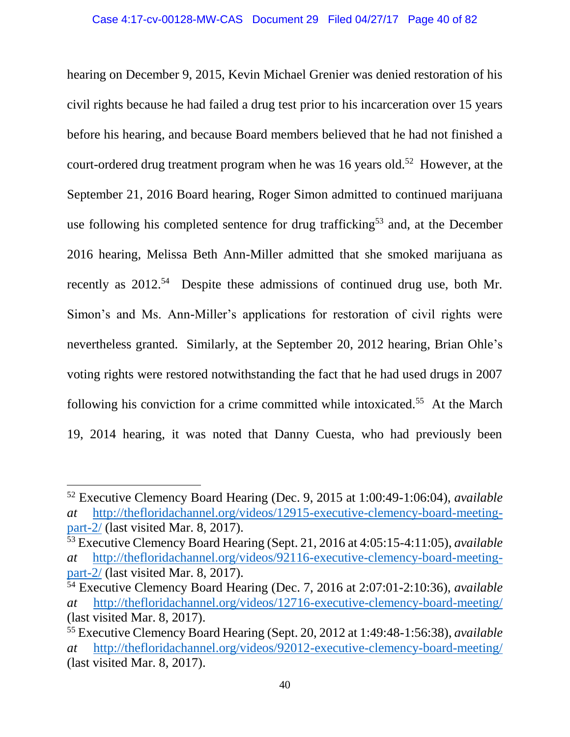hearing on December 9, 2015, Kevin Michael Grenier was denied restoration of his civil rights because he had failed a drug test prior to his incarceration over 15 years before his hearing, and because Board members believed that he had not finished a court-ordered drug treatment program when he was 16 years old.[52] However, at the September 21, 2016 Board hearing, Roger Simon admitted to continued marijuana use following his completed sentence for drug trafficking[53] and, at the December 2016 hearing, Melissa Beth Ann-Miller admitted that she smoked marijuana as recently as 2012.[54] Despite these admissions of continued drug use, both Mr. Simon's and Ms. Ann-Miller's applications for restoration of civil rights were nevertheless granted. Similarly, at the September 20, 2012 hearing, Brian Ohle's voting rights were restored notwithstanding the fact that he had used drugs in 2007 following his conviction for a crime committed while intoxicated.[55] At the March 19, 2014 hearing, it was noted that Danny Cuesta, who had previously been

---

[52] Executive Clemency Board Hearing (Dec. 9, 2015 at 1:00:49-1:06:04), *available at* http://thefloridachannel.org/videos/12915-executive-clemency-board-meeting-part-2/ (last visited Mar. 8, 2017).

[53] Executive Clemency Board Hearing (Sept. 21, 2016 at 4:05:15-4:11:05), *available at* http://thefloridachannel.org/videos/92116-executive-clemency-board-meeting-part-2/ (last visited Mar. 8, 2017).

[54] Executive Clemency Board Hearing (Dec. 7, 2016 at 2:07:01-2:10:36), *available at* http://thefloridachannel.org/videos/12716-executive-clemency-board-meeting/ (last visited Mar. 8, 2017).

[55] Executive Clemency Board Hearing (Sept. 20, 2012 at 1:49:48-1:56:38), *available at* http://thefloridachannel.org/videos/92012-executive-clemency-board-meeting/ (last visited Mar. 8, 2017).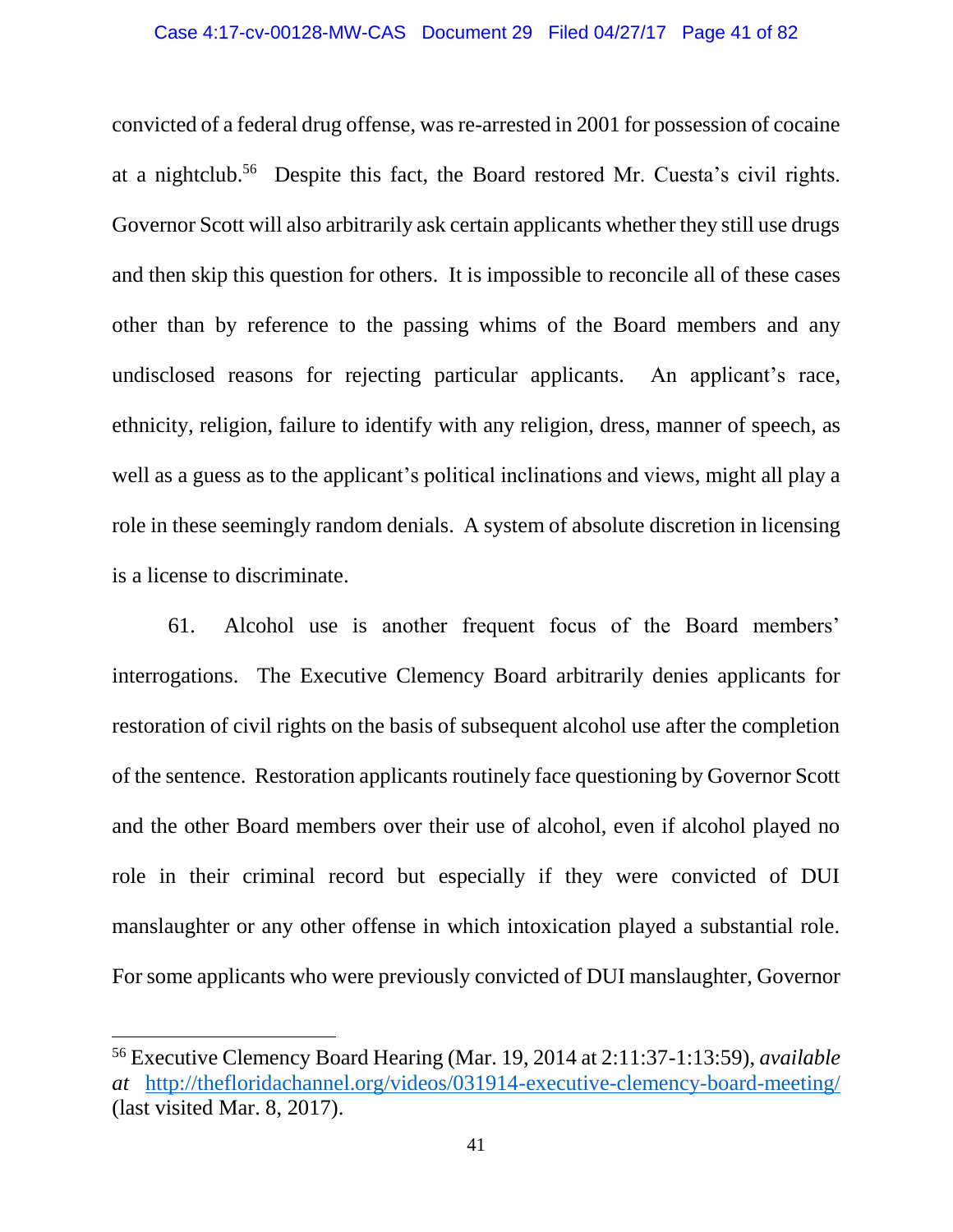convicted of a federal drug offense, was re-arrested in 2001 for possession of cocaine at a nightclub.[56] Despite this fact, the Board restored Mr. Cuesta's civil rights. Governor Scott will also arbitrarily ask certain applicants whether they still use drugs and then skip this question for others. It is impossible to reconcile all of these cases other than by reference to the passing whims of the Board members and any undisclosed reasons for rejecting particular applicants. An applicant's race, ethnicity, religion, failure to identify with any religion, dress, manner of speech, as well as a guess as to the applicant's political inclinations and views, might all play a role in these seemingly random denials. A system of absolute discretion in licensing is a license to discriminate.

61. Alcohol use is another frequent focus of the Board members' interrogations. The Executive Clemency Board arbitrarily denies applicants for restoration of civil rights on the basis of subsequent alcohol use after the completion of the sentence. Restoration applicants routinely face questioning by Governor Scott and the other Board members over their use of alcohol, even if alcohol played no role in their criminal record but especially if they were convicted of DUI manslaughter or any other offense in which intoxication played a substantial role. For some applicants who were previously convicted of DUI manslaughter, Governor

---

[56] Executive Clemency Board Hearing (Mar. 19, 2014 at 2:11:37-1:13:59), *available at* http://thefloridachannel.org/videos/031914-executive-clemency-board-meeting/ (last visited Mar. 8, 2017).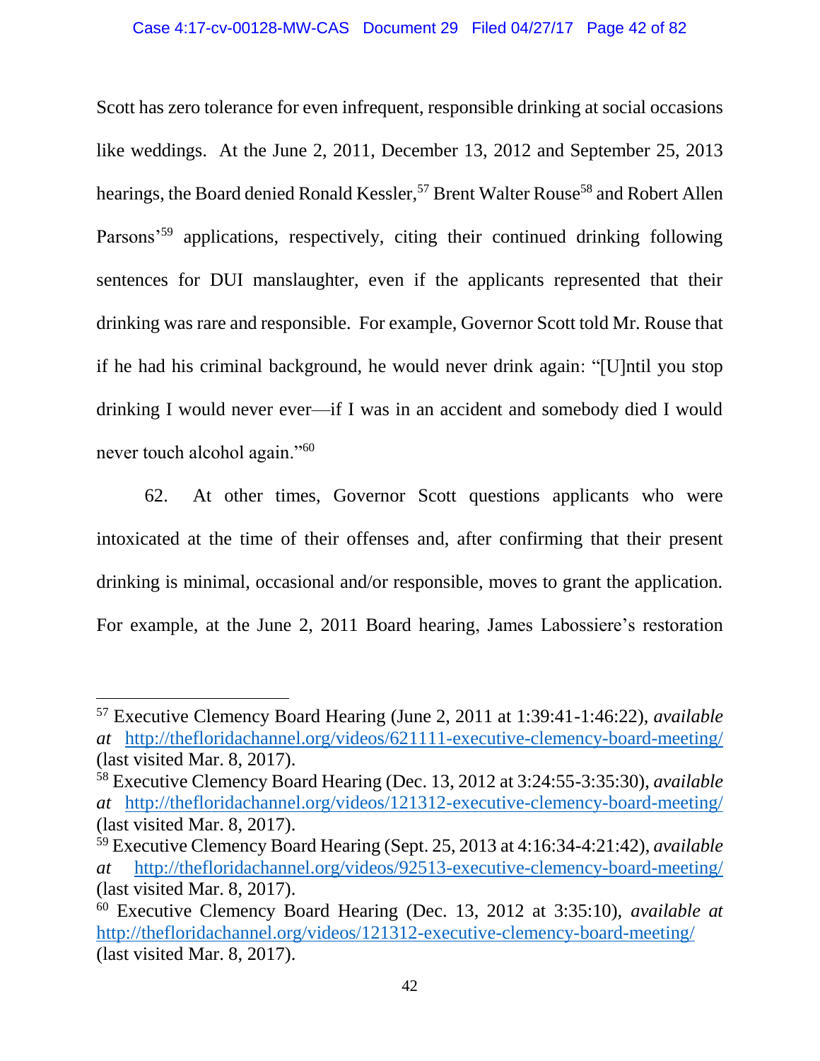Scott has zero tolerance for even infrequent, responsible drinking at social occasions like weddings. At the June 2, 2011, December 13, 2012 and September 25, 2013 hearings, the Board denied Ronald Kessler,[57] Brent Walter Rouse[58] and Robert Allen Parsons'[59] applications, respectively, citing their continued drinking following sentences for DUI manslaughter, even if the applicants represented that their drinking was rare and responsible. For example, Governor Scott told Mr. Rouse that if he had his criminal background, he would never drink again: "[U]ntil you stop drinking I would never ever—if I was in an accident and somebody died I would never touch alcohol again."[60]

62. At other times, Governor Scott questions applicants who were intoxicated at the time of their offenses and, after confirming that their present drinking is minimal, occasional and/or responsible, moves to grant the application. For example, at the June 2, 2011 Board hearing, James Labossiere's restoration

---

[57] Executive Clemency Board Hearing (June 2, 2011 at 1:39:41-1:46:22), *available at* http://thefloridachannel.org/videos/621111-executive-clemency-board-meeting/ (last visited Mar. 8, 2017).

[58] Executive Clemency Board Hearing (Dec. 13, 2012 at 3:24:55-3:35:30), *available at* http://thefloridachannel.org/videos/121312-executive-clemency-board-meeting/ (last visited Mar. 8, 2017).

[59] Executive Clemency Board Hearing (Sept. 25, 2013 at 4:16:34-4:21:42), *available at* http://thefloridachannel.org/videos/92513-executive-clemency-board-meeting/ (last visited Mar. 8, 2017).

[60] Executive Clemency Board Hearing (Dec. 13, 2012 at 3:35:10), *available at* http://thefloridachannel.org/videos/121312-executive-clemency-board-meeting/ (last visited Mar. 8, 2017).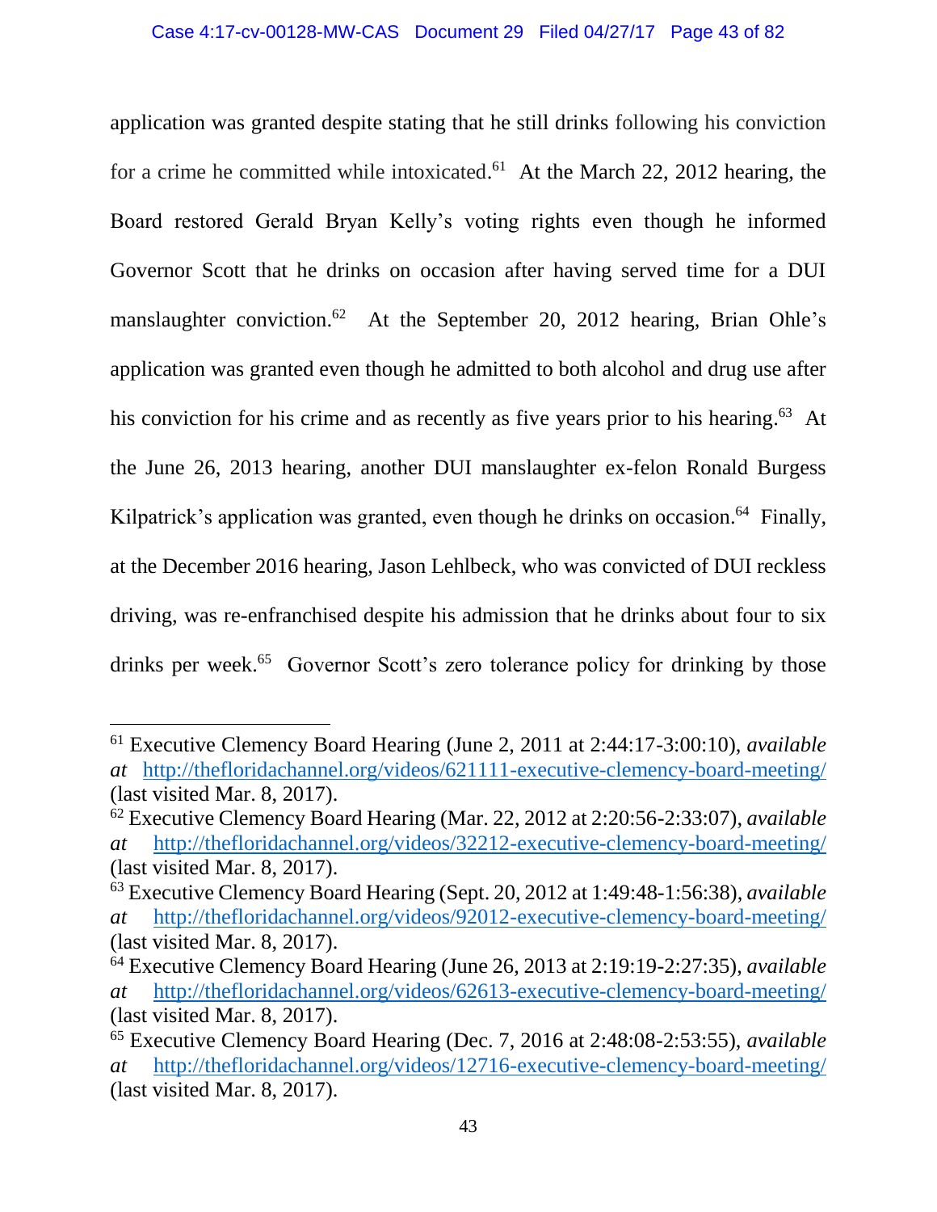application was granted despite stating that he still drinks following his conviction for a crime he committed while intoxicated.[61] At the March 22, 2012 hearing, the Board restored Gerald Bryan Kelly's voting rights even though he informed Governor Scott that he drinks on occasion after having served time for a DUI manslaughter conviction.[62] At the September 20, 2012 hearing, Brian Ohle's application was granted even though he admitted to both alcohol and drug use after his conviction for his crime and as recently as five years prior to his hearing.[63] At the June 26, 2013 hearing, another DUI manslaughter ex-felon Ronald Burgess Kilpatrick's application was granted, even though he drinks on occasion.[64] Finally, at the December 2016 hearing, Jason Lehlbeck, who was convicted of DUI reckless driving, was re-enfranchised despite his admission that he drinks about four to six drinks per week.[65] Governor Scott's zero tolerance policy for drinking by those

---

[61] Executive Clemency Board Hearing (June 2, 2011 at 2:44:17-3:00:10), *available at* http://thefloridachannel.org/videos/621111-executive-clemency-board-meeting/ (last visited Mar. 8, 2017).

[62] Executive Clemency Board Hearing (Mar. 22, 2012 at 2:20:56-2:33:07), *available at* http://thefloridachannel.org/videos/32212-executive-clemency-board-meeting/ (last visited Mar. 8, 2017).

[63] Executive Clemency Board Hearing (Sept. 20, 2012 at 1:49:48-1:56:38), *available at* http://thefloridachannel.org/videos/92012-executive-clemency-board-meeting/ (last visited Mar. 8, 2017).

[64] Executive Clemency Board Hearing (June 26, 2013 at 2:19:19-2:27:35), *available at* http://thefloridachannel.org/videos/62613-executive-clemency-board-meeting/ (last visited Mar. 8, 2017).

[65] Executive Clemency Board Hearing (Dec. 7, 2016 at 2:48:08-2:53:55), *available at* http://thefloridachannel.org/videos/12716-executive-clemency-board-meeting/ (last visited Mar. 8, 2017).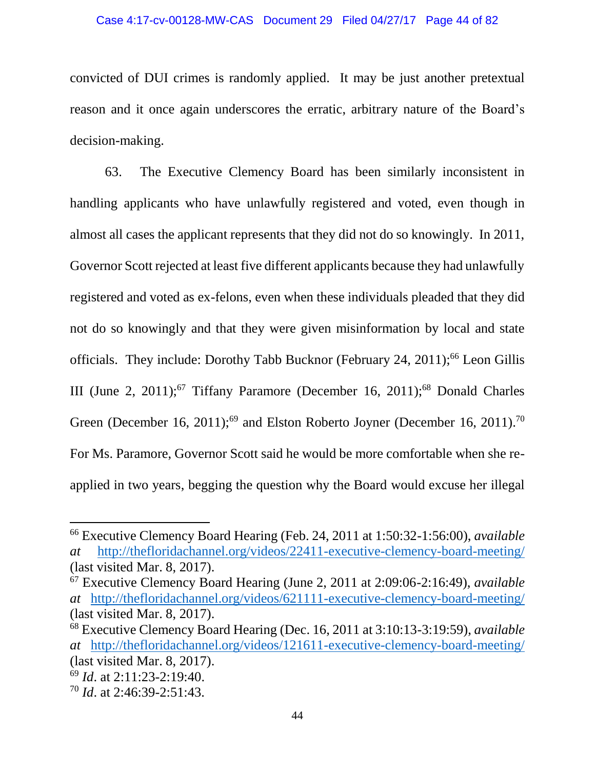convicted of DUI crimes is randomly applied. It may be just another pretextual reason and it once again underscores the erratic, arbitrary nature of the Board's decision-making.

63. The Executive Clemency Board has been similarly inconsistent in handling applicants who have unlawfully registered and voted, even though in almost all cases the applicant represents that they did not do so knowingly. In 2011, Governor Scott rejected at least five different applicants because they had unlawfully registered and voted as ex-felons, even when these individuals pleaded that they did not do so knowingly and that they were given misinformation by local and state officials. They include: Dorothy Tabb Bucknor (February 24, 2011);[66] Leon Gillis III (June 2, 2011);[67] Tiffany Paramore (December 16, 2011);[68] Donald Charles Green (December 16, 2011);[69] and Elston Roberto Joyner (December 16, 2011).[70] For Ms. Paramore, Governor Scott said he would be more comfortable when she re-applied in two years, begging the question why the Board would excuse her illegal

---

[66] Executive Clemency Board Hearing (Feb. 24, 2011 at 1:50:32-1:56:00), *available at* http://thefloridachannel.org/videos/22411-executive-clemency-board-meeting/ (last visited Mar. 8, 2017).

[67] Executive Clemency Board Hearing (June 2, 2011 at 2:09:06-2:16:49), *available at* http://thefloridachannel.org/videos/621111-executive-clemency-board-meeting/ (last visited Mar. 8, 2017).

[68] Executive Clemency Board Hearing (Dec. 16, 2011 at 3:10:13-3:19:59), *available at* http://thefloridachannel.org/videos/121611-executive-clemency-board-meeting/ (last visited Mar. 8, 2017).

[69] *Id*. at 2:11:23-2:19:40.

[70] *Id*. at 2:46:39-2:51:43.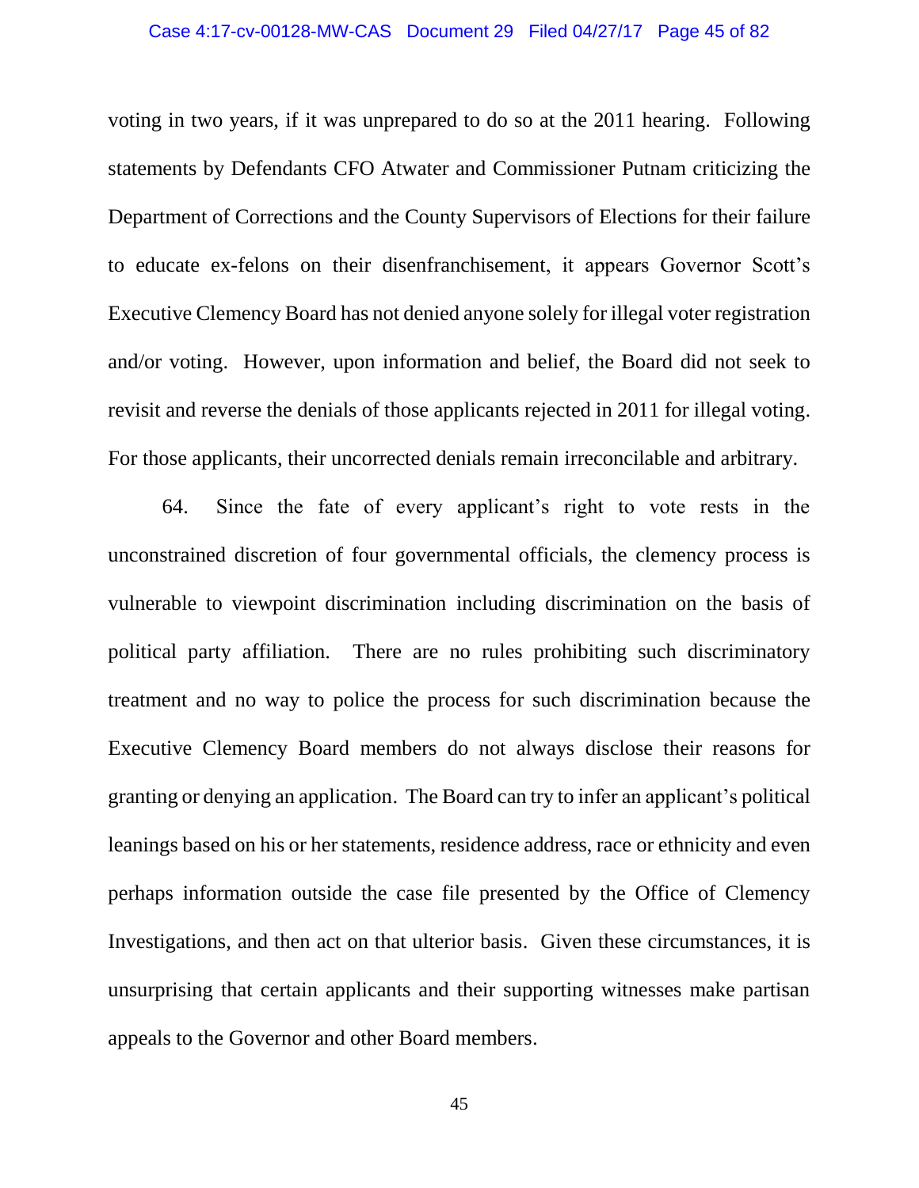voting in two years, if it was unprepared to do so at the 2011 hearing. Following statements by Defendants CFO Atwater and Commissioner Putnam criticizing the Department of Corrections and the County Supervisors of Elections for their failure to educate ex-felons on their disenfranchisement, it appears Governor Scott's Executive Clemency Board has not denied anyone solely for illegal voter registration and/or voting. However, upon information and belief, the Board did not seek to revisit and reverse the denials of those applicants rejected in 2011 for illegal voting. For those applicants, their uncorrected denials remain irreconcilable and arbitrary.

64. Since the fate of every applicant's right to vote rests in the unconstrained discretion of four governmental officials, the clemency process is vulnerable to viewpoint discrimination including discrimination on the basis of political party affiliation. There are no rules prohibiting such discriminatory treatment and no way to police the process for such discrimination because the Executive Clemency Board members do not always disclose their reasons for granting or denying an application. The Board can try to infer an applicant's political leanings based on his or her statements, residence address, race or ethnicity and even perhaps information outside the case file presented by the Office of Clemency Investigations, and then act on that ulterior basis. Given these circumstances, it is unsurprising that certain applicants and their supporting witnesses make partisan appeals to the Governor and other Board members.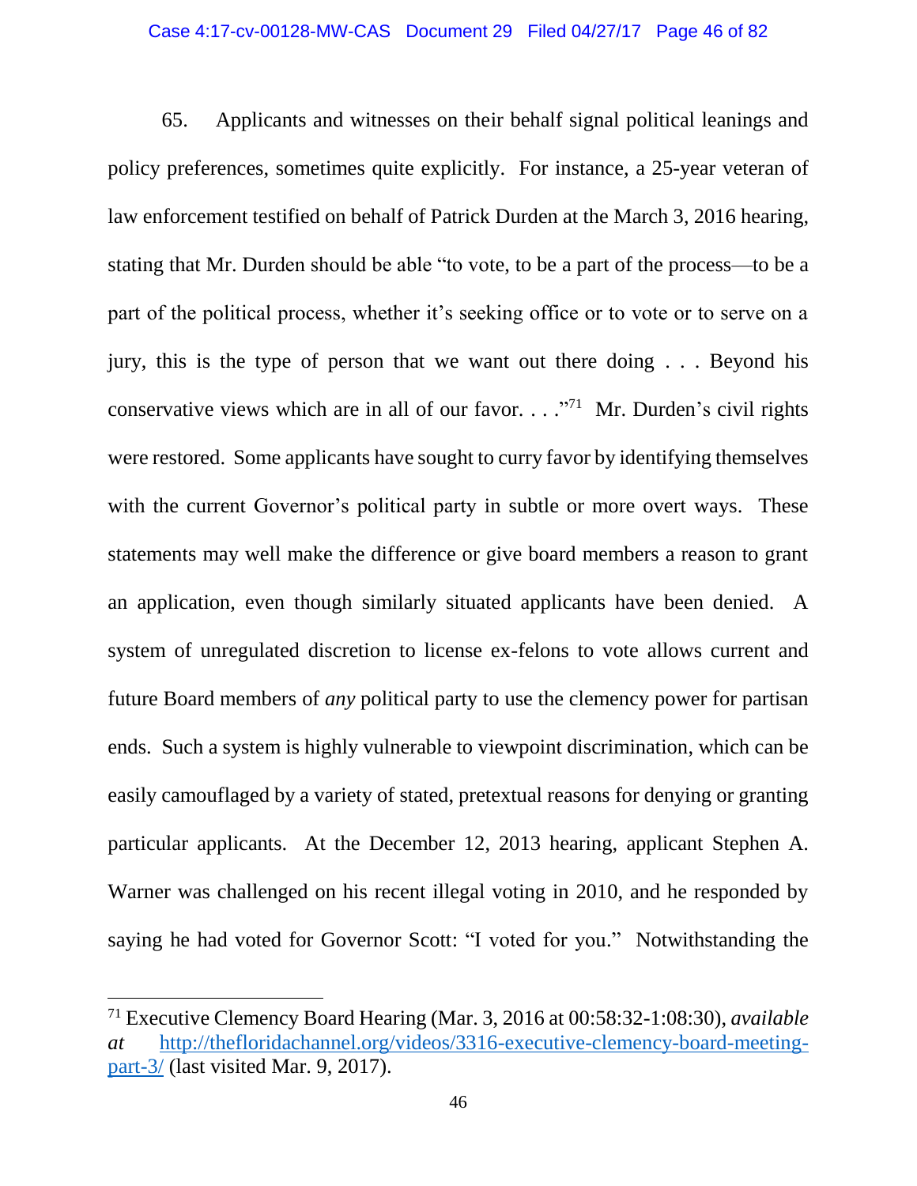65. Applicants and witnesses on their behalf signal political leanings and policy preferences, sometimes quite explicitly. For instance, a 25-year veteran of law enforcement testified on behalf of Patrick Durden at the March 3, 2016 hearing, stating that Mr. Durden should be able "to vote, to be a part of the process—to be a part of the political process, whether it's seeking office or to vote or to serve on a jury, this is the type of person that we want out there doing . . . Beyond his conservative views which are in all of our favor. . . ."[71] Mr. Durden's civil rights were restored. Some applicants have sought to curry favor by identifying themselves with the current Governor's political party in subtle or more overt ways. These statements may well make the difference or give board members a reason to grant an application, even though similarly situated applicants have been denied. A system of unregulated discretion to license ex-felons to vote allows current and future Board members of *any* political party to use the clemency power for partisan ends. Such a system is highly vulnerable to viewpoint discrimination, which can be easily camouflaged by a variety of stated, pretextual reasons for denying or granting particular applicants. At the December 12, 2013 hearing, applicant Stephen A. Warner was challenged on his recent illegal voting in 2010, and he responded by saying he had voted for Governor Scott: "I voted for you." Notwithstanding the

---

[71] Executive Clemency Board Hearing (Mar. 3, 2016 at 00:58:32-1:08:30), *available at* http://thefloridachannel.org/videos/3316-executive-clemency-board-meeting-part-3/ (last visited Mar. 9, 2017).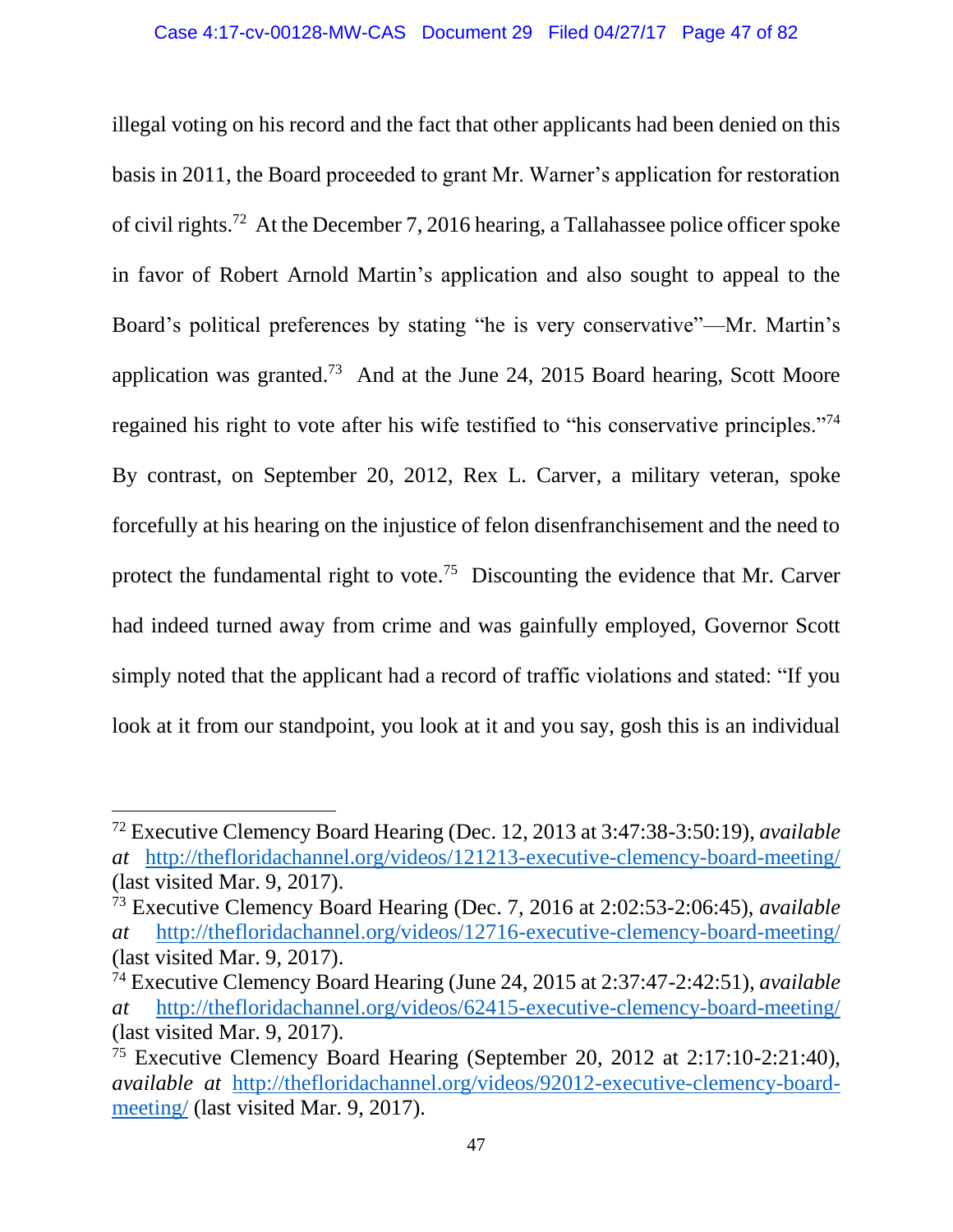illegal voting on his record and the fact that other applicants had been denied on this basis in 2011, the Board proceeded to grant Mr. Warner's application for restoration of civil rights.[72] At the December 7, 2016 hearing, a Tallahassee police officer spoke in favor of Robert Arnold Martin's application and also sought to appeal to the Board's political preferences by stating "he is very conservative"—Mr. Martin's application was granted.[73] And at the June 24, 2015 Board hearing, Scott Moore regained his right to vote after his wife testified to "his conservative principles."[74] By contrast, on September 20, 2012, Rex L. Carver, a military veteran, spoke forcefully at his hearing on the injustice of felon disenfranchisement and the need to protect the fundamental right to vote.[75] Discounting the evidence that Mr. Carver had indeed turned away from crime and was gainfully employed, Governor Scott simply noted that the applicant had a record of traffic violations and stated: "If you look at it from our standpoint, you look at it and you say, gosh this is an individual

---

[72] Executive Clemency Board Hearing (Dec. 12, 2013 at 3:47:38-3:50:19), *available at* http://thefloridachannel.org/videos/121213-executive-clemency-board-meeting/ (last visited Mar. 9, 2017).

[73] Executive Clemency Board Hearing (Dec. 7, 2016 at 2:02:53-2:06:45), *available at* http://thefloridachannel.org/videos/12716-executive-clemency-board-meeting/ (last visited Mar. 9, 2017).

[74] Executive Clemency Board Hearing (June 24, 2015 at 2:37:47-2:42:51), *available at* http://thefloridachannel.org/videos/62415-executive-clemency-board-meeting/ (last visited Mar. 9, 2017).

[75] Executive Clemency Board Hearing (September 20, 2012 at 2:17:10-2:21:40), *available at* http://thefloridachannel.org/videos/92012-executive-clemency-board-meeting/ (last visited Mar. 9, 2017).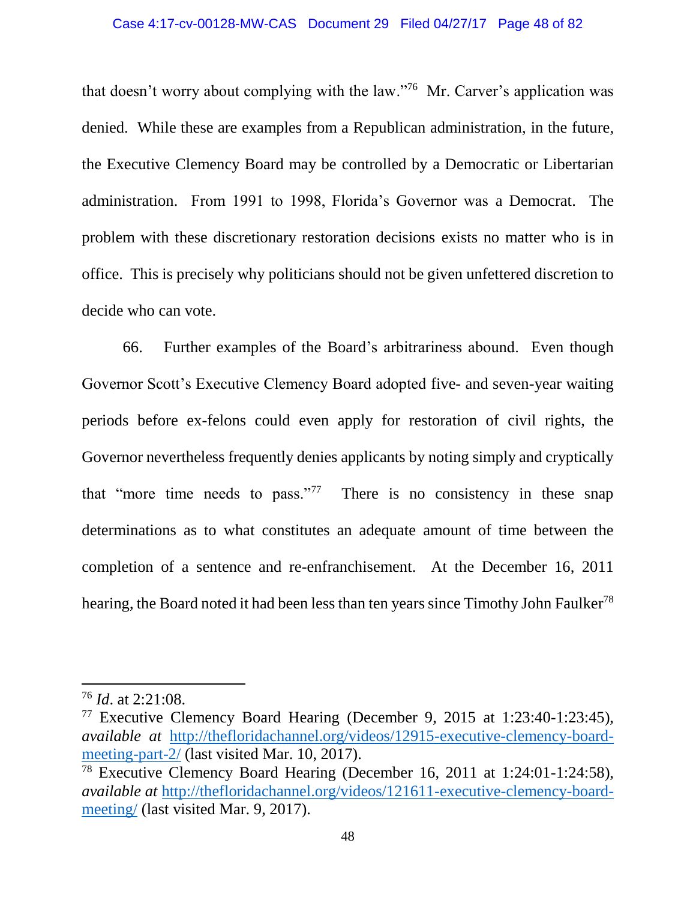that doesn't worry about complying with the law."[76] Mr. Carver's application was denied. While these are examples from a Republican administration, in the future, the Executive Clemency Board may be controlled by a Democratic or Libertarian administration. From 1991 to 1998, Florida's Governor was a Democrat. The problem with these discretionary restoration decisions exists no matter who is in office. This is precisely why politicians should not be given unfettered discretion to decide who can vote.

66. Further examples of the Board's arbitrariness abound. Even though Governor Scott's Executive Clemency Board adopted five- and seven-year waiting periods before ex-felons could even apply for restoration of civil rights, the Governor nevertheless frequently denies applicants by noting simply and cryptically that "more time needs to pass."[77] There is no consistency in these snap determinations as to what constitutes an adequate amount of time between the completion of a sentence and re-enfranchisement. At the December 16, 2011 hearing, the Board noted it had been less than ten years since Timothy John Faulker[78]

---

[76] *Id*. at 2:21:08.

[77] Executive Clemency Board Hearing (December 9, 2015 at 1:23:40-1:23:45), *available at* http://thefloridachannel.org/videos/12915-executive-clemency-board-meeting-part-2/ (last visited Mar. 10, 2017).

[78] Executive Clemency Board Hearing (December 16, 2011 at 1:24:01-1:24:58), *available at* http://thefloridachannel.org/videos/121611-executive-clemency-board-meeting/ (last visited Mar. 9, 2017).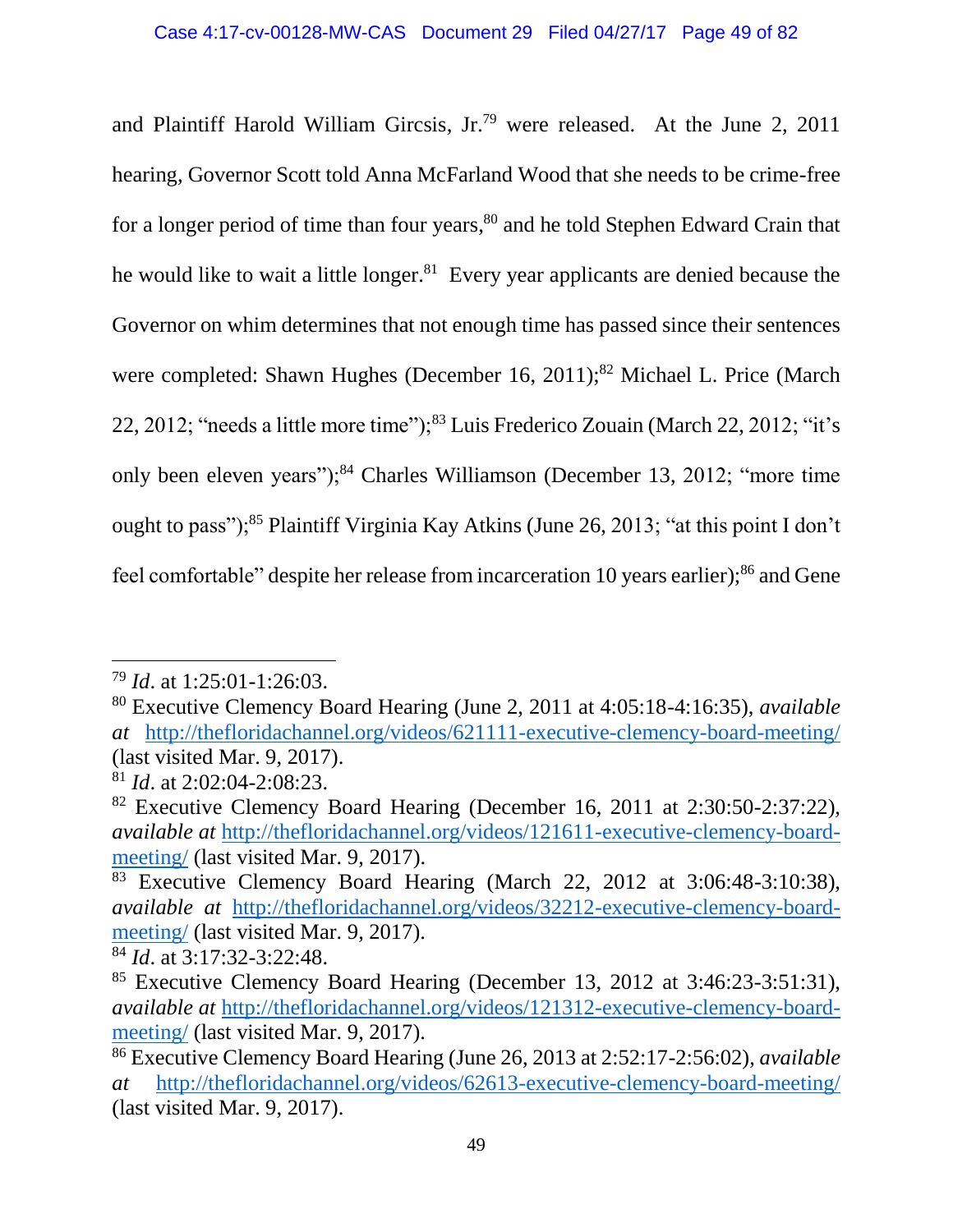and Plaintiff Harold William Gircsis, Jr.[79] were released. At the June 2, 2011 hearing, Governor Scott told Anna McFarland Wood that she needs to be crime-free for a longer period of time than four years,[80] and he told Stephen Edward Crain that he would like to wait a little longer.[81] Every year applicants are denied because the Governor on whim determines that not enough time has passed since their sentences were completed: Shawn Hughes (December 16, 2011);[82] Michael L. Price (March 22, 2012; "needs a little more time");[83] Luis Frederico Zouain (March 22, 2012; "it's only been eleven years");[84] Charles Williamson (December 13, 2012; "more time ought to pass");[85] Plaintiff Virginia Kay Atkins (June 26, 2013; "at this point I don't feel comfortable" despite her release from incarceration 10 years earlier);[86] and Gene

---

[79] *Id*. at 1:25:01-1:26:03.

[80] Executive Clemency Board Hearing (June 2, 2011 at 4:05:18-4:16:35), *available at* http://thefloridachannel.org/videos/621111-executive-clemency-board-meeting/ (last visited Mar. 9, 2017).

[81] *Id*. at 2:02:04-2:08:23.

[82] Executive Clemency Board Hearing (December 16, 2011 at 2:30:50-2:37:22), *available at* http://thefloridachannel.org/videos/121611-executive-clemency-board-meeting/ (last visited Mar. 9, 2017).

[83] Executive Clemency Board Hearing (March 22, 2012 at 3:06:48-3:10:38), *available at* http://thefloridachannel.org/videos/32212-executive-clemency-board-meeting/ (last visited Mar. 9, 2017).

[84] *Id*. at 3:17:32-3:22:48.

[85] Executive Clemency Board Hearing (December 13, 2012 at 3:46:23-3:51:31), *available at* http://thefloridachannel.org/videos/121312-executive-clemency-board-meeting/ (last visited Mar. 9, 2017).

[86] Executive Clemency Board Hearing (June 26, 2013 at 2:52:17-2:56:02), *available at* http://thefloridachannel.org/videos/62613-executive-clemency-board-meeting/ (last visited Mar. 9, 2017).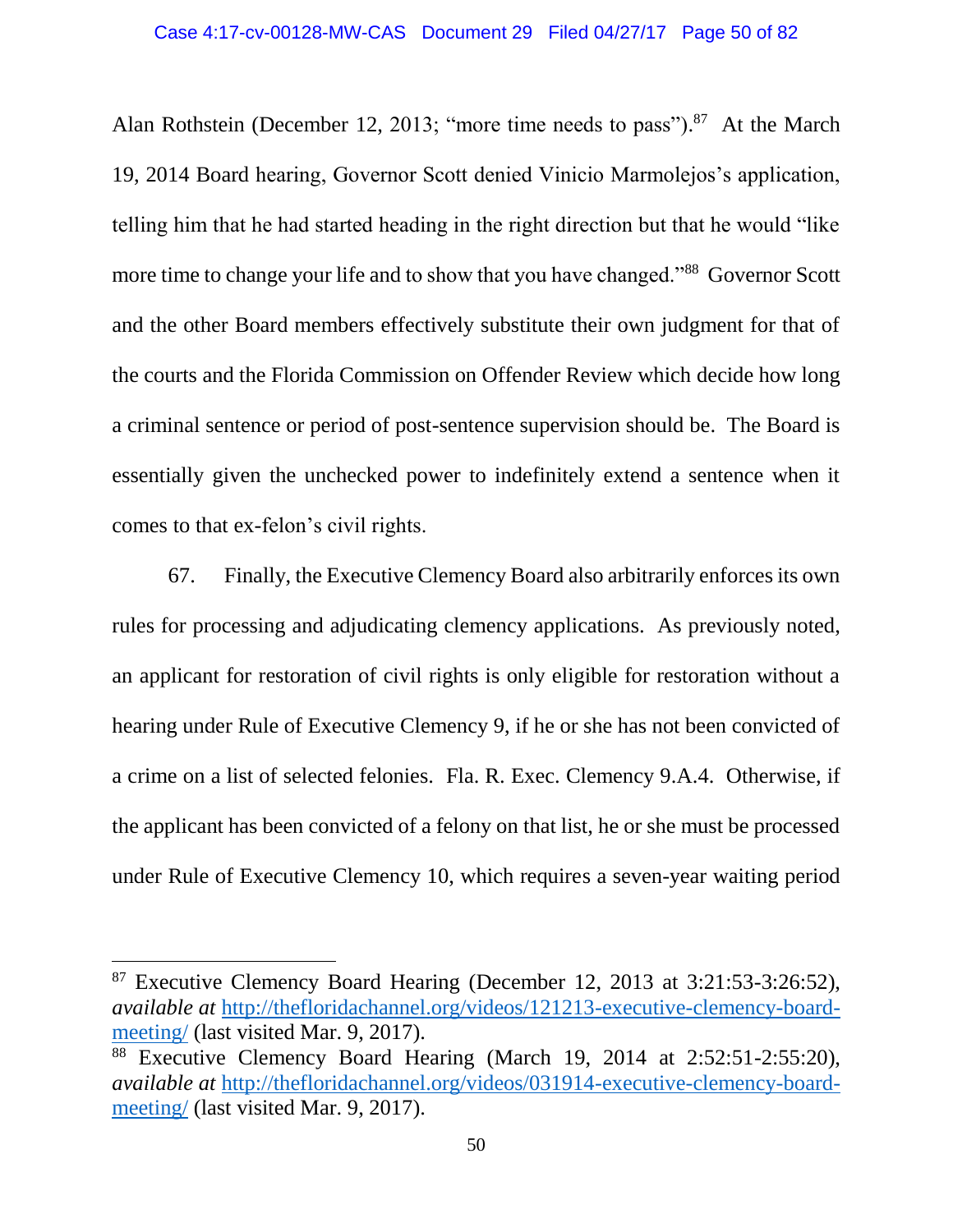Alan Rothstein (December 12, 2013; "more time needs to pass").[87] At the March 19, 2014 Board hearing, Governor Scott denied Vinicio Marmolejos's application, telling him that he had started heading in the right direction but that he would "like more time to change your life and to show that you have changed."[88] Governor Scott and the other Board members effectively substitute their own judgment for that of the courts and the Florida Commission on Offender Review which decide how long a criminal sentence or period of post-sentence supervision should be. The Board is essentially given the unchecked power to indefinitely extend a sentence when it comes to that ex-felon's civil rights.

67. Finally, the Executive Clemency Board also arbitrarily enforces its own rules for processing and adjudicating clemency applications. As previously noted, an applicant for restoration of civil rights is only eligible for restoration without a hearing under Rule of Executive Clemency 9, if he or she has not been convicted of a crime on a list of selected felonies. Fla. R. Exec. Clemency 9.A.4. Otherwise, if the applicant has been convicted of a felony on that list, he or she must be processed under Rule of Executive Clemency 10, which requires a seven-year waiting period

---

[87] Executive Clemency Board Hearing (December 12, 2013 at 3:21:53-3:26:52), *available at* [http://thefloridachannel.org/videos/121213-executive-clemency-board-meeting/](http://thefloridachannel.org/videos/121213-executive-clemency-board-meeting/) (last visited Mar. 9, 2017).

[88] Executive Clemency Board Hearing (March 19, 2014 at 2:52:51-2:55:20), *available at* [http://thefloridachannel.org/videos/031914-executive-clemency-board-meeting/](http://thefloridachannel.org/videos/031914-executive-clemency-board-meeting/) (last visited Mar. 9, 2017).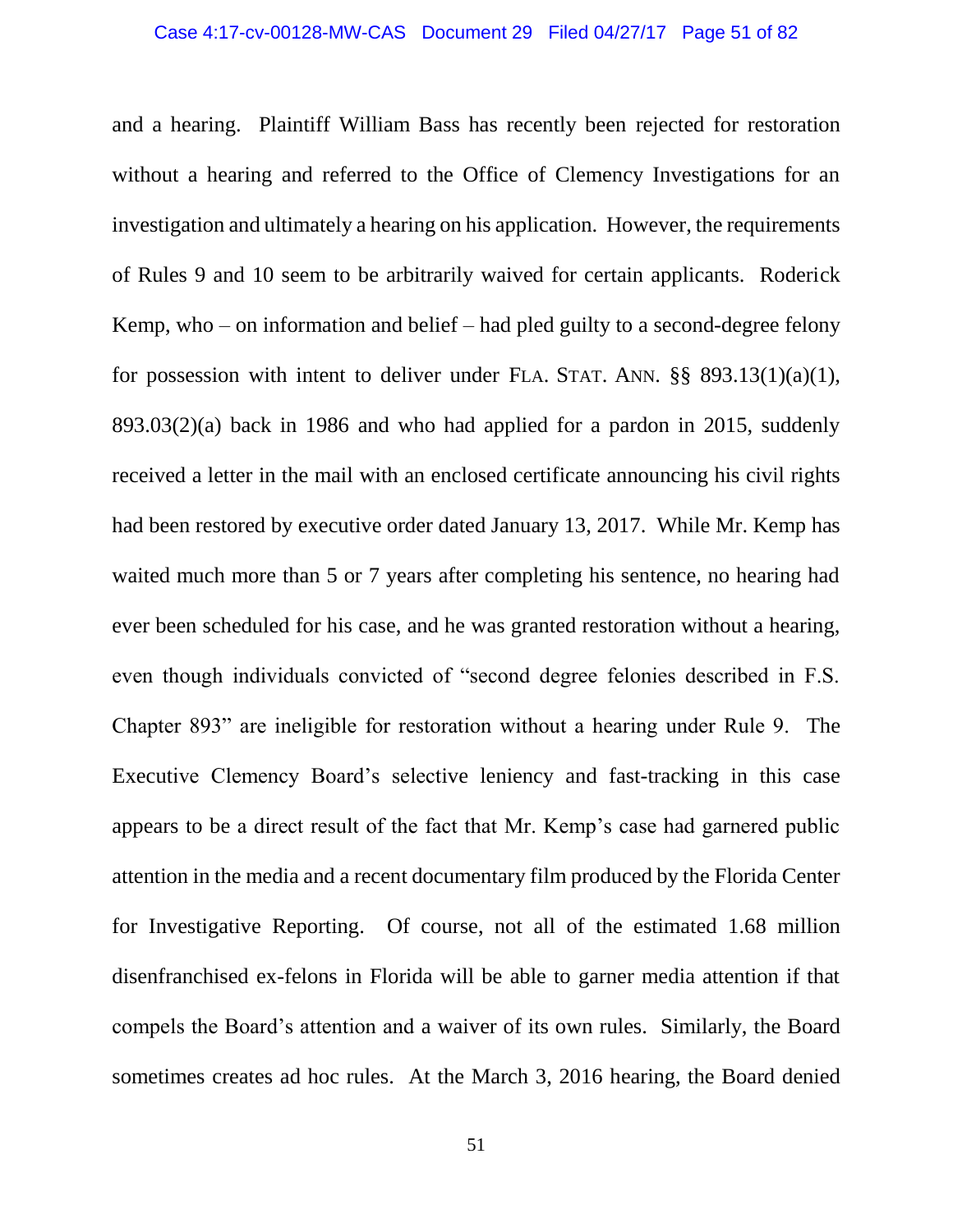and a hearing. Plaintiff William Bass has recently been rejected for restoration without a hearing and referred to the Office of Clemency Investigations for an investigation and ultimately a hearing on his application. However, the requirements of Rules 9 and 10 seem to be arbitrarily waived for certain applicants. Roderick Kemp, who – on information and belief – had pled guilty to a second-degree felony for possession with intent to deliver under FLA. STAT. ANN. §§ 893.13(1)(a)(1), 893.03(2)(a) back in 1986 and who had applied for a pardon in 2015, suddenly received a letter in the mail with an enclosed certificate announcing his civil rights had been restored by executive order dated January 13, 2017. While Mr. Kemp has waited much more than 5 or 7 years after completing his sentence, no hearing had ever been scheduled for his case, and he was granted restoration without a hearing, even though individuals convicted of "second degree felonies described in F.S. Chapter 893" are ineligible for restoration without a hearing under Rule 9. The Executive Clemency Board's selective leniency and fast-tracking in this case appears to be a direct result of the fact that Mr. Kemp's case had garnered public attention in the media and a recent documentary film produced by the Florida Center for Investigative Reporting. Of course, not all of the estimated 1.68 million disenfranchised ex-felons in Florida will be able to garner media attention if that compels the Board's attention and a waiver of its own rules. Similarly, the Board sometimes creates ad hoc rules. At the March 3, 2016 hearing, the Board denied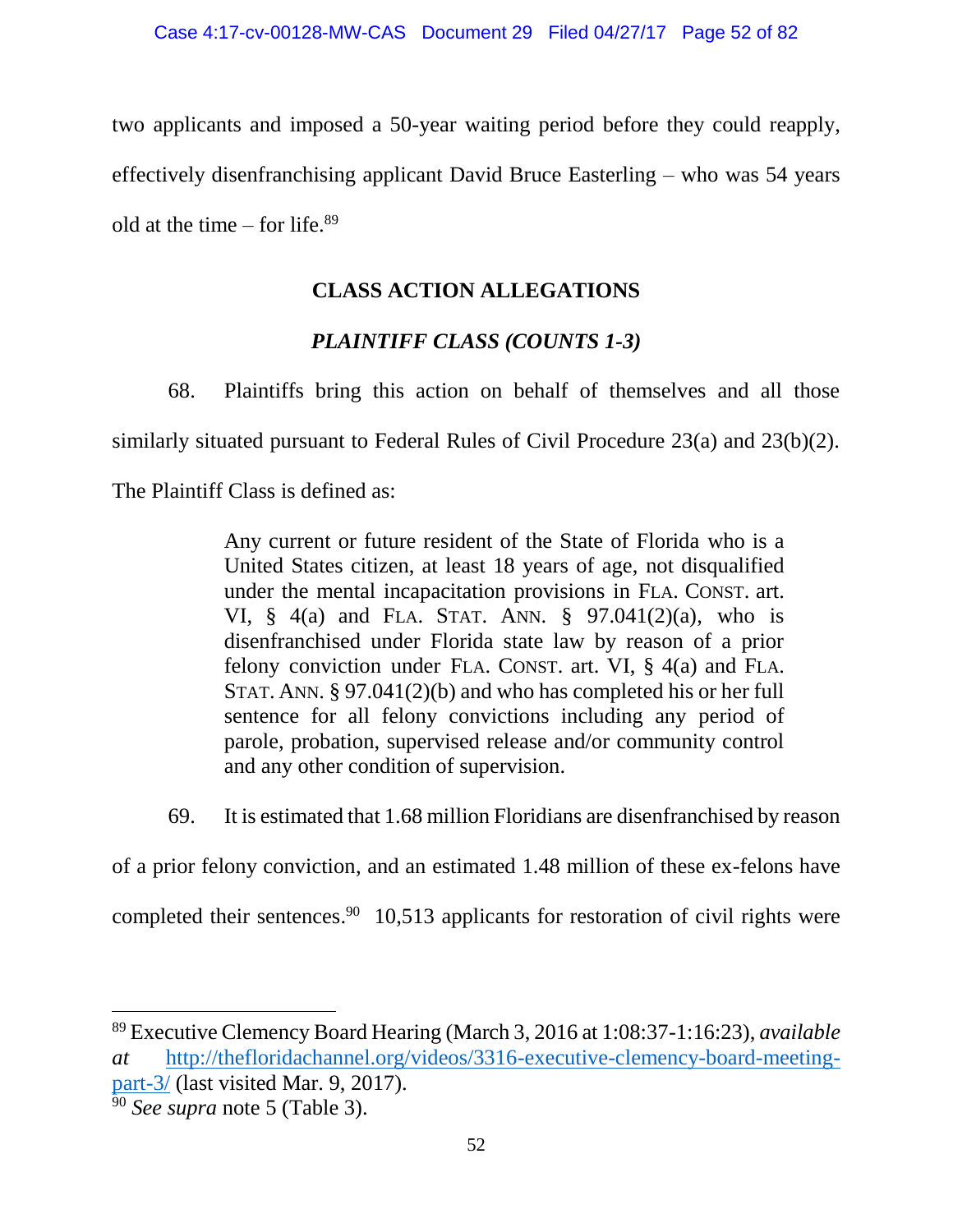two applicants and imposed a 50-year waiting period before they could reapply, effectively disenfranchising applicant David Bruce Easterling – who was 54 years old at the time – for life.[89]

## CLASS ACTION ALLEGATIONS

### *PLAINTIFF CLASS (COUNTS 1-3)*

68. Plaintiffs bring this action on behalf of themselves and all those similarly situated pursuant to Federal Rules of Civil Procedure 23(a) and 23(b)(2). The Plaintiff Class is defined as:

> Any current or future resident of the State of Florida who is a United States citizen, at least 18 years of age, not disqualified under the mental incapacitation provisions in FLA. CONST. art. VI, § 4(a) and FLA. STAT. ANN. § 97.041(2)(a), who is disenfranchised under Florida state law by reason of a prior felony conviction under FLA. CONST. art. VI, § 4(a) and FLA. STAT. ANN. § 97.041(2)(b) and who has completed his or her full sentence for all felony convictions including any period of parole, probation, supervised release and/or community control and any other condition of supervision.

69. It is estimated that 1.68 million Floridians are disenfranchised by reason of a prior felony conviction, and an estimated 1.48 million of these ex-felons have completed their sentences.[90] 10,513 applicants for restoration of civil rights were

---

[89] Executive Clemency Board Hearing (March 3, 2016 at 1:08:37-1:16:23), *available at* http://thefloridachannel.org/videos/3316-executive-clemency-board-meeting-part-3/ (last visited Mar. 9, 2017).

[90] *See supra* note 5 (Table 3).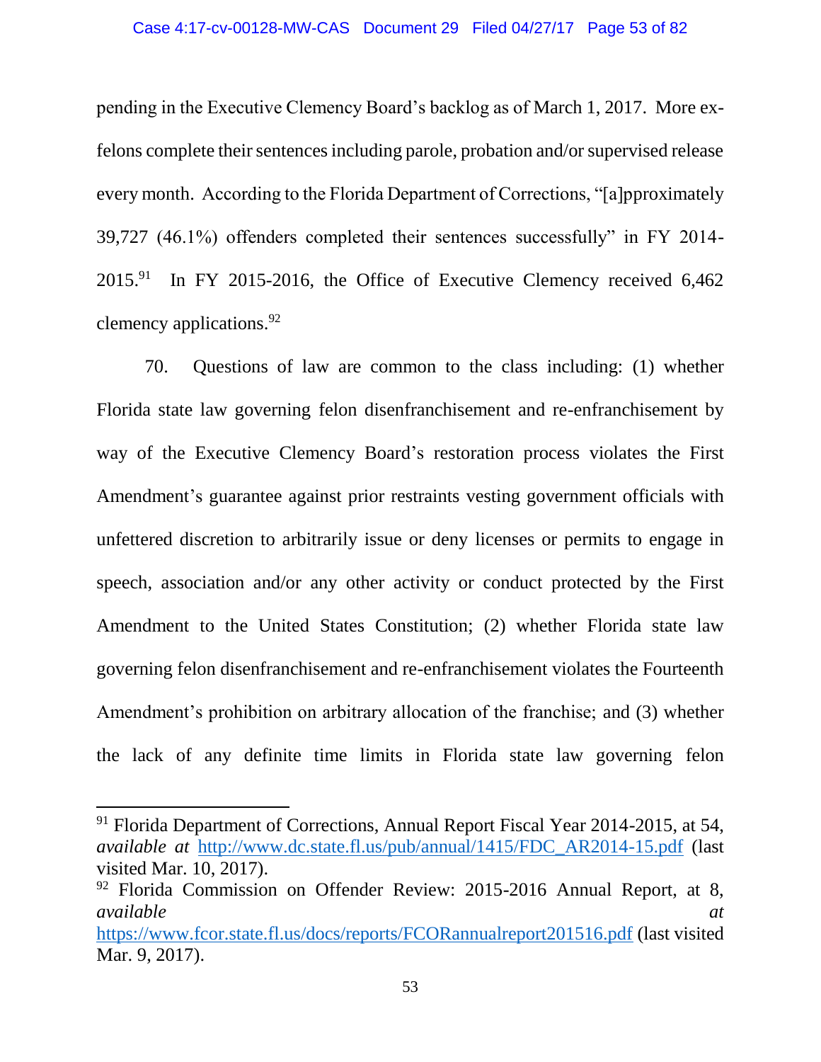pending in the Executive Clemency Board's backlog as of March 1, 2017. More ex-felons complete their sentences including parole, probation and/or supervised release every month. According to the Florida Department of Corrections, "[a]pproximately 39,727 (46.1%) offenders completed their sentences successfully" in FY 2014-2015.[91] In FY 2015-2016, the Office of Executive Clemency received 6,462 clemency applications.[92]

70. Questions of law are common to the class including: (1) whether Florida state law governing felon disenfranchisement and re-enfranchisement by way of the Executive Clemency Board's restoration process violates the First Amendment's guarantee against prior restraints vesting government officials with unfettered discretion to arbitrarily issue or deny licenses or permits to engage in speech, association and/or any other activity or conduct protected by the First Amendment to the United States Constitution; (2) whether Florida state law governing felon disenfranchisement and re-enfranchisement violates the Fourteenth Amendment's prohibition on arbitrary allocation of the franchise; and (3) whether the lack of any definite time limits in Florida state law governing felon

---

[91] Florida Department of Corrections, Annual Report Fiscal Year 2014-2015, at 54, *available at* http://www.dc.state.fl.us/pub/annual/1415/FDC_AR2014-15.pdf (last visited Mar. 10, 2017).

[92] Florida Commission on Offender Review: 2015-2016 Annual Report, at 8, *available at* https://www.fcor.state.fl.us/docs/reports/FCORannualreport201516.pdf (last visited Mar. 9, 2017).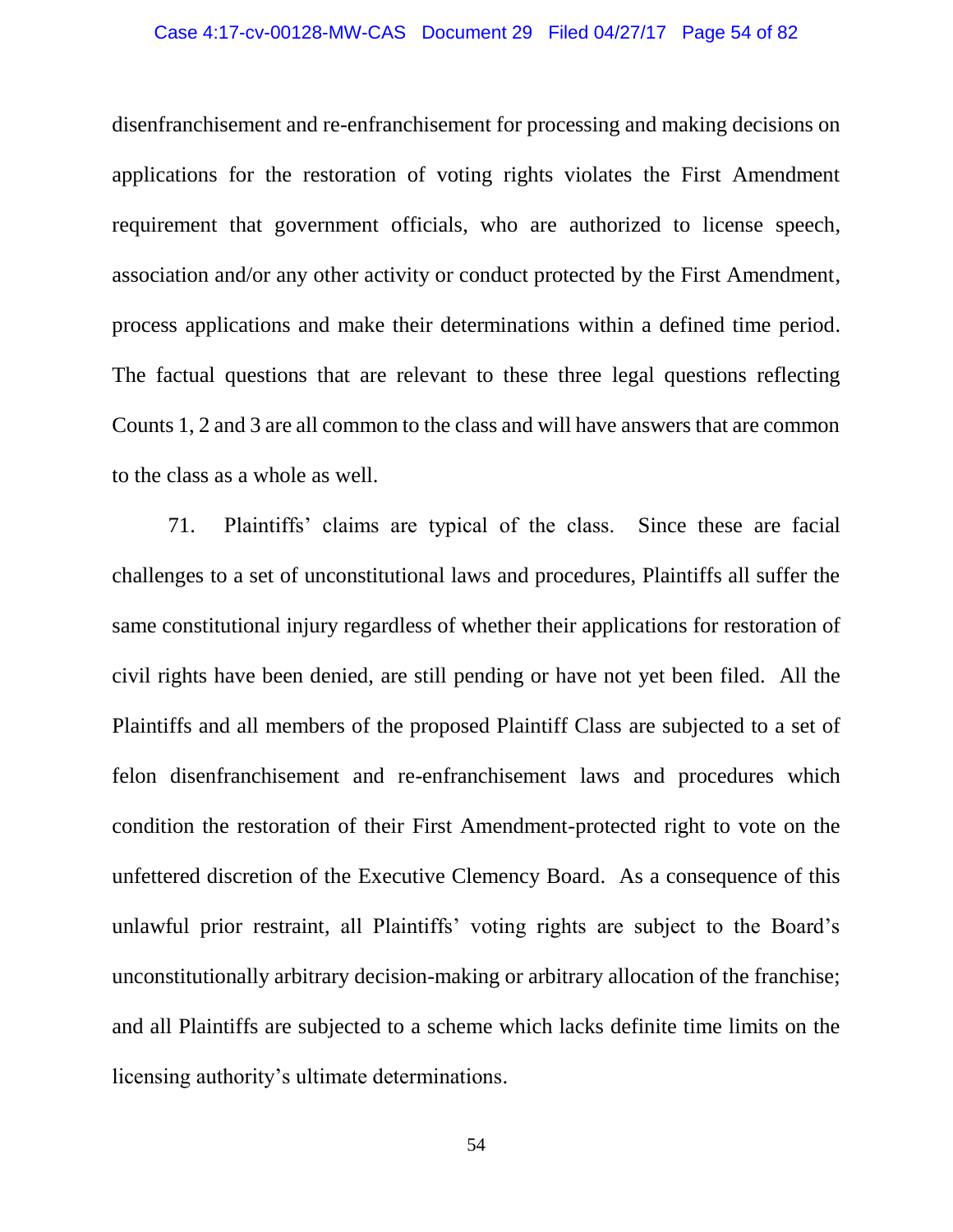disenfranchisement and re-enfranchisement for processing and making decisions on applications for the restoration of voting rights violates the First Amendment requirement that government officials, who are authorized to license speech, association and/or any other activity or conduct protected by the First Amendment, process applications and make their determinations within a defined time period. The factual questions that are relevant to these three legal questions reflecting Counts 1, 2 and 3 are all common to the class and will have answers that are common to the class as a whole as well.

71. Plaintiffs' claims are typical of the class. Since these are facial challenges to a set of unconstitutional laws and procedures, Plaintiffs all suffer the same constitutional injury regardless of whether their applications for restoration of civil rights have been denied, are still pending or have not yet been filed. All the Plaintiffs and all members of the proposed Plaintiff Class are subjected to a set of felon disenfranchisement and re-enfranchisement laws and procedures which condition the restoration of their First Amendment-protected right to vote on the unfettered discretion of the Executive Clemency Board. As a consequence of this unlawful prior restraint, all Plaintiffs' voting rights are subject to the Board's unconstitutionally arbitrary decision-making or arbitrary allocation of the franchise; and all Plaintiffs are subjected to a scheme which lacks definite time limits on the licensing authority's ultimate determinations.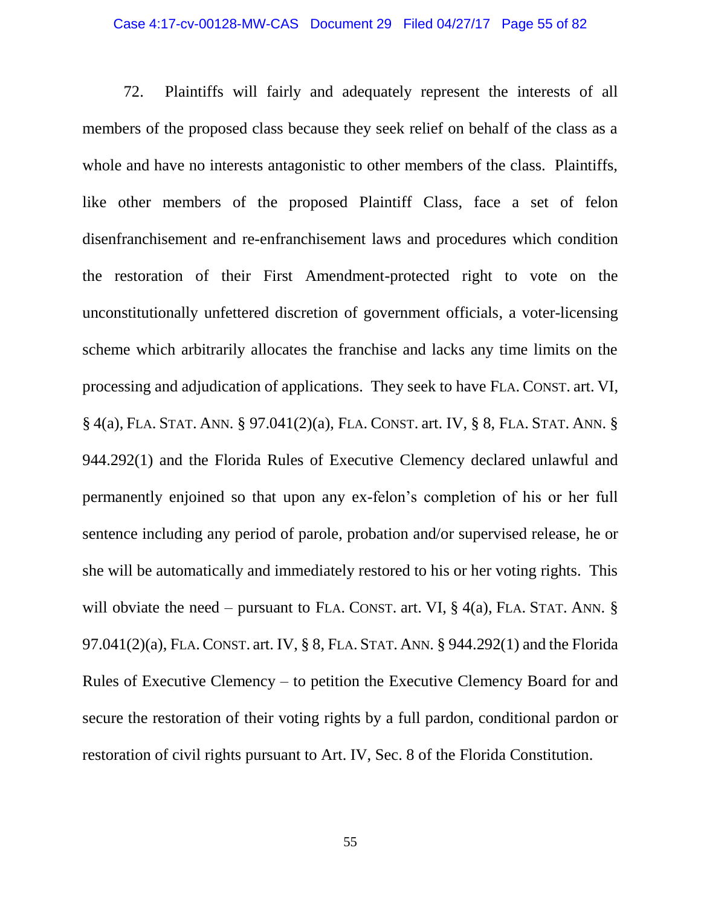72. Plaintiffs will fairly and adequately represent the interests of all members of the proposed class because they seek relief on behalf of the class as a whole and have no interests antagonistic to other members of the class. Plaintiffs, like other members of the proposed Plaintiff Class, face a set of felon disenfranchisement and re-enfranchisement laws and procedures which condition the restoration of their First Amendment-protected right to vote on the unconstitutionally unfettered discretion of government officials, a voter-licensing scheme which arbitrarily allocates the franchise and lacks any time limits on the processing and adjudication of applications. They seek to have FLA. CONST. art. VI, § 4(a), FLA. STAT. ANN. § 97.041(2)(a), FLA. CONST. art. IV, § 8, FLA. STAT. ANN. § 944.292(1) and the Florida Rules of Executive Clemency declared unlawful and permanently enjoined so that upon any ex-felon's completion of his or her full sentence including any period of parole, probation and/or supervised release, he or she will be automatically and immediately restored to his or her voting rights. This will obviate the need – pursuant to FLA. CONST. art. VI, § 4(a), FLA. STAT. ANN. § 97.041(2)(a), FLA. CONST. art. IV, § 8, FLA. STAT. ANN. § 944.292(1) and the Florida Rules of Executive Clemency – to petition the Executive Clemency Board for and secure the restoration of their voting rights by a full pardon, conditional pardon or restoration of civil rights pursuant to Art. IV, Sec. 8 of the Florida Constitution.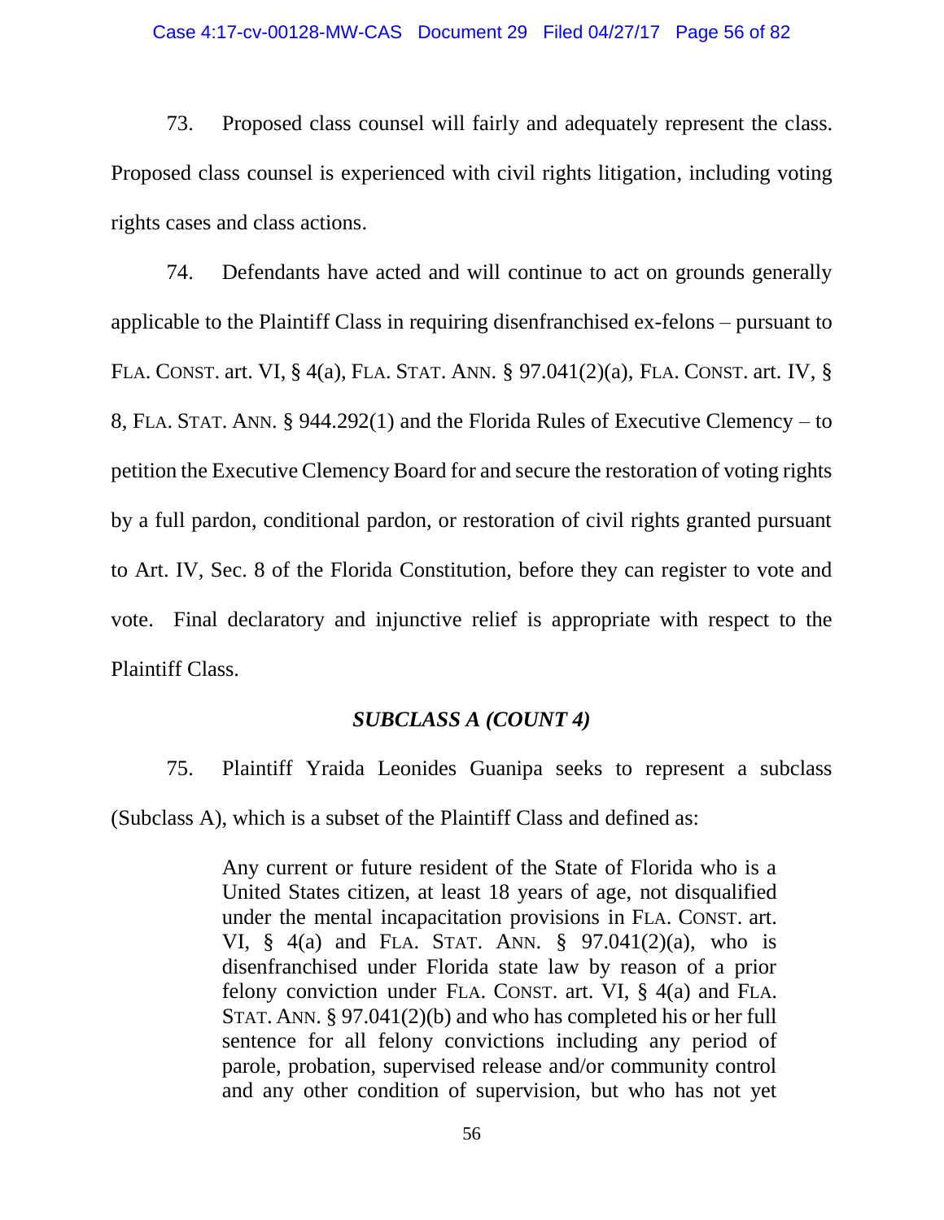73. Proposed class counsel will fairly and adequately represent the class. Proposed class counsel is experienced with civil rights litigation, including voting rights cases and class actions.

74. Defendants have acted and will continue to act on grounds generally applicable to the Plaintiff Class in requiring disenfranchised ex-felons – pursuant to FLA. CONST. art. VI, § 4(a), FLA. STAT. ANN. § 97.041(2)(a), FLA. CONST. art. IV, § 8, FLA. STAT. ANN. § 944.292(1) and the Florida Rules of Executive Clemency – to petition the Executive Clemency Board for and secure the restoration of voting rights by a full pardon, conditional pardon, or restoration of civil rights granted pursuant to Art. IV, Sec. 8 of the Florida Constitution, before they can register to vote and vote. Final declaratory and injunctive relief is appropriate with respect to the Plaintiff Class.

### *SUBCLASS A (COUNT 4)*

75. Plaintiff Yraida Leonides Guanipa seeks to represent a subclass (Subclass A), which is a subset of the Plaintiff Class and defined as:

> Any current or future resident of the State of Florida who is a United States citizen, at least 18 years of age, not disqualified under the mental incapacitation provisions in FLA. CONST. art. VI, § 4(a) and FLA. STAT. ANN. § 97.041(2)(a), who is disenfranchised under Florida state law by reason of a prior felony conviction under FLA. CONST. art. VI, § 4(a) and FLA. STAT. ANN. § 97.041(2)(b) and who has completed his or her full sentence for all felony convictions including any period of parole, probation, supervised release and/or community control and any other condition of supervision, but who has not yet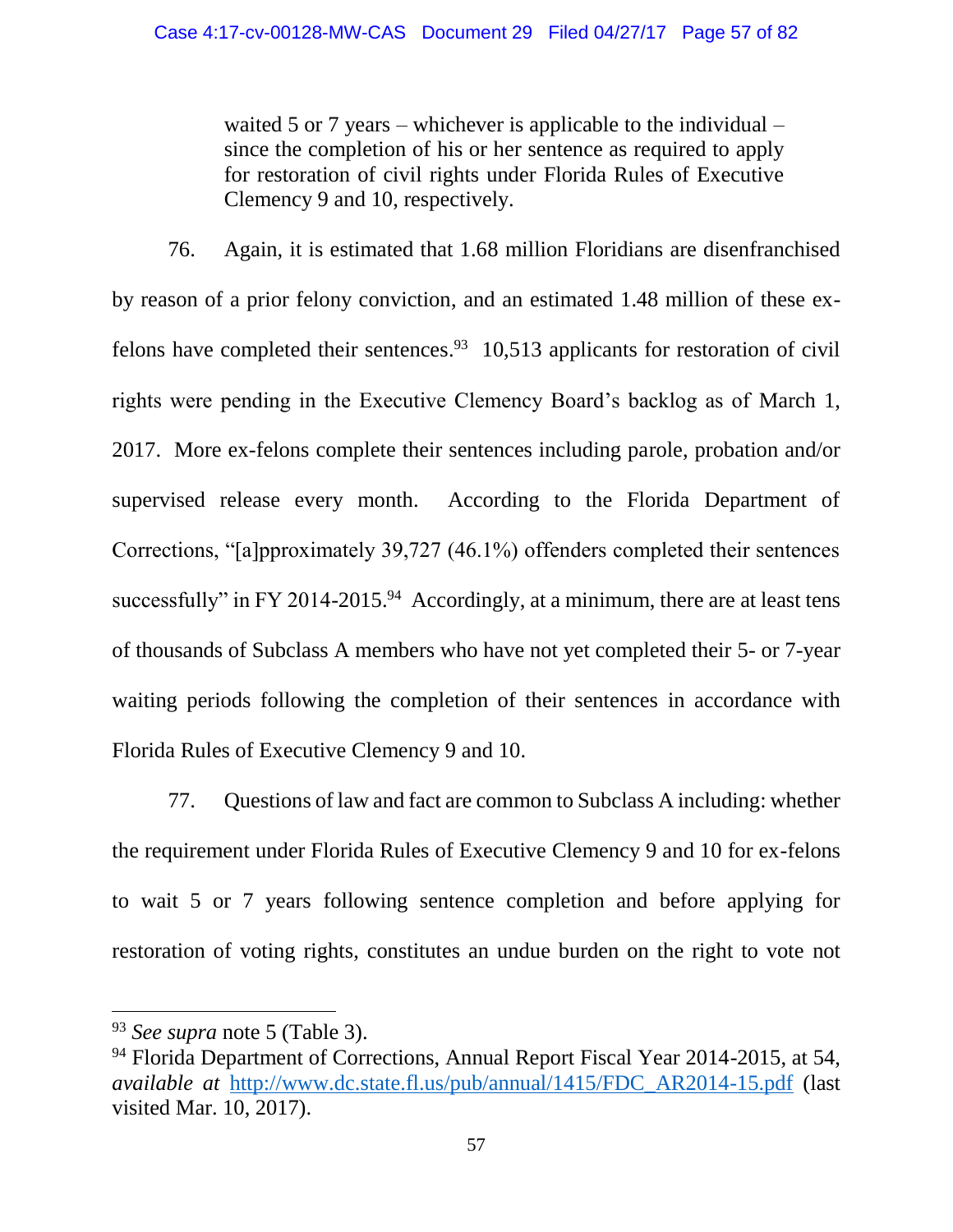> waited 5 or 7 years – whichever is applicable to the individual – since the completion of his or her sentence as required to apply for restoration of civil rights under Florida Rules of Executive Clemency 9 and 10, respectively.

76. Again, it is estimated that 1.68 million Floridians are disenfranchised by reason of a prior felony conviction, and an estimated 1.48 million of these ex-felons have completed their sentences.[93] 10,513 applicants for restoration of civil rights were pending in the Executive Clemency Board's backlog as of March 1, 2017. More ex-felons complete their sentences including parole, probation and/or supervised release every month. According to the Florida Department of Corrections, "[a]pproximately 39,727 (46.1%) offenders completed their sentences successfully" in FY 2014-2015.[94] Accordingly, at a minimum, there are at least tens of thousands of Subclass A members who have not yet completed their 5- or 7-year waiting periods following the completion of their sentences in accordance with Florida Rules of Executive Clemency 9 and 10.

77. Questions of law and fact are common to Subclass A including: whether the requirement under Florida Rules of Executive Clemency 9 and 10 for ex-felons to wait 5 or 7 years following sentence completion and before applying for restoration of voting rights, constitutes an undue burden on the right to vote not

---

[93] *See supra* note 5 (Table 3).

[94] Florida Department of Corrections, Annual Report Fiscal Year 2014-2015, at 54, *available at* http://www.dc.state.fl.us/pub/annual/1415/FDC_AR2014-15.pdf (last visited Mar. 10, 2017).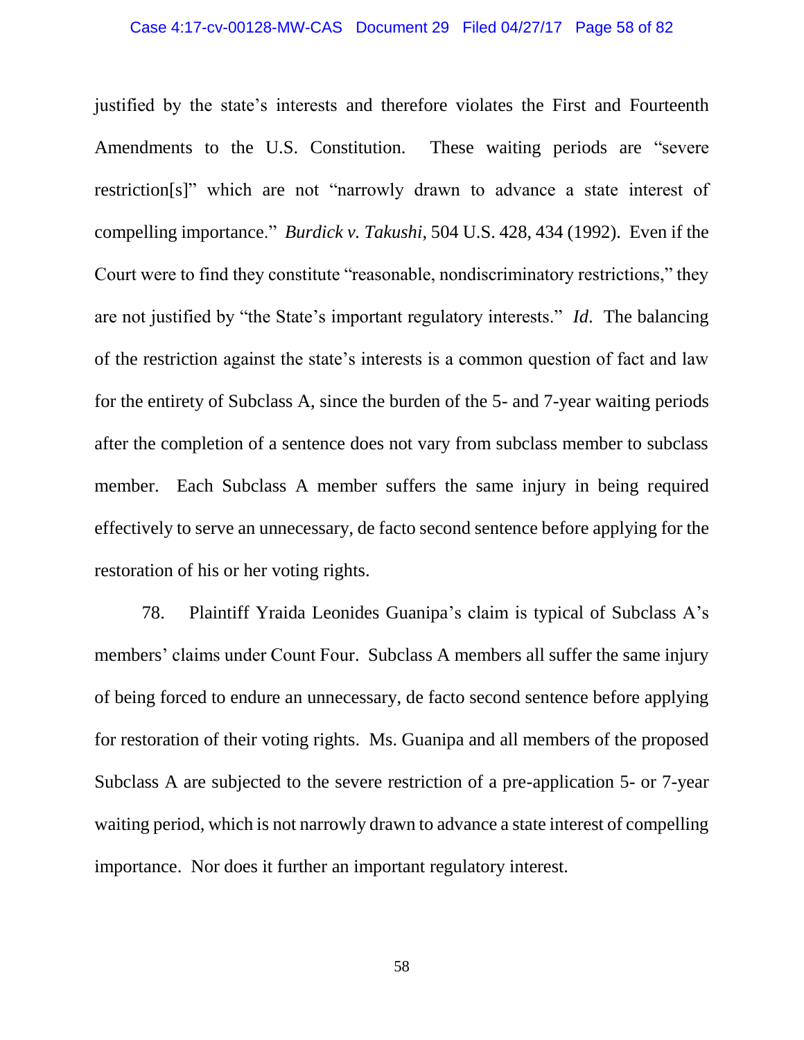justified by the state's interests and therefore violates the First and Fourteenth Amendments to the U.S. Constitution. These waiting periods are "severe restriction[s]" which are not "narrowly drawn to advance a state interest of compelling importance." *Burdick v. Takushi*, 504 U.S. 428, 434 (1992). Even if the Court were to find they constitute "reasonable, nondiscriminatory restrictions," they are not justified by "the State's important regulatory interests." *Id*. The balancing of the restriction against the state's interests is a common question of fact and law for the entirety of Subclass A, since the burden of the 5- and 7-year waiting periods after the completion of a sentence does not vary from subclass member to subclass member. Each Subclass A member suffers the same injury in being required effectively to serve an unnecessary, de facto second sentence before applying for the restoration of his or her voting rights.

78. Plaintiff Yraida Leonides Guanipa's claim is typical of Subclass A's members' claims under Count Four. Subclass A members all suffer the same injury of being forced to endure an unnecessary, de facto second sentence before applying for restoration of their voting rights. Ms. Guanipa and all members of the proposed Subclass A are subjected to the severe restriction of a pre-application 5- or 7-year waiting period, which is not narrowly drawn to advance a state interest of compelling importance. Nor does it further an important regulatory interest.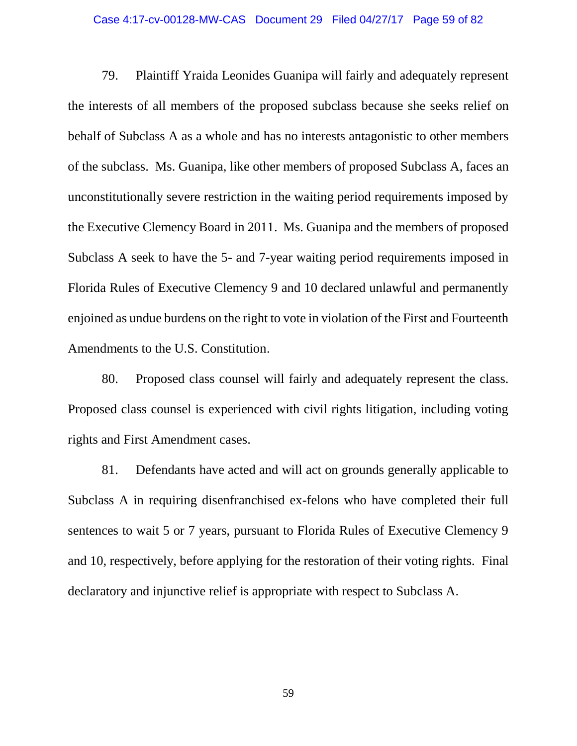79. Plaintiff Yraida Leonides Guanipa will fairly and adequately represent the interests of all members of the proposed subclass because she seeks relief on behalf of Subclass A as a whole and has no interests antagonistic to other members of the subclass. Ms. Guanipa, like other members of proposed Subclass A, faces an unconstitutionally severe restriction in the waiting period requirements imposed by the Executive Clemency Board in 2011. Ms. Guanipa and the members of proposed Subclass A seek to have the 5- and 7-year waiting period requirements imposed in Florida Rules of Executive Clemency 9 and 10 declared unlawful and permanently enjoined as undue burdens on the right to vote in violation of the First and Fourteenth Amendments to the U.S. Constitution.

80. Proposed class counsel will fairly and adequately represent the class. Proposed class counsel is experienced with civil rights litigation, including voting rights and First Amendment cases.

81. Defendants have acted and will act on grounds generally applicable to Subclass A in requiring disenfranchised ex-felons who have completed their full sentences to wait 5 or 7 years, pursuant to Florida Rules of Executive Clemency 9 and 10, respectively, before applying for the restoration of their voting rights. Final declaratory and injunctive relief is appropriate with respect to Subclass A.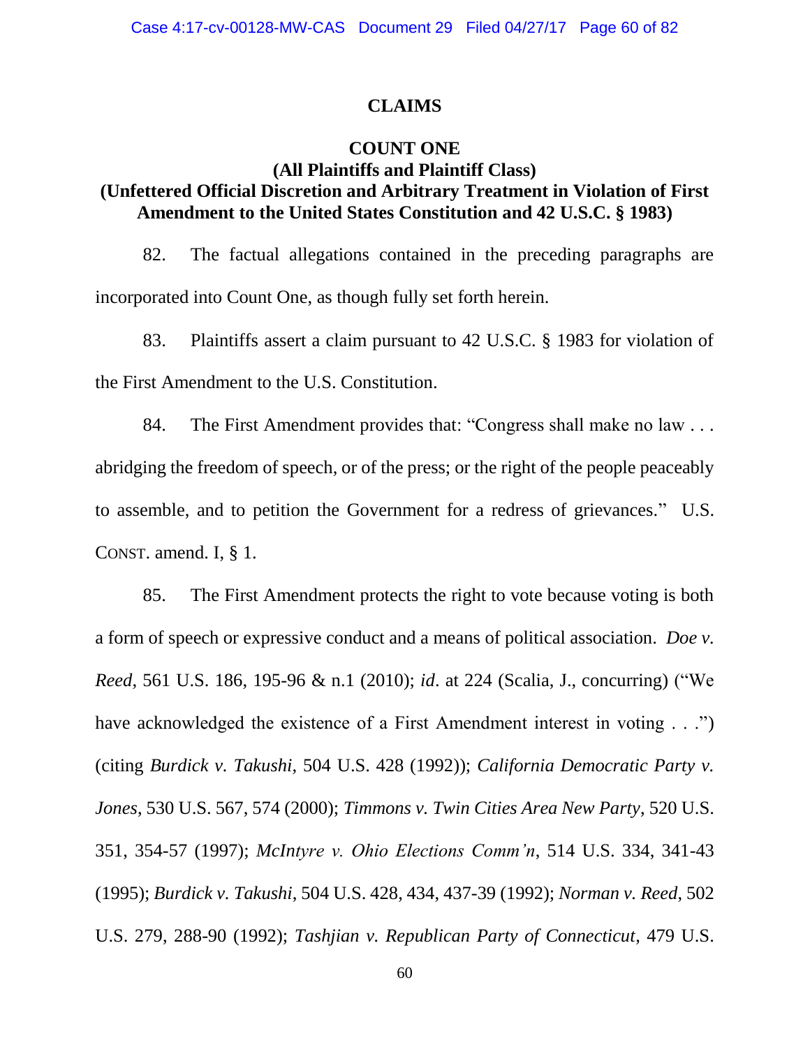## CLAIMS

### COUNT ONE
### (All Plaintiffs and Plaintiff Class)
### (Unfettered Official Discretion and Arbitrary Treatment in Violation of First Amendment to the United States Constitution and 42 U.S.C. § 1983)

82. The factual allegations contained in the preceding paragraphs are incorporated into Count One, as though fully set forth herein.

83. Plaintiffs assert a claim pursuant to 42 U.S.C. § 1983 for violation of the First Amendment to the U.S. Constitution.

84. The First Amendment provides that: "Congress shall make no law . . . abridging the freedom of speech, or of the press; or the right of the people peaceably to assemble, and to petition the Government for a redress of grievances." U.S. CONST. amend. I, § 1.

85. The First Amendment protects the right to vote because voting is both a form of speech or expressive conduct and a means of political association. *Doe v. Reed*, 561 U.S. 186, 195-96 & n.1 (2010); *id*. at 224 (Scalia, J., concurring) ("We have acknowledged the existence of a First Amendment interest in voting . . .") (citing *Burdick v. Takushi*, 504 U.S. 428 (1992)); *California Democratic Party v. Jones*, 530 U.S. 567, 574 (2000); *Timmons v. Twin Cities Area New Party,* 520 U.S. 351, 354-57 (1997); *McIntyre v. Ohio Elections Comm'n*, 514 U.S. 334, 341-43 (1995); *Burdick v. Takushi*, 504 U.S. 428, 434, 437-39 (1992); *Norman v. Reed*, 502 U.S. 279, 288-90 (1992); *Tashjian v. Republican Party of Connecticut*, 479 U.S.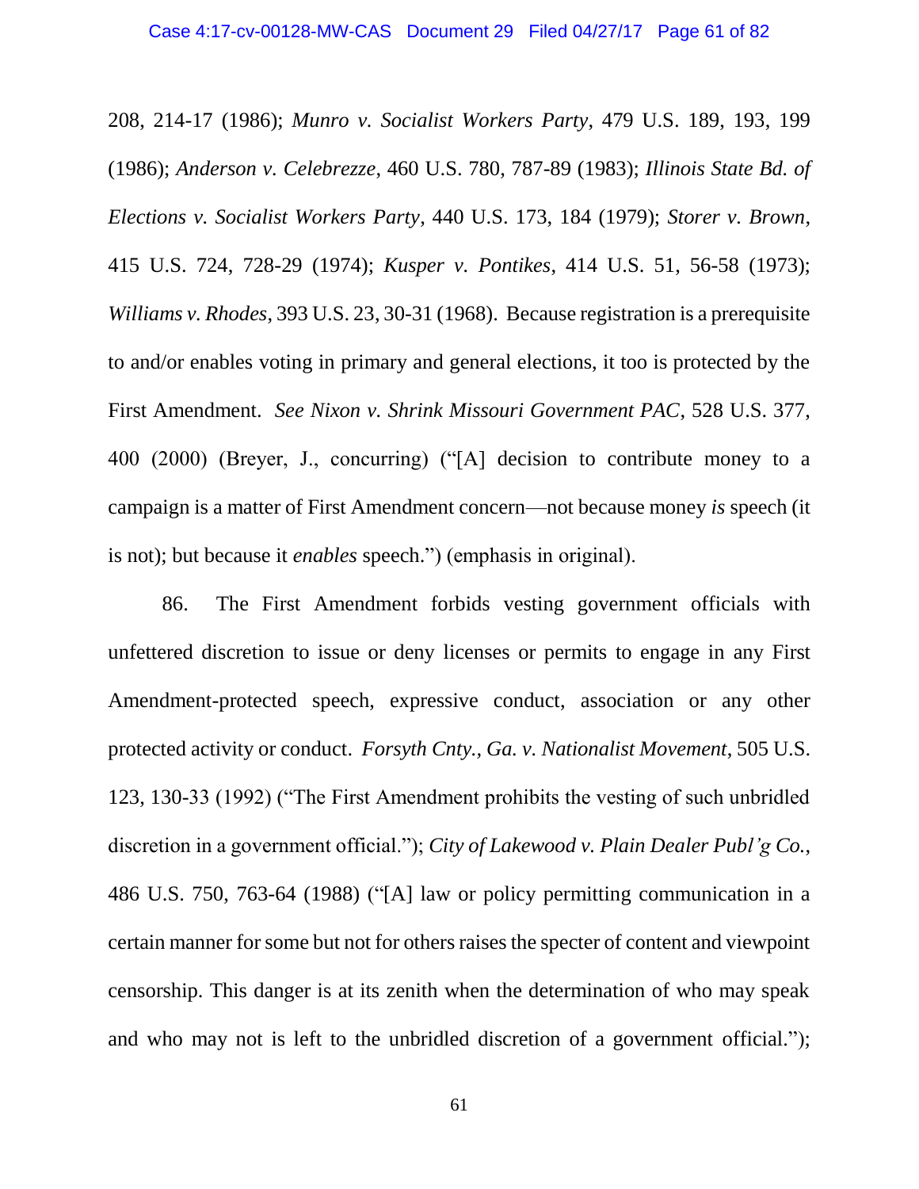208, 214-17 (1986); *Munro v. Socialist Workers Party*, 479 U.S. 189, 193, 199 (1986); *Anderson v. Celebrezze*, 460 U.S. 780, 787-89 (1983); *Illinois State Bd. of Elections v. Socialist Workers Party*, 440 U.S. 173, 184 (1979); *Storer v. Brown*, 415 U.S. 724, 728-29 (1974); *Kusper v. Pontikes*, 414 U.S. 51, 56-58 (1973); *Williams v. Rhodes*, 393 U.S. 23, 30-31 (1968). Because registration is a prerequisite to and/or enables voting in primary and general elections, it too is protected by the First Amendment. *See Nixon v. Shrink Missouri Government PAC*, 528 U.S. 377, 400 (2000) (Breyer, J., concurring) ("[A] decision to contribute money to a campaign is a matter of First Amendment concern—not because money *is* speech (it is not); but because it *enables* speech.") (emphasis in original).

86. The First Amendment forbids vesting government officials with unfettered discretion to issue or deny licenses or permits to engage in any First Amendment-protected speech, expressive conduct, association or any other protected activity or conduct. *Forsyth Cnty., Ga. v. Nationalist Movement*, 505 U.S. 123, 130-33 (1992) ("The First Amendment prohibits the vesting of such unbridled discretion in a government official."); *City of Lakewood v. Plain Dealer Publ'g Co.*, 486 U.S. 750, 763-64 (1988) ("[A] law or policy permitting communication in a certain manner for some but not for others raises the specter of content and viewpoint censorship. This danger is at its zenith when the determination of who may speak and who may not is left to the unbridled discretion of a government official.");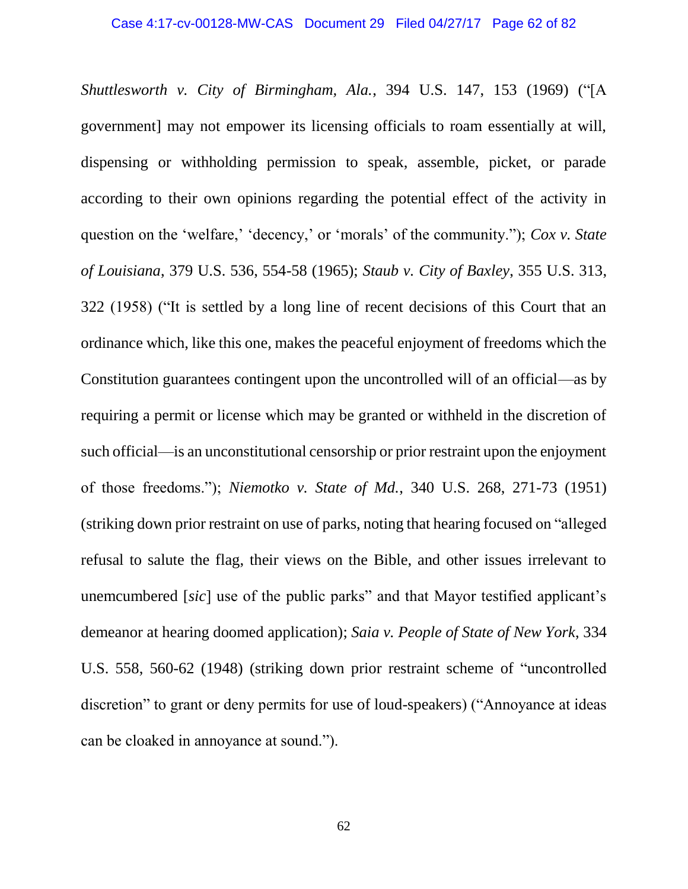*Shuttlesworth v. City of Birmingham, Ala.*, 394 U.S. 147, 153 (1969) ("[A government] may not empower its licensing officials to roam essentially at will, dispensing or withholding permission to speak, assemble, picket, or parade according to their own opinions regarding the potential effect of the activity in question on the 'welfare,' 'decency,' or 'morals' of the community."); *Cox v. State of Louisiana*, 379 U.S. 536, 554-58 (1965); *Staub v. City of Baxley*, 355 U.S. 313, 322 (1958) ("It is settled by a long line of recent decisions of this Court that an ordinance which, like this one, makes the peaceful enjoyment of freedoms which the Constitution guarantees contingent upon the uncontrolled will of an official—as by requiring a permit or license which may be granted or withheld in the discretion of such official—is an unconstitutional censorship or prior restraint upon the enjoyment of those freedoms."); *Niemotko v. State of Md.*, 340 U.S. 268, 271-73 (1951) (striking down prior restraint on use of parks, noting that hearing focused on "alleged refusal to salute the flag, their views on the Bible, and other issues irrelevant to unemcumbered [*sic*] use of the public parks" and that Mayor testified applicant's demeanor at hearing doomed application); *Saia v. People of State of New York*, 334 U.S. 558, 560-62 (1948) (striking down prior restraint scheme of "uncontrolled discretion" to grant or deny permits for use of loud-speakers) ("Annoyance at ideas can be cloaked in annoyance at sound.").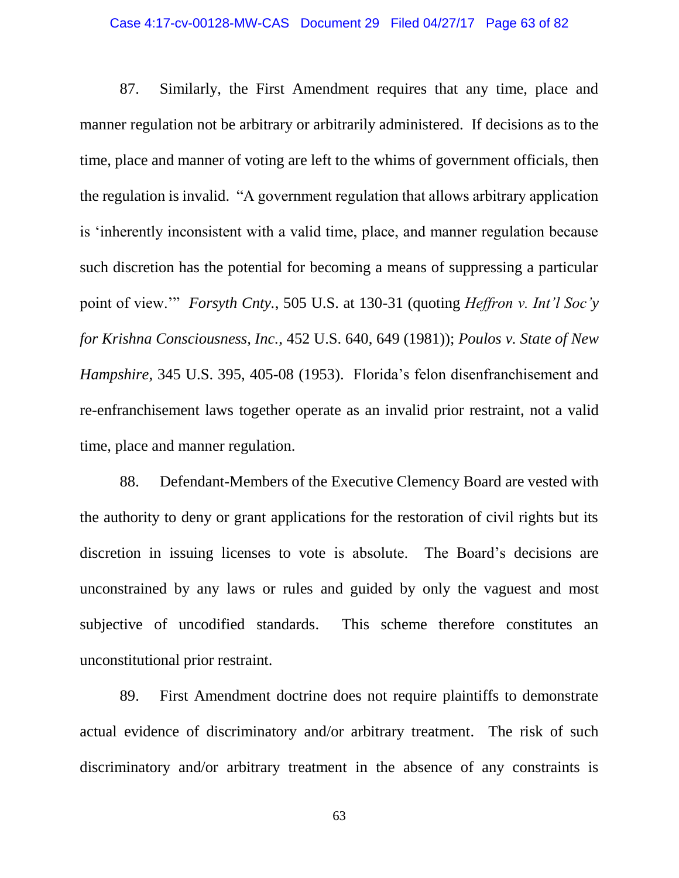87. Similarly, the First Amendment requires that any time, place and manner regulation not be arbitrary or arbitrarily administered. If decisions as to the time, place and manner of voting are left to the whims of government officials, then the regulation is invalid. "A government regulation that allows arbitrary application is 'inherently inconsistent with a valid time, place, and manner regulation because such discretion has the potential for becoming a means of suppressing a particular point of view.'" *Forsyth Cnty.*, 505 U.S. at 130-31 (quoting *Heffron v. Int'l Soc'y for Krishna Consciousness, Inc.*, 452 U.S. 640, 649 (1981)); *Poulos v. State of New Hampshire*, 345 U.S. 395, 405-08 (1953). Florida's felon disenfranchisement and re-enfranchisement laws together operate as an invalid prior restraint, not a valid time, place and manner regulation.

88. Defendant-Members of the Executive Clemency Board are vested with the authority to deny or grant applications for the restoration of civil rights but its discretion in issuing licenses to vote is absolute. The Board's decisions are unconstrained by any laws or rules and guided by only the vaguest and most subjective of uncodified standards. This scheme therefore constitutes an unconstitutional prior restraint.

89. First Amendment doctrine does not require plaintiffs to demonstrate actual evidence of discriminatory and/or arbitrary treatment. The risk of such discriminatory and/or arbitrary treatment in the absence of any constraints is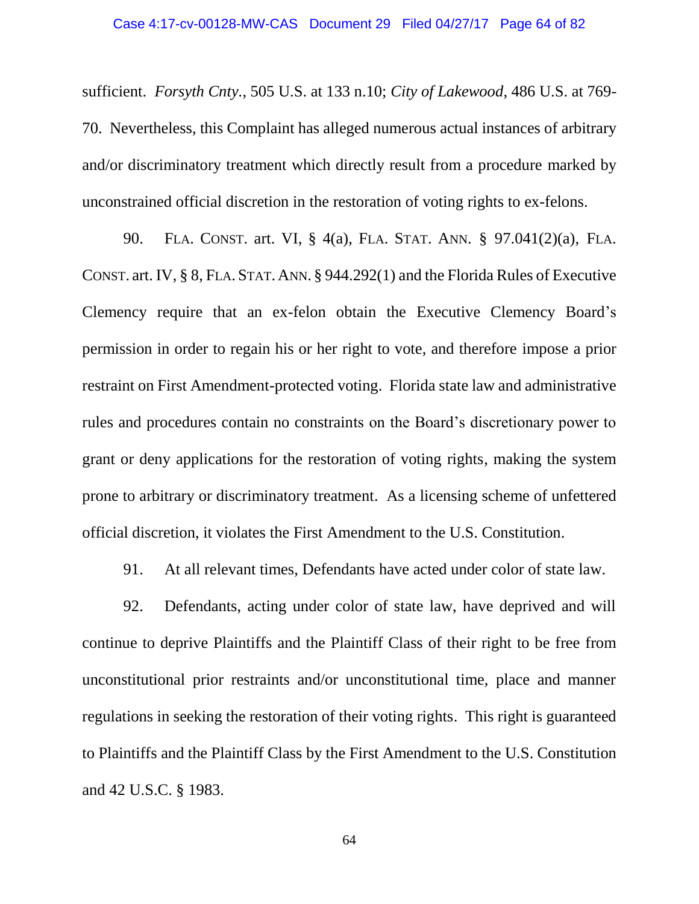sufficient. *Forsyth Cnty.*, 505 U.S. at 133 n.10; *City of Lakewood*, 486 U.S. at 769-70. Nevertheless, this Complaint has alleged numerous actual instances of arbitrary and/or discriminatory treatment which directly result from a procedure marked by unconstrained official discretion in the restoration of voting rights to ex-felons.

90. FLA. CONST. art. VI, § 4(a), FLA. STAT. ANN. § 97.041(2)(a), FLA. CONST. art. IV, § 8, FLA. STAT. ANN. § 944.292(1) and the Florida Rules of Executive Clemency require that an ex-felon obtain the Executive Clemency Board's permission in order to regain his or her right to vote, and therefore impose a prior restraint on First Amendment-protected voting. Florida state law and administrative rules and procedures contain no constraints on the Board's discretionary power to grant or deny applications for the restoration of voting rights, making the system prone to arbitrary or discriminatory treatment. As a licensing scheme of unfettered official discretion, it violates the First Amendment to the U.S. Constitution.

91. At all relevant times, Defendants have acted under color of state law.

92. Defendants, acting under color of state law, have deprived and will continue to deprive Plaintiffs and the Plaintiff Class of their right to be free from unconstitutional prior restraints and/or unconstitutional time, place and manner regulations in seeking the restoration of their voting rights. This right is guaranteed to Plaintiffs and the Plaintiff Class by the First Amendment to the U.S. Constitution and 42 U.S.C. § 1983.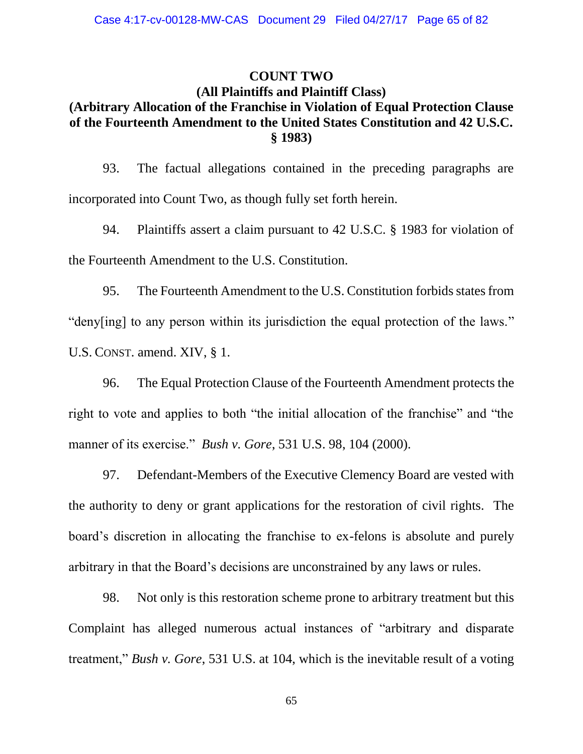**COUNT TWO**
**(All Plaintiffs and Plaintiff Class)**
**(Arbitrary Allocation of the Franchise in Violation of Equal Protection Clause of the Fourteenth Amendment to the United States Constitution and 42 U.S.C. § 1983)**

93. The factual allegations contained in the preceding paragraphs are incorporated into Count Two, as though fully set forth herein.

94. Plaintiffs assert a claim pursuant to 42 U.S.C. § 1983 for violation of the Fourteenth Amendment to the U.S. Constitution.

95. The Fourteenth Amendment to the U.S. Constitution forbids states from "deny[ing] to any person within its jurisdiction the equal protection of the laws." U.S. CONST. amend. XIV, § 1.

96. The Equal Protection Clause of the Fourteenth Amendment protects the right to vote and applies to both "the initial allocation of the franchise" and "the manner of its exercise." *Bush v. Gore*, 531 U.S. 98, 104 (2000).

97. Defendant-Members of the Executive Clemency Board are vested with the authority to deny or grant applications for the restoration of civil rights. The board's discretion in allocating the franchise to ex-felons is absolute and purely arbitrary in that the Board's decisions are unconstrained by any laws or rules.

98. Not only is this restoration scheme prone to arbitrary treatment but this Complaint has alleged numerous actual instances of "arbitrary and disparate treatment," *Bush v. Gore*, 531 U.S. at 104, which is the inevitable result of a voting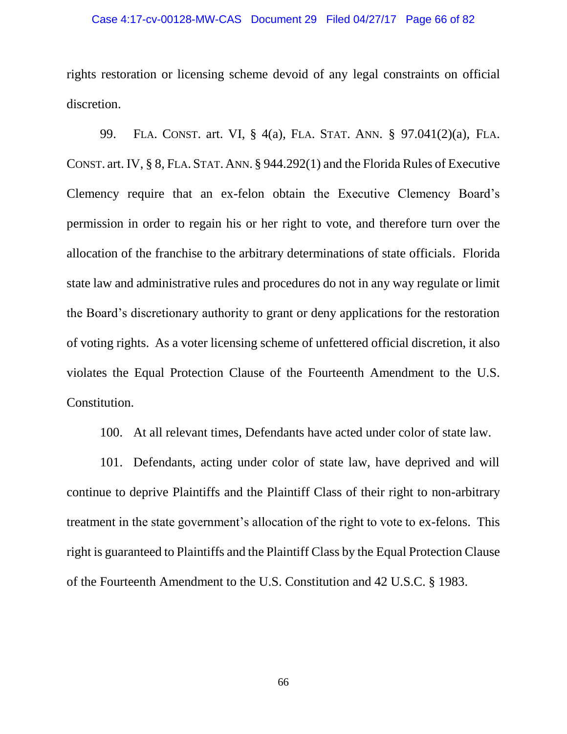rights restoration or licensing scheme devoid of any legal constraints on official discretion.

99. FLA. CONST. art. VI, § 4(a), FLA. STAT. ANN. § 97.041(2)(a), FLA. CONST. art. IV, § 8, FLA. STAT. ANN. § 944.292(1) and the Florida Rules of Executive Clemency require that an ex-felon obtain the Executive Clemency Board's permission in order to regain his or her right to vote, and therefore turn over the allocation of the franchise to the arbitrary determinations of state officials. Florida state law and administrative rules and procedures do not in any way regulate or limit the Board's discretionary authority to grant or deny applications for the restoration of voting rights. As a voter licensing scheme of unfettered official discretion, it also violates the Equal Protection Clause of the Fourteenth Amendment to the U.S. Constitution.

100. At all relevant times, Defendants have acted under color of state law.

101. Defendants, acting under color of state law, have deprived and will continue to deprive Plaintiffs and the Plaintiff Class of their right to non-arbitrary treatment in the state government's allocation of the right to vote to ex-felons. This right is guaranteed to Plaintiffs and the Plaintiff Class by the Equal Protection Clause of the Fourteenth Amendment to the U.S. Constitution and 42 U.S.C. § 1983.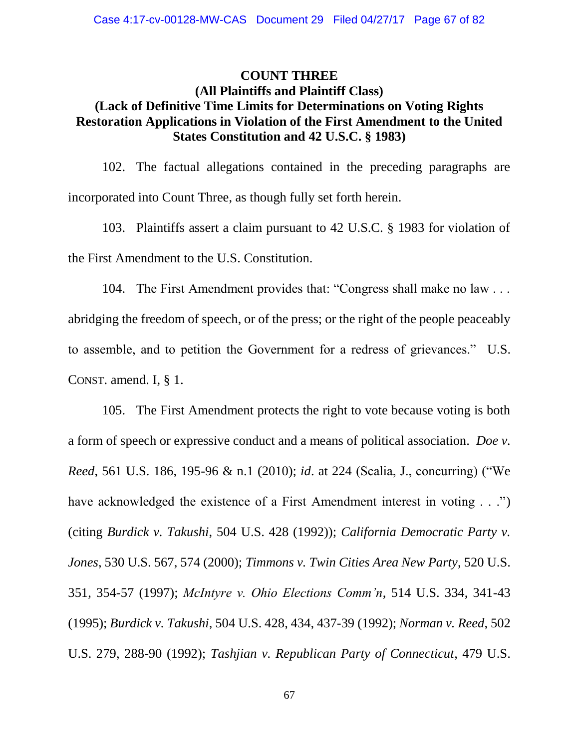**COUNT THREE**
**(All Plaintiffs and Plaintiff Class)**
**(Lack of Definitive Time Limits for Determinations on Voting Rights Restoration Applications in Violation of the First Amendment to the United States Constitution and 42 U.S.C. § 1983)**

102. The factual allegations contained in the preceding paragraphs are incorporated into Count Three, as though fully set forth herein.

103. Plaintiffs assert a claim pursuant to 42 U.S.C. § 1983 for violation of the First Amendment to the U.S. Constitution.

104. The First Amendment provides that: "Congress shall make no law . . . abridging the freedom of speech, or of the press; or the right of the people peaceably to assemble, and to petition the Government for a redress of grievances." U.S. CONST. amend. I, § 1.

105. The First Amendment protects the right to vote because voting is both a form of speech or expressive conduct and a means of political association. *Doe v. Reed*, 561 U.S. 186, 195-96 & n.1 (2010); *id*. at 224 (Scalia, J., concurring) ("We have acknowledged the existence of a First Amendment interest in voting . . .") (citing *Burdick v. Takushi*, 504 U.S. 428 (1992)); *California Democratic Party v. Jones*, 530 U.S. 567, 574 (2000); *Timmons v. Twin Cities Area New Party*, 520 U.S. 351, 354-57 (1997); *McIntyre v. Ohio Elections Comm'n*, 514 U.S. 334, 341-43 (1995); *Burdick v. Takushi*, 504 U.S. 428, 434, 437-39 (1992); *Norman v. Reed*, 502 U.S. 279, 288-90 (1992); *Tashjian v. Republican Party of Connecticut*, 479 U.S.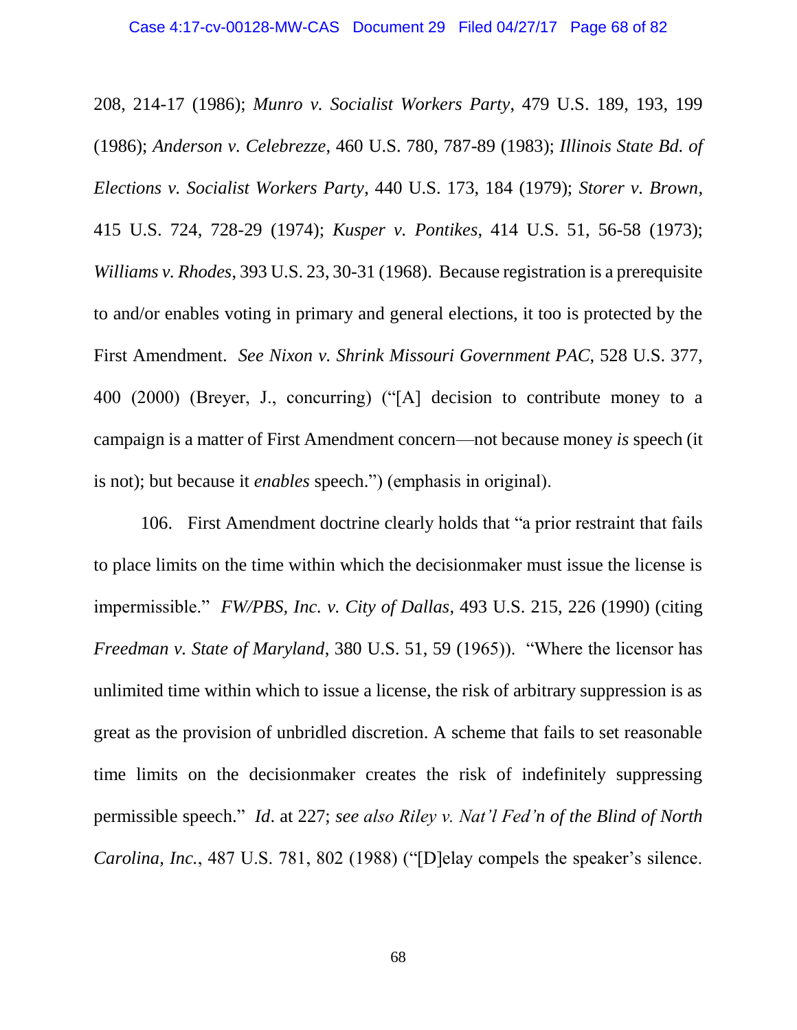208, 214-17 (1986); *Munro v. Socialist Workers Party*, 479 U.S. 189, 193, 199 (1986); *Anderson v. Celebrezze*, 460 U.S. 780, 787-89 (1983); *Illinois State Bd. of Elections v. Socialist Workers Party*, 440 U.S. 173, 184 (1979); *Storer v. Brown*, 415 U.S. 724, 728-29 (1974); *Kusper v. Pontikes*, 414 U.S. 51, 56-58 (1973); *Williams v. Rhodes*, 393 U.S. 23, 30-31 (1968). Because registration is a prerequisite to and/or enables voting in primary and general elections, it too is protected by the First Amendment. *See Nixon v. Shrink Missouri Government PAC*, 528 U.S. 377, 400 (2000) (Breyer, J., concurring) ("[A] decision to contribute money to a campaign is a matter of First Amendment concern—not because money *is* speech (it is not); but because it *enables* speech.") (emphasis in original).

106. First Amendment doctrine clearly holds that "a prior restraint that fails to place limits on the time within which the decisionmaker must issue the license is impermissible." *FW/PBS, Inc. v. City of Dallas*, 493 U.S. 215, 226 (1990) (citing *Freedman v. State of Maryland*, 380 U.S. 51, 59 (1965)). "Where the licensor has unlimited time within which to issue a license, the risk of arbitrary suppression is as great as the provision of unbridled discretion. A scheme that fails to set reasonable time limits on the decisionmaker creates the risk of indefinitely suppressing permissible speech." *Id*. at 227; *see also Riley v. Nat'l Fed'n of the Blind of North Carolina, Inc.*, 487 U.S. 781, 802 (1988) ("[D]elay compels the speaker's silence.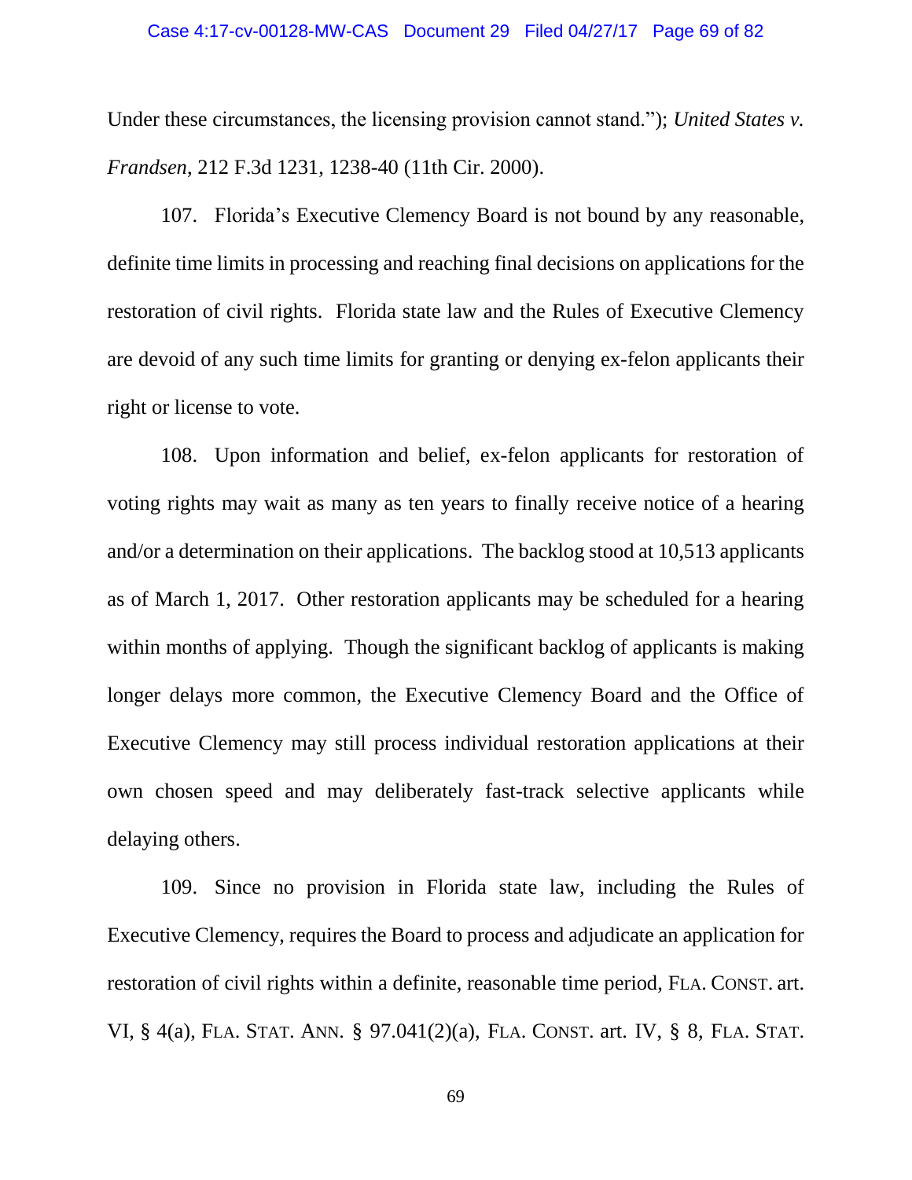Under these circumstances, the licensing provision cannot stand."); *United States v. Frandsen*, 212 F.3d 1231, 1238-40 (11th Cir. 2000).

107. Florida's Executive Clemency Board is not bound by any reasonable, definite time limits in processing and reaching final decisions on applications for the restoration of civil rights. Florida state law and the Rules of Executive Clemency are devoid of any such time limits for granting or denying ex-felon applicants their right or license to vote.

108. Upon information and belief, ex-felon applicants for restoration of voting rights may wait as many as ten years to finally receive notice of a hearing and/or a determination on their applications. The backlog stood at 10,513 applicants as of March 1, 2017. Other restoration applicants may be scheduled for a hearing within months of applying. Though the significant backlog of applicants is making longer delays more common, the Executive Clemency Board and the Office of Executive Clemency may still process individual restoration applications at their own chosen speed and may deliberately fast-track selective applicants while delaying others.

109. Since no provision in Florida state law, including the Rules of Executive Clemency, requires the Board to process and adjudicate an application for restoration of civil rights within a definite, reasonable time period, FLA. CONST. art. VI, § 4(a), FLA. STAT. ANN. § 97.041(2)(a), FLA. CONST. art. IV, § 8, FLA. STAT.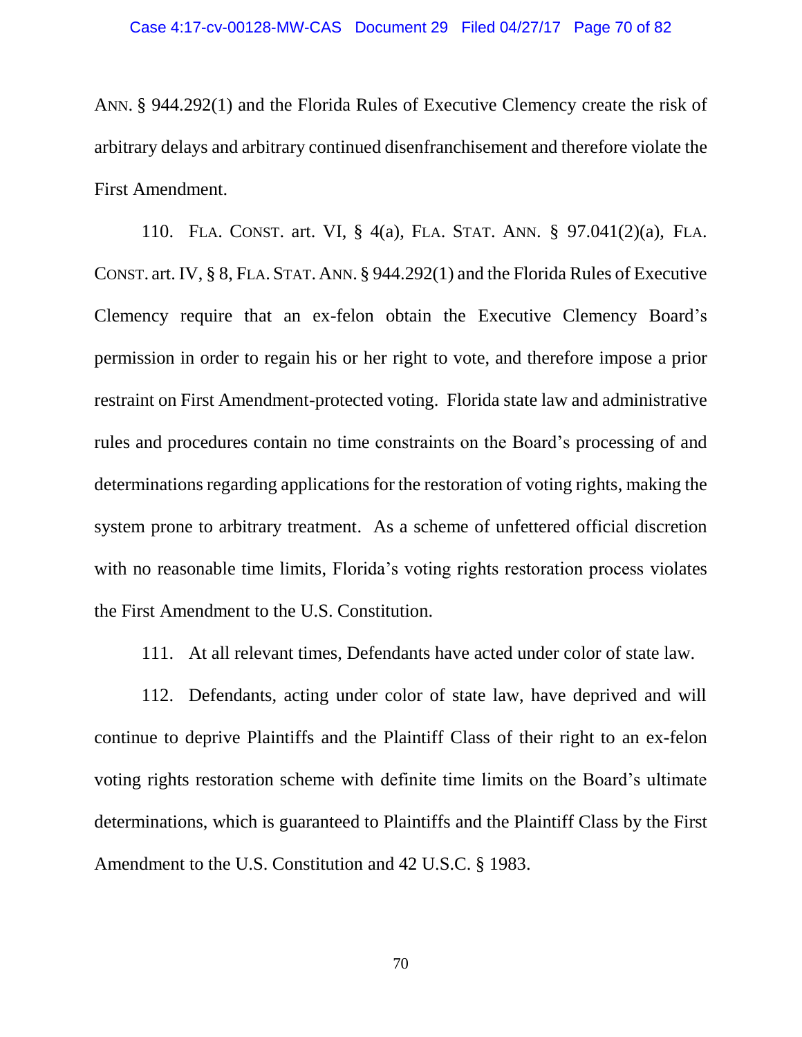ANN. § 944.292(1) and the Florida Rules of Executive Clemency create the risk of arbitrary delays and arbitrary continued disenfranchisement and therefore violate the First Amendment.

110. FLA. CONST. art. VI, § 4(a), FLA. STAT. ANN. § 97.041(2)(a), FLA. CONST. art. IV, § 8, FLA. STAT. ANN. § 944.292(1) and the Florida Rules of Executive Clemency require that an ex-felon obtain the Executive Clemency Board's permission in order to regain his or her right to vote, and therefore impose a prior restraint on First Amendment-protected voting. Florida state law and administrative rules and procedures contain no time constraints on the Board's processing of and determinations regarding applications for the restoration of voting rights, making the system prone to arbitrary treatment. As a scheme of unfettered official discretion with no reasonable time limits, Florida's voting rights restoration process violates the First Amendment to the U.S. Constitution.

111. At all relevant times, Defendants have acted under color of state law.

112. Defendants, acting under color of state law, have deprived and will continue to deprive Plaintiffs and the Plaintiff Class of their right to an ex-felon voting rights restoration scheme with definite time limits on the Board's ultimate determinations, which is guaranteed to Plaintiffs and the Plaintiff Class by the First Amendment to the U.S. Constitution and 42 U.S.C. § 1983.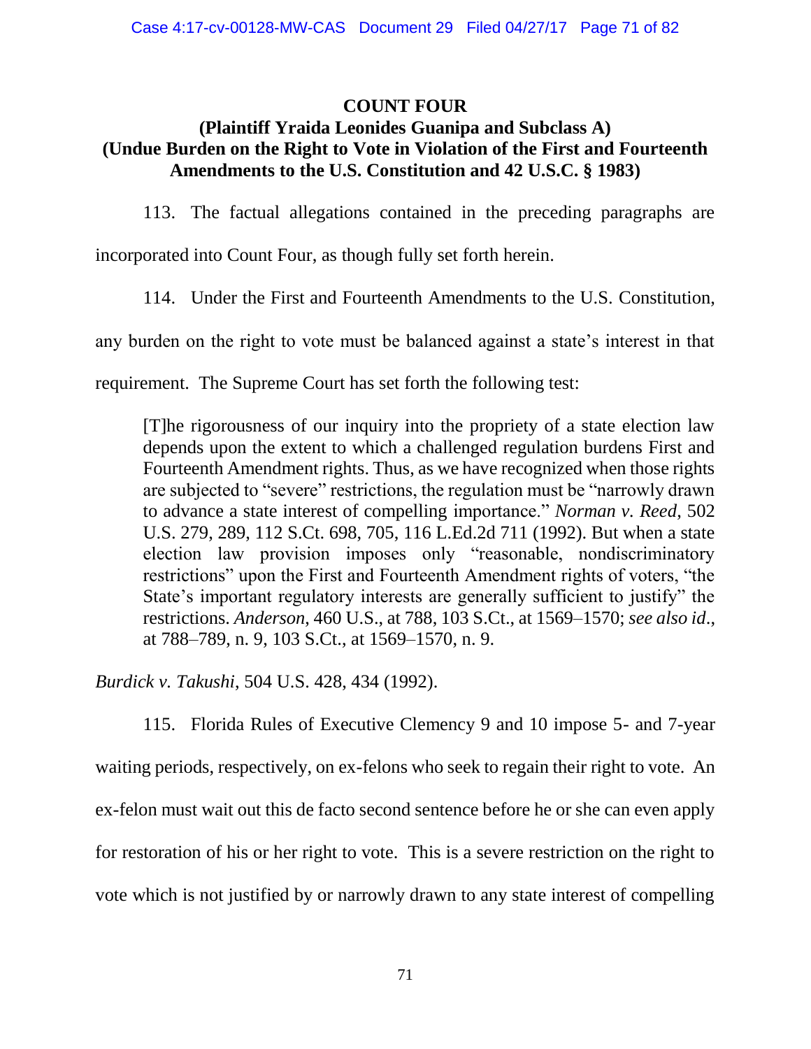**COUNT FOUR**

**(Plaintiff Yraida Leonides Guanipa and Subclass A)**
**(Undue Burden on the Right to Vote in Violation of the First and Fourteenth Amendments to the U.S. Constitution and 42 U.S.C. § 1983)**

113. The factual allegations contained in the preceding paragraphs are incorporated into Count Four, as though fully set forth herein.

114. Under the First and Fourteenth Amendments to the U.S. Constitution, any burden on the right to vote must be balanced against a state's interest in that requirement. The Supreme Court has set forth the following test:

> [T]he rigorousness of our inquiry into the propriety of a state election law depends upon the extent to which a challenged regulation burdens First and Fourteenth Amendment rights. Thus, as we have recognized when those rights are subjected to "severe" restrictions, the regulation must be "narrowly drawn to advance a state interest of compelling importance." *Norman v. Reed*, 502 U.S. 279, 289, 112 S.Ct. 698, 705, 116 L.Ed.2d 711 (1992). But when a state election law provision imposes only "reasonable, nondiscriminatory restrictions" upon the First and Fourteenth Amendment rights of voters, "the State's important regulatory interests are generally sufficient to justify" the restrictions. *Anderson*, 460 U.S., at 788, 103 S.Ct., at 1569–1570; *see also id*., at 788–789, n. 9, 103 S.Ct., at 1569–1570, n. 9.

*Burdick v. Takushi*, 504 U.S. 428, 434 (1992).

115. Florida Rules of Executive Clemency 9 and 10 impose 5- and 7-year waiting periods, respectively, on ex-felons who seek to regain their right to vote. An ex-felon must wait out this de facto second sentence before he or she can even apply for restoration of his or her right to vote. This is a severe restriction on the right to vote which is not justified by or narrowly drawn to any state interest of compelling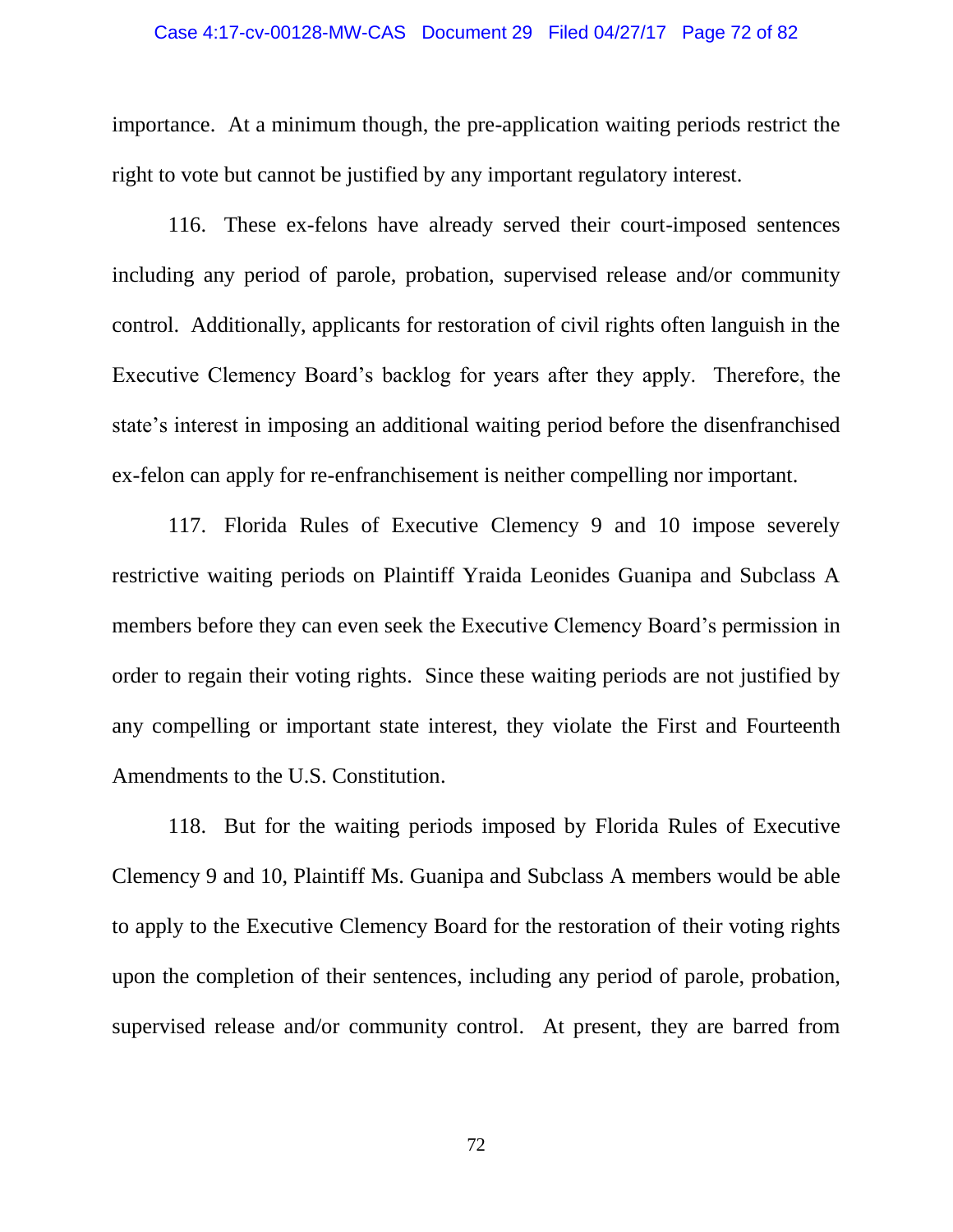importance. At a minimum though, the pre-application waiting periods restrict the right to vote but cannot be justified by any important regulatory interest.

116. These ex-felons have already served their court-imposed sentences including any period of parole, probation, supervised release and/or community control. Additionally, applicants for restoration of civil rights often languish in the Executive Clemency Board's backlog for years after they apply. Therefore, the state's interest in imposing an additional waiting period before the disenfranchised ex-felon can apply for re-enfranchisement is neither compelling nor important.

117. Florida Rules of Executive Clemency 9 and 10 impose severely restrictive waiting periods on Plaintiff Yraida Leonides Guanipa and Subclass A members before they can even seek the Executive Clemency Board's permission in order to regain their voting rights. Since these waiting periods are not justified by any compelling or important state interest, they violate the First and Fourteenth Amendments to the U.S. Constitution.

118. But for the waiting periods imposed by Florida Rules of Executive Clemency 9 and 10, Plaintiff Ms. Guanipa and Subclass A members would be able to apply to the Executive Clemency Board for the restoration of their voting rights upon the completion of their sentences, including any period of parole, probation, supervised release and/or community control. At present, they are barred from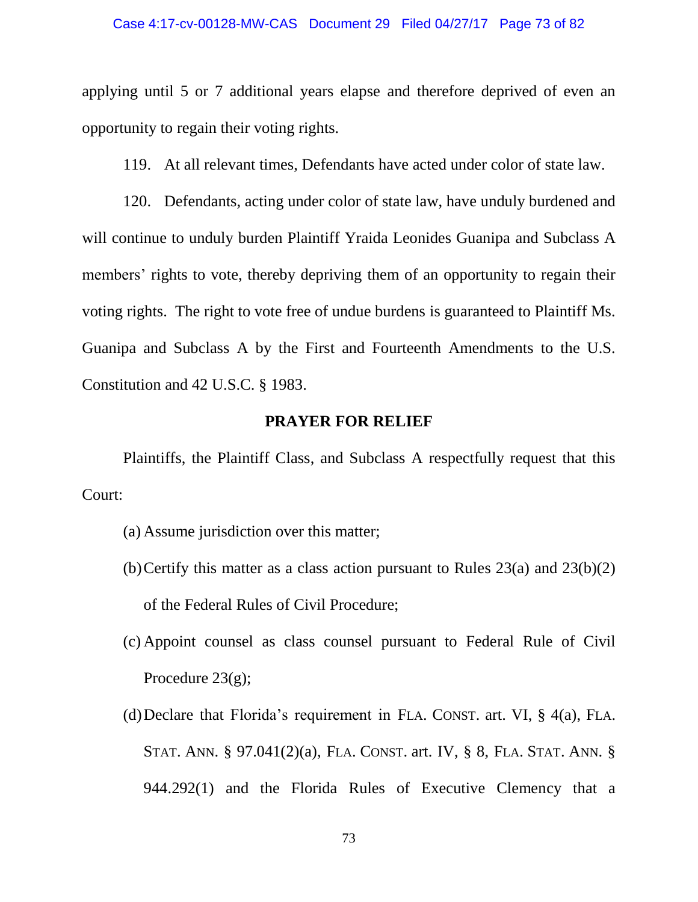applying until 5 or 7 additional years elapse and therefore deprived of even an opportunity to regain their voting rights.

119. At all relevant times, Defendants have acted under color of state law.

120. Defendants, acting under color of state law, have unduly burdened and will continue to unduly burden Plaintiff Yraida Leonides Guanipa and Subclass A members' rights to vote, thereby depriving them of an opportunity to regain their voting rights. The right to vote free of undue burdens is guaranteed to Plaintiff Ms. Guanipa and Subclass A by the First and Fourteenth Amendments to the U.S. Constitution and 42 U.S.C. § 1983.

**PRAYER FOR RELIEF**

Plaintiffs, the Plaintiff Class, and Subclass A respectfully request that this Court:

(a) Assume jurisdiction over this matter;

(b) Certify this matter as a class action pursuant to Rules 23(a) and 23(b)(2) of the Federal Rules of Civil Procedure;

(c) Appoint counsel as class counsel pursuant to Federal Rule of Civil Procedure 23(g);

(d) Declare that Florida's requirement in FLA. CONST. art. VI, § 4(a), FLA. STAT. ANN. § 97.041(2)(a), FLA. CONST. art. IV, § 8, FLA. STAT. ANN. § 944.292(1) and the Florida Rules of Executive Clemency that a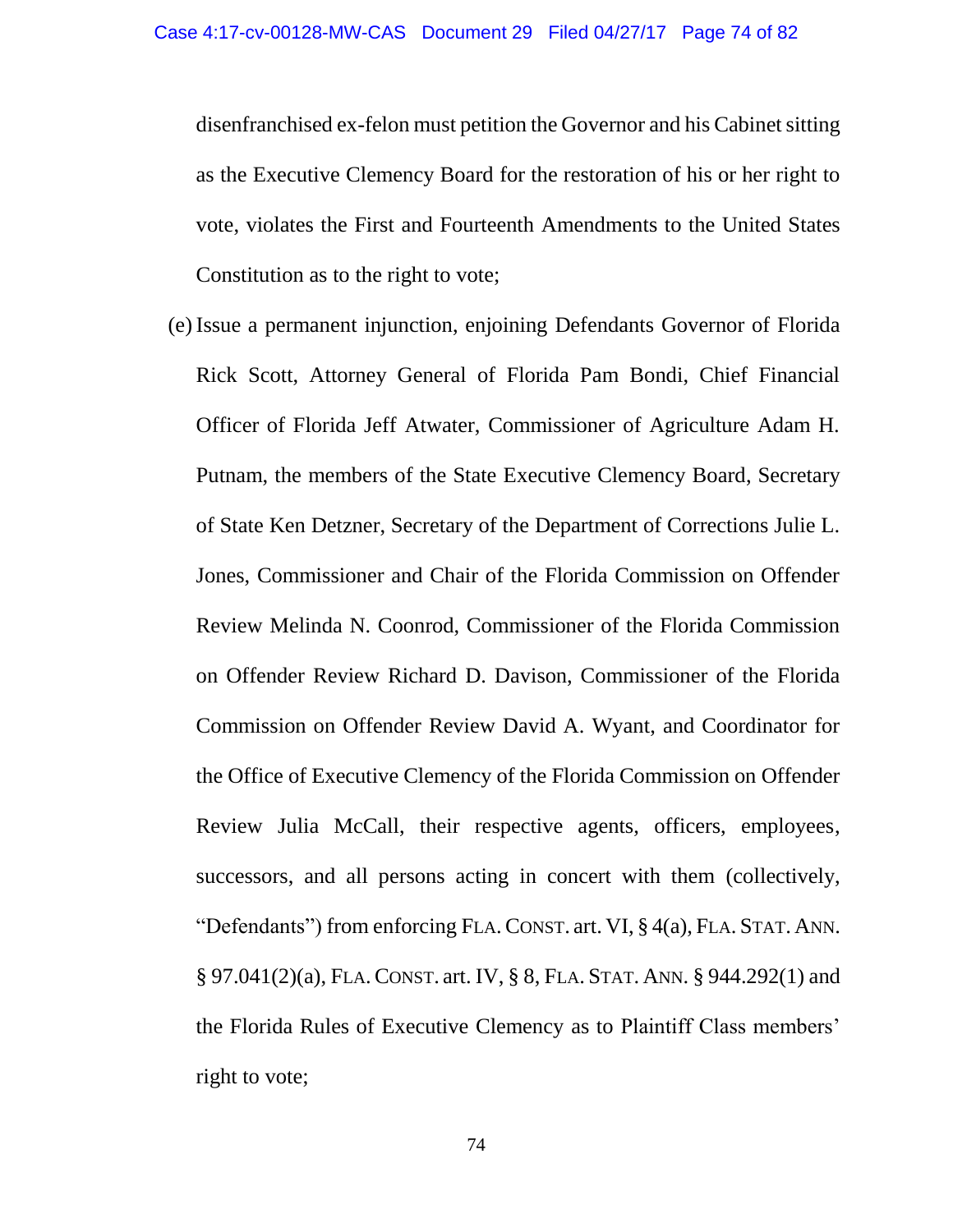disenfranchised ex-felon must petition the Governor and his Cabinet sitting as the Executive Clemency Board for the restoration of his or her right to vote, violates the First and Fourteenth Amendments to the United States Constitution as to the right to vote;

(e) Issue a permanent injunction, enjoining Defendants Governor of Florida Rick Scott, Attorney General of Florida Pam Bondi, Chief Financial Officer of Florida Jeff Atwater, Commissioner of Agriculture Adam H. Putnam, the members of the State Executive Clemency Board, Secretary of State Ken Detzner, Secretary of the Department of Corrections Julie L. Jones, Commissioner and Chair of the Florida Commission on Offender Review Melinda N. Coonrod, Commissioner of the Florida Commission on Offender Review Richard D. Davison, Commissioner of the Florida Commission on Offender Review David A. Wyant, and Coordinator for the Office of Executive Clemency of the Florida Commission on Offender Review Julia McCall, their respective agents, officers, employees, successors, and all persons acting in concert with them (collectively, "Defendants") from enforcing FLA. CONST. art. VI, § 4(a), FLA. STAT. ANN. § 97.041(2)(a), FLA. CONST. art. IV, § 8, FLA. STAT. ANN. § 944.292(1) and the Florida Rules of Executive Clemency as to Plaintiff Class members' right to vote;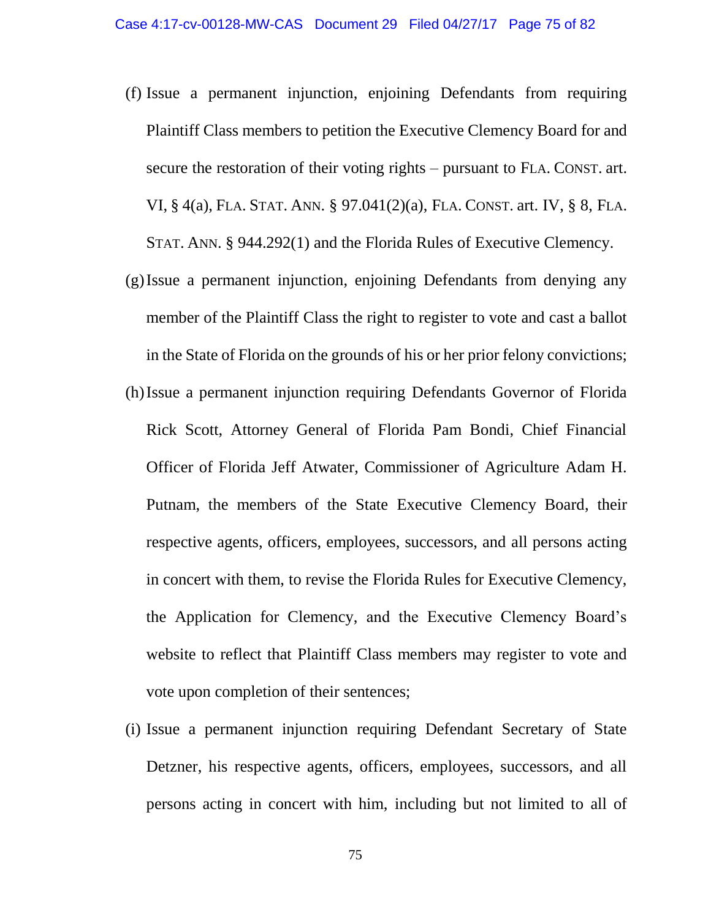(f) Issue a permanent injunction, enjoining Defendants from requiring Plaintiff Class members to petition the Executive Clemency Board for and secure the restoration of their voting rights – pursuant to FLA. CONST. art. VI, § 4(a), FLA. STAT. ANN. § 97.041(2)(a), FLA. CONST. art. IV, § 8, FLA. STAT. ANN. § 944.292(1) and the Florida Rules of Executive Clemency.

(g) Issue a permanent injunction, enjoining Defendants from denying any member of the Plaintiff Class the right to register to vote and cast a ballot in the State of Florida on the grounds of his or her prior felony convictions;

(h) Issue a permanent injunction requiring Defendants Governor of Florida Rick Scott, Attorney General of Florida Pam Bondi, Chief Financial Officer of Florida Jeff Atwater, Commissioner of Agriculture Adam H. Putnam, the members of the State Executive Clemency Board, their respective agents, officers, employees, successors, and all persons acting in concert with them, to revise the Florida Rules for Executive Clemency, the Application for Clemency, and the Executive Clemency Board's website to reflect that Plaintiff Class members may register to vote and vote upon completion of their sentences;

(i) Issue a permanent injunction requiring Defendant Secretary of State Detzner, his respective agents, officers, employees, successors, and all persons acting in concert with him, including but not limited to all of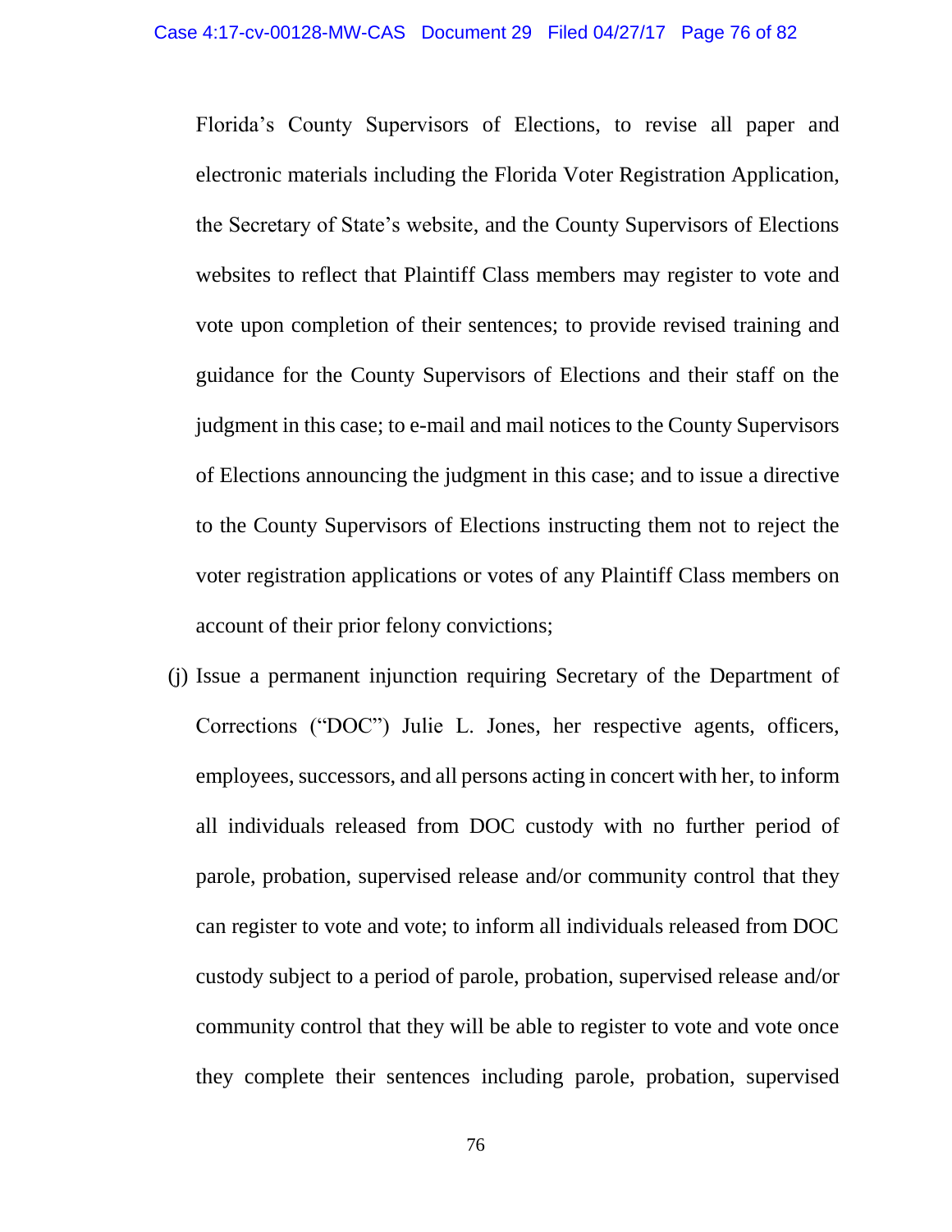Florida's County Supervisors of Elections, to revise all paper and electronic materials including the Florida Voter Registration Application, the Secretary of State's website, and the County Supervisors of Elections websites to reflect that Plaintiff Class members may register to vote and vote upon completion of their sentences; to provide revised training and guidance for the County Supervisors of Elections and their staff on the judgment in this case; to e-mail and mail notices to the County Supervisors of Elections announcing the judgment in this case; and to issue a directive to the County Supervisors of Elections instructing them not to reject the voter registration applications or votes of any Plaintiff Class members on account of their prior felony convictions;

(j) Issue a permanent injunction requiring Secretary of the Department of Corrections ("DOC") Julie L. Jones, her respective agents, officers, employees, successors, and all persons acting in concert with her, to inform all individuals released from DOC custody with no further period of parole, probation, supervised release and/or community control that they can register to vote and vote; to inform all individuals released from DOC custody subject to a period of parole, probation, supervised release and/or community control that they will be able to register to vote and vote once they complete their sentences including parole, probation, supervised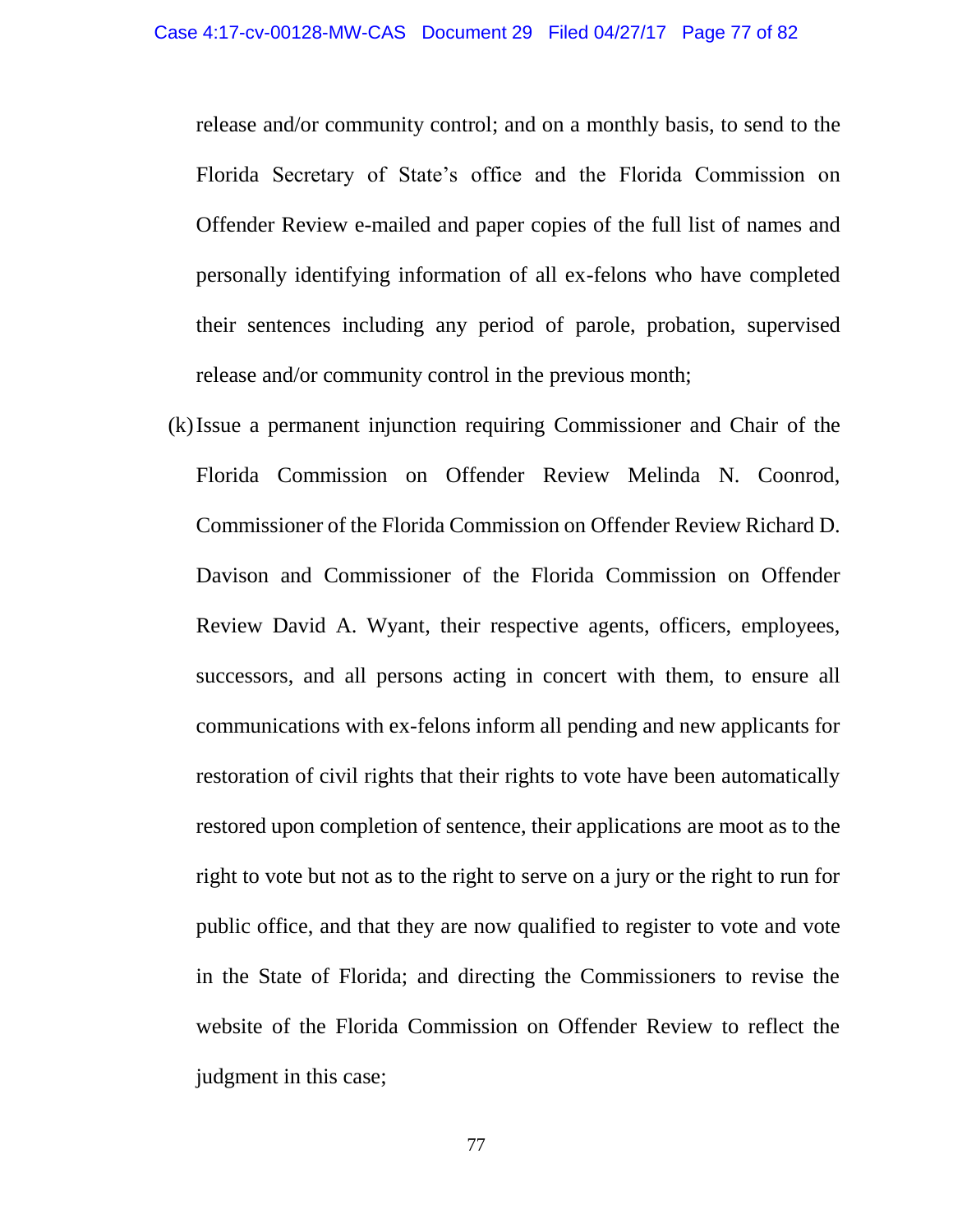release and/or community control; and on a monthly basis, to send to the Florida Secretary of State's office and the Florida Commission on Offender Review e-mailed and paper copies of the full list of names and personally identifying information of all ex-felons who have completed their sentences including any period of parole, probation, supervised release and/or community control in the previous month;

(k) Issue a permanent injunction requiring Commissioner and Chair of the Florida Commission on Offender Review Melinda N. Coonrod, Commissioner of the Florida Commission on Offender Review Richard D. Davison and Commissioner of the Florida Commission on Offender Review David A. Wyant, their respective agents, officers, employees, successors, and all persons acting in concert with them, to ensure all communications with ex-felons inform all pending and new applicants for restoration of civil rights that their rights to vote have been automatically restored upon completion of sentence, their applications are moot as to the right to vote but not as to the right to serve on a jury or the right to run for public office, and that they are now qualified to register to vote and vote in the State of Florida; and directing the Commissioners to revise the website of the Florida Commission on Offender Review to reflect the judgment in this case;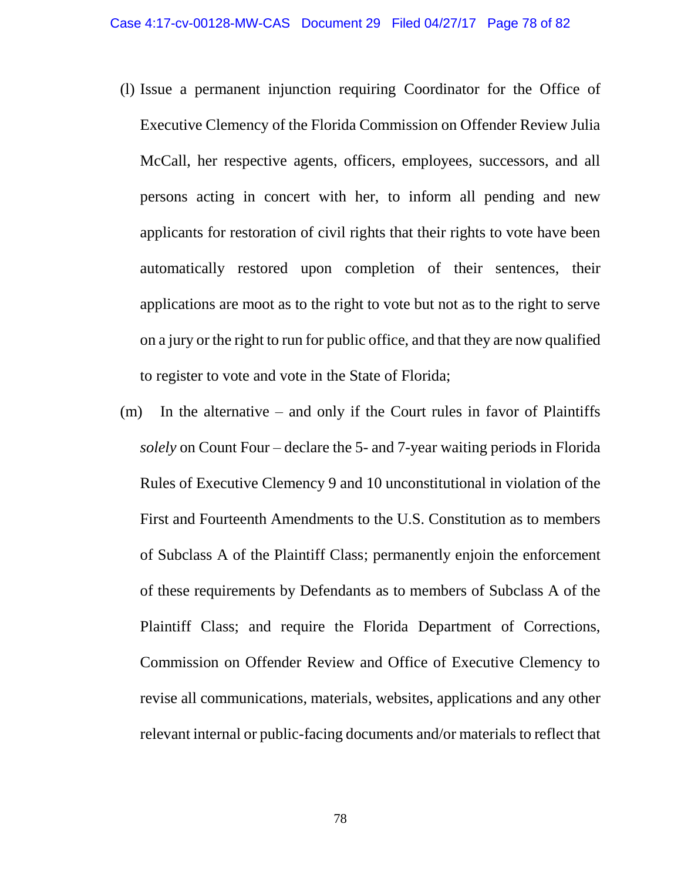(l) Issue a permanent injunction requiring Coordinator for the Office of Executive Clemency of the Florida Commission on Offender Review Julia McCall, her respective agents, officers, employees, successors, and all persons acting in concert with her, to inform all pending and new applicants for restoration of civil rights that their rights to vote have been automatically restored upon completion of their sentences, their applications are moot as to the right to vote but not as to the right to serve on a jury or the right to run for public office, and that they are now qualified to register to vote and vote in the State of Florida;

(m) In the alternative – and only if the Court rules in favor of Plaintiffs *solely* on Count Four – declare the 5- and 7-year waiting periods in Florida Rules of Executive Clemency 9 and 10 unconstitutional in violation of the First and Fourteenth Amendments to the U.S. Constitution as to members of Subclass A of the Plaintiff Class; permanently enjoin the enforcement of these requirements by Defendants as to members of Subclass A of the Plaintiff Class; and require the Florida Department of Corrections, Commission on Offender Review and Office of Executive Clemency to revise all communications, materials, websites, applications and any other relevant internal or public-facing documents and/or materials to reflect that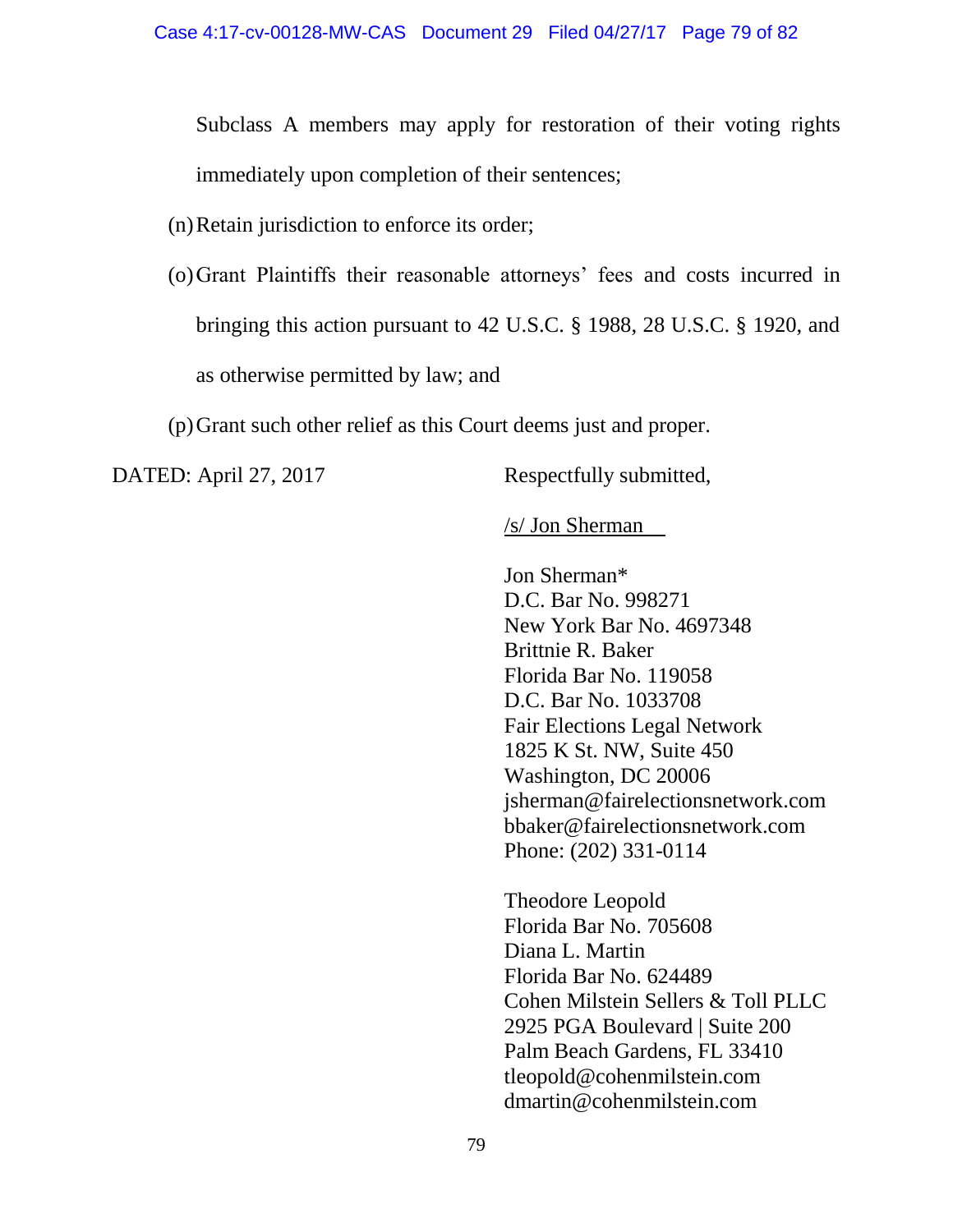Subclass A members may apply for restoration of their voting rights immediately upon completion of their sentences;

(n) Retain jurisdiction to enforce its order;

(o) Grant Plaintiffs their reasonable attorneys' fees and costs incurred in bringing this action pursuant to 42 U.S.C. § 1988, 28 U.S.C. § 1920, and as otherwise permitted by law; and

(p) Grant such other relief as this Court deems just and proper.

DATED: April 27, 2017

Respectfully submitted,

/s/ Jon Sherman

Jon Sherman*
D.C. Bar No. 998271
New York Bar No. 4697348
Brittnie R. Baker
Florida Bar No. 119058
D.C. Bar No. 1033708
Fair Elections Legal Network
1825 K St. NW, Suite 450
Washington, DC 20006
jsherman@fairelectionsnetwork.com
bbaker@fairelectionsnetwork.com
Phone: (202) 331-0114

Theodore Leopold
Florida Bar No. 705608
Diana L. Martin
Florida Bar No. 624489
Cohen Milstein Sellers & Toll PLLC
2925 PGA Boulevard | Suite 200
Palm Beach Gardens, FL 33410
tleopold@cohenmilstein.com
dmartin@cohenmilstein.com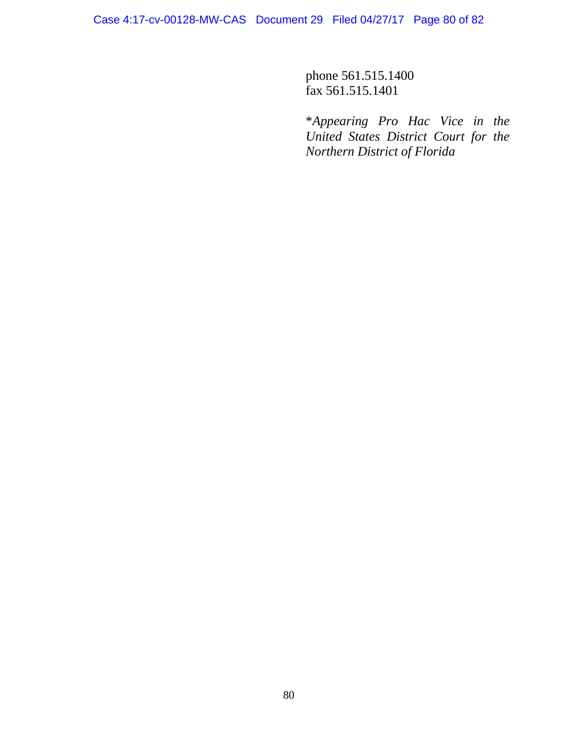phone 561.515.1400
fax 561.515.1401

*\*Appearing Pro Hac Vice in the United States District Court for the Northern District of Florida*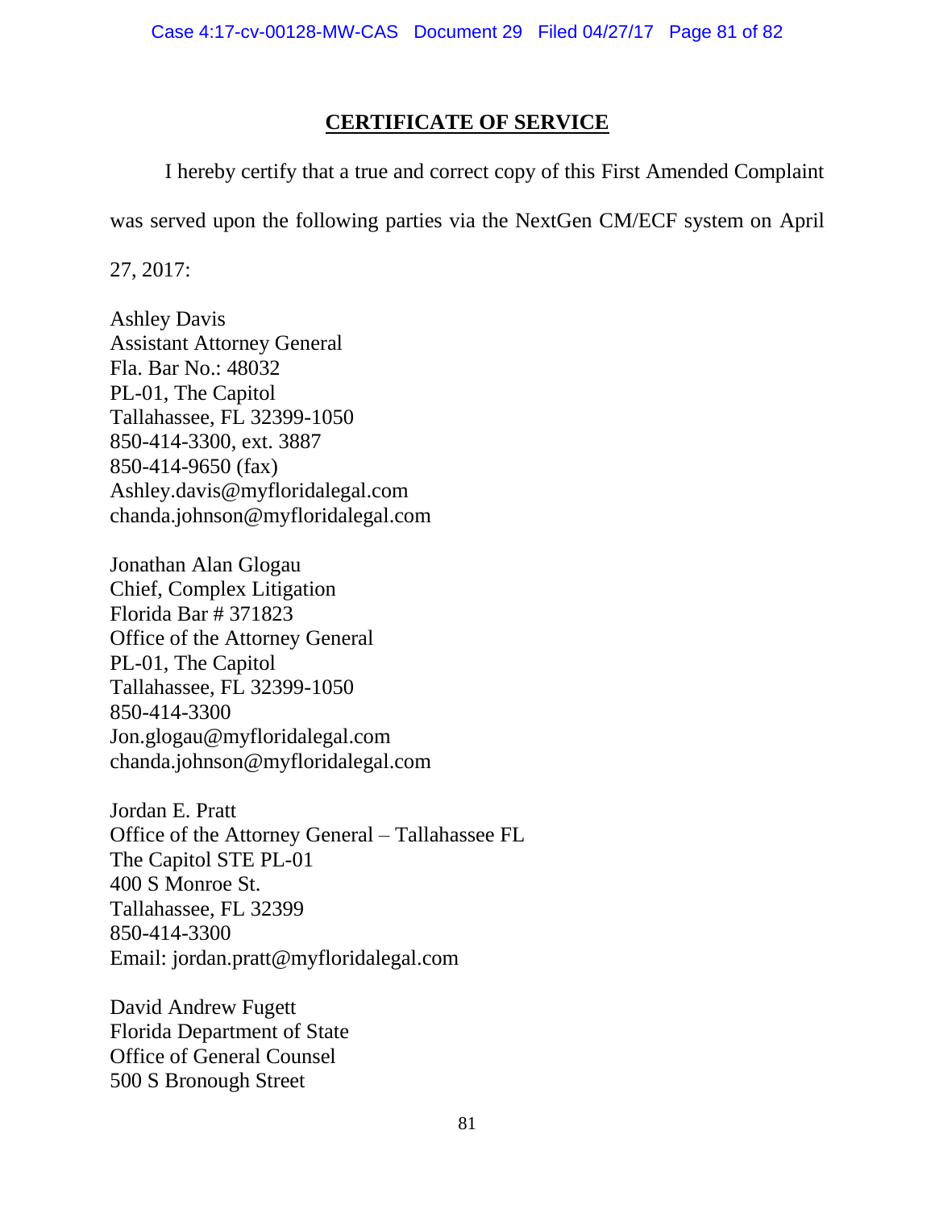## CERTIFICATE OF SERVICE

I hereby certify that a true and correct copy of this First Amended Complaint was served upon the following parties via the NextGen CM/ECF system on April 27, 2017:

Ashley Davis
Assistant Attorney General
Fla. Bar No.: 48032
PL-01, The Capitol
Tallahassee, FL 32399-1050
850-414-3300, ext. 3887
850-414-9650 (fax)
Ashley.davis@myfloridalegal.com
chanda.johnson@myfloridalegal.com

Jonathan Alan Glogau
Chief, Complex Litigation
Florida Bar # 371823
Office of the Attorney General
PL-01, The Capitol
Tallahassee, FL 32399-1050
850-414-3300
Jon.glogau@myfloridalegal.com
chanda.johnson@myfloridalegal.com

Jordan E. Pratt
Office of the Attorney General – Tallahassee FL
The Capitol STE PL-01
400 S Monroe St.
Tallahassee, FL 32399
850-414-3300
Email: jordan.pratt@myfloridalegal.com

David Andrew Fugett
Florida Department of State
Office of General Counsel
500 S Bronough Street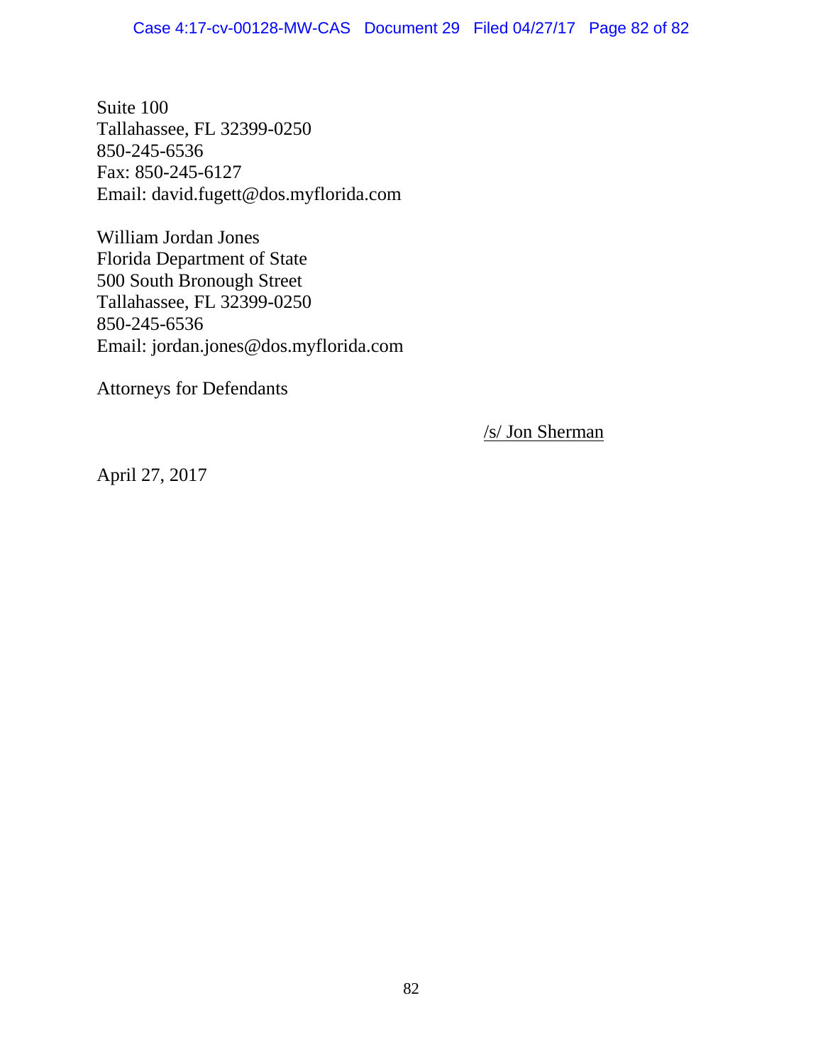Suite 100
Tallahassee, FL 32399-0250
850-245-6536
Fax: 850-245-6127
Email: david.fugett@dos.myflorida.com

William Jordan Jones
Florida Department of State
500 South Bronough Street
Tallahassee, FL 32399-0250
850-245-6536
Email: jordan.jones@dos.myflorida.com

Attorneys for Defendants

/s/ Jon Sherman

April 27, 2017